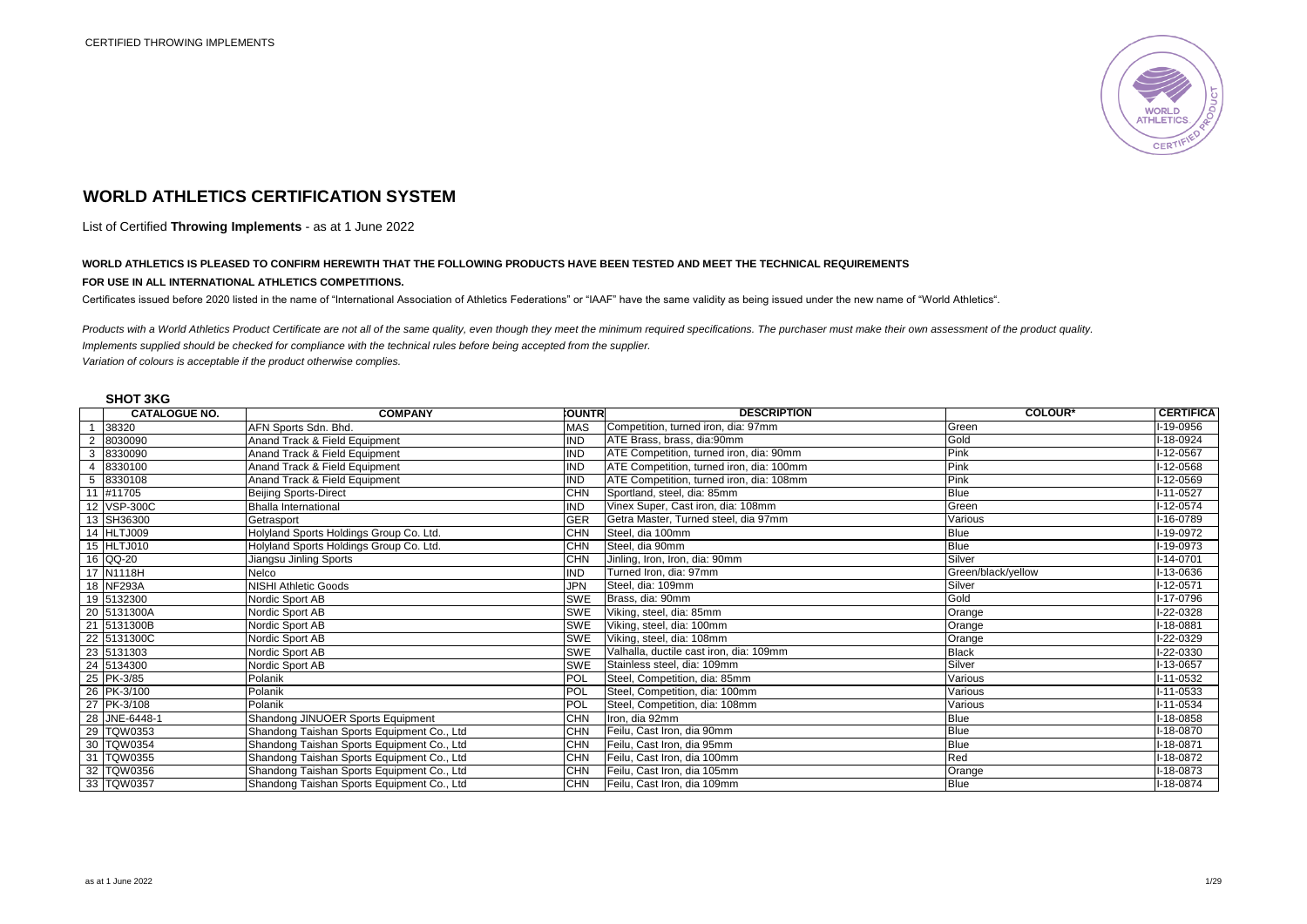# WORLD ATHLETICS CERTIFICATION SYSTEM

List of Certified **Throwing Implements** - as at 1 June 2022

**WORLD ATHLETICS IS PLEASED TO CONFIRM HEREWITH THAT THE FOLLOWING PRODUCTS HAVE BEEN TESTED AND MEET THE TECHNICAL REQUIREMENTS**

**FOR USE IN ALL INTERNATIONAL ATHLETICS COMPETITIONS.**

Certificates issued before 2020 listed in the name of "International Association of Athletics Federations" or "IAAF" have the same validity as being issued under the new name of "World Athletics".

*Products with a World Athletics Product Certificate are not all of the same quality, even though they meet the minimum required specifications. The purchaser must make their own assessment of the product quality.*
*Implements supplied should be checked for compliance with the technical rules before being accepted from the supplier.*
*Variation of colours is acceptable if the product otherwise complies.*

## SHOT 3KG

| | CATALOGUE NO. | COMPANY | COUNTRY | DESCRIPTION | COLOUR* | CERTIFICATE |
|---|---|---|---|---|---|---|
| 1 | 38320 | AFN Sports Sdn. Bhd. | MAS | Competition, turned iron, dia: 97mm | Green | I-19-0956 |
| 2 | 8030090 | Anand Track & Field Equipment | IND | ATE Brass, brass, dia:90mm | Gold | I-18-0924 |
| 3 | 8330090 | Anand Track & Field Equipment | IND | ATE Competition, turned iron, dia: 90mm | Pink | I-12-0567 |
| 4 | 8330100 | Anand Track & Field Equipment | IND | ATE Competition, turned iron, dia: 100mm | Pink | I-12-0568 |
| 5 | 8330108 | Anand Track & Field Equipment | IND | ATE Competition, turned iron, dia: 108mm | Pink | I-12-0569 |
| 11 | #11705 | Beijing Sports-Direct | CHN | Sportland, steel, dia: 85mm | Blue | I-11-0527 |
| 12 | VSP-300C | Bhalla International | IND | Vinex Super, Cast iron, dia: 108mm | Green | I-12-0574 |
| 13 | SH36300 | Getrasport | GER | Getra Master, Turned steel, dia 97mm | Various | I-16-0789 |
| 14 | HLTJ009 | Holyland Sports Holdings Group Co. Ltd. | CHN | Steel, dia 100mm | Blue | I-19-0972 |
| 15 | HLTJ010 | Holyland Sports Holdings Group Co. Ltd. | CHN | Steel, dia 90mm | Blue | I-19-0973 |
| 16 | QQ-20 | Jiangsu Jinling Sports | CHN | Jinling, Iron, Iron, dia: 90mm | Silver | I-14-0701 |
| 17 | N1118H | Nelco | IND | Turned Iron, dia: 97mm | Green/black/yellow | I-13-0636 |
| 18 | NF293A | NISHI Athletic Goods | JPN | Steel, dia: 109mm | Silver | I-12-0571 |
| 19 | 5132300 | Nordic Sport AB | SWE | Brass, dia: 90mm | Gold | I-17-0796 |
| 20 | 5131300A | Nordic Sport AB | SWE | Viking, steel, dia: 85mm | Orange | I-22-0328 |
| 21 | 5131300B | Nordic Sport AB | SWE | Viking, steel, dia: 100mm | Orange | I-18-0881 |
| 22 | 5131300C | Nordic Sport AB | SWE | Viking, steel, dia: 108mm | Orange | I-22-0329 |
| 23 | 5131303 | Nordic Sport AB | SWE | Valhalla, ductile cast iron, dia: 109mm | Black | I-22-0330 |
| 24 | 5134300 | Nordic Sport AB | SWE | Stainless steel, dia: 109mm | Silver | I-13-0657 |
| 25 | PK-3/85 | Polanik | POL | Steel, Competition, dia: 85mm | Various | I-11-0532 |
| 26 | PK-3/100 | Polanik | POL | Steel, Competition, dia: 100mm | Various | I-11-0533 |
| 27 | PK-3/108 | Polanik | POL | Steel, Competition, dia: 108mm | Various | I-11-0534 |
| 28 | JNE-6448-1 | Shandong JINUOER Sports Equipment | CHN | Iron, dia 92mm | Blue | I-18-0858 |
| 29 | TQW0353 | Shandong Taishan Sports Equipment Co., Ltd | CHN | Feilu, Cast Iron, dia 90mm | Blue | I-18-0870 |
| 30 | TQW0354 | Shandong Taishan Sports Equipment Co., Ltd | CHN | Feilu, Cast Iron, dia 95mm | Blue | I-18-0871 |
| 31 | TQW0355 | Shandong Taishan Sports Equipment Co., Ltd | CHN | Feilu, Cast Iron, dia 100mm | Red | I-18-0872 |
| 32 | TQW0356 | Shandong Taishan Sports Equipment Co., Ltd | CHN | Feilu, Cast Iron, dia 105mm | Orange | I-18-0873 |
| 33 | TQW0357 | Shandong Taishan Sports Equipment Co., Ltd | CHN | Feilu, Cast Iron, dia 109mm | Blue | I-18-0874 |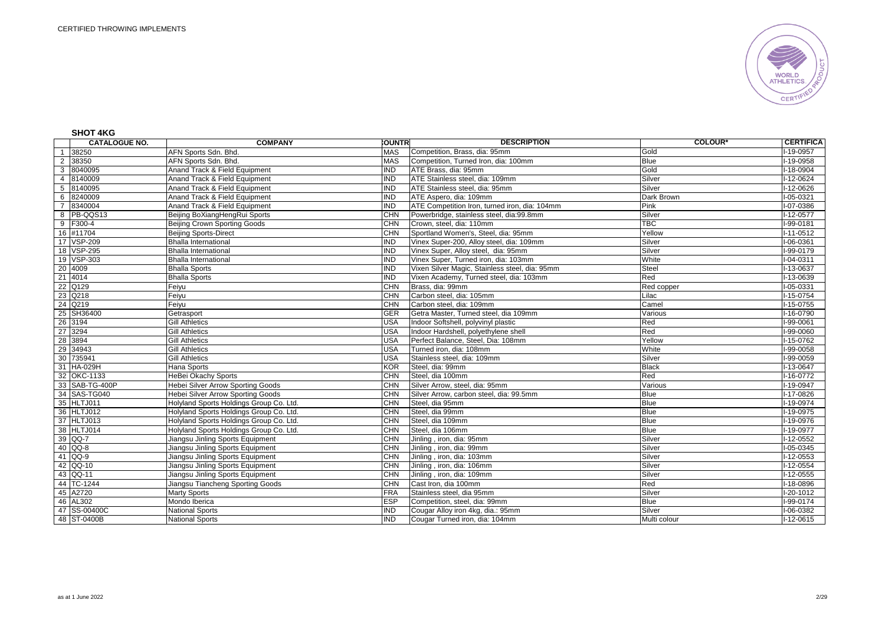## SHOT 4KG

| | CATALOGUE NO. | COMPANY | COUNTR | DESCRIPTION | COLOUR* | CERTIFICA |
|---|---|---|---|---|---|---|
| 1 | 38250 | AFN Sports Sdn. Bhd. | MAS | Competition, Brass, dia: 95mm | Gold | I-19-0957 |
| 2 | 38350 | AFN Sports Sdn. Bhd. | MAS | Competition, Turned Iron, dia: 100mm | Blue | I-19-0958 |
| 3 | 8040095 | Anand Track & Field Equipment | IND | ATE Brass, dia: 95mm | Gold | I-18-0904 |
| 4 | 8140009 | Anand Track & Field Equipment | IND | ATE Stainless steel, dia: 109mm | Silver | I-12-0624 |
| 5 | 8140095 | Anand Track & Field Equipment | IND | ATE Stainless steel, dia: 95mm | Silver | I-12-0626 |
| 6 | 8240009 | Anand Track & Field Equipment | IND | ATE Aspero, dia: 109mm | Dark Brown | I-05-0321 |
| 7 | 8340004 | Anand Track & Field Equipment | IND | ATE Competition Iron, turned iron, dia: 104mm | Pink | I-07-0386 |
| 8 | PB-QQS13 | Beijing BoXiangHengRui Sports | CHN | Powerbridge, stainless steel, dia:99.8mm | Silver | I-12-0577 |
| 9 | F300-4 | Beijing Crown Sporting Goods | CHN | Crown, steel, dia: 110mm | TBC | I-99-0181 |
| 16 | #11704 | Beijing Sports-Direct | CHN | Sportland Women's, Steel, dia: 95mm | Yellow | I-11-0512 |
| 17 | VSP-209 | Bhalla International | IND | Vinex Super-200, Alloy steel, dia: 109mm | Silver | I-06-0361 |
| 18 | VSP-295 | Bhalla International | IND | Vinex Super, Alloy steel, dia: 95mm | Silver | I-99-0179 |
| 19 | VSP-303 | Bhalla International | IND | Vinex Super, Turned iron, dia: 103mm | White | I-04-0311 |
| 20 | 4009 | Bhalla Sports | IND | Vixen Silver Magic, Stainless steel, dia: 95mm | Steel | I-13-0637 |
| 21 | 4014 | Bhalla Sports | IND | Vixen Academy, Turned steel, dia: 103mm | Red | I-13-0639 |
| 22 | Q129 | Feiyu | CHN | Brass, dia: 99mm | Red copper | I-05-0331 |
| 23 | Q218 | Feiyu | CHN | Carbon steel, dia: 105mm | Lilac | I-15-0754 |
| 24 | Q219 | Feiyu | CHN | Carbon steel, dia: 109mm | Camel | I-15-0755 |
| 25 | SH36400 | Getrasport | GER | Getra Master, Turned steel, dia 109mm | Various | I-16-0790 |
| 26 | 3194 | Gill Athletics | USA | Indoor Softshell, polyvinyl plastic | Red | I-99-0061 |
| 27 | 3294 | Gill Athletics | USA | Indoor Hardshell, polyethylene shell | Red | I-99-0060 |
| 28 | 3894 | Gill Athletics | USA | Perfect Balance, Steel, Dia: 108mm | Yellow | I-15-0762 |
| 29 | 34943 | Gill Athletics | USA | Turned iron, dia: 108mm | White | I-99-0058 |
| 30 | 735941 | Gill Athletics | USA | Stainless steel, dia: 109mm | Silver | I-99-0059 |
| 31 | HA-029H | Hana Sports | KOR | Steel, dia: 99mm | Black | I-13-0647 |
| 32 | OKC-1133 | HeBei Okachy Sports | CHN | Steel, dia 100mm | Red | I-16-0772 |
| 33 | SAB-TG-400P | Hebei Silver Arrow Sporting Goods | CHN | Silver Arrow, steel, dia: 95mm | Various | I-19-0947 |
| 34 | SAS-TG040 | Hebei Silver Arrow Sporting Goods | CHN | Silver Arrow, carbon steel, dia: 99.5mm | Blue | I-17-0826 |
| 35 | HLTJ011 | Holyland Sports Holdings Group Co. Ltd. | CHN | Steel, dia 95mm | Blue | I-19-0974 |
| 36 | HLTJ012 | Holyland Sports Holdings Group Co. Ltd. | CHN | Steel, dia 99mm | Blue | I-19-0975 |
| 37 | HLTJ013 | Holyland Sports Holdings Group Co. Ltd. | CHN | Steel, dia 109mm | Blue | I-19-0976 |
| 38 | HLTJ014 | Holyland Sports Holdings Group Co. Ltd. | CHN | Steel, dia 106mm | Blue | I-19-0977 |
| 39 | QQ-7 | Jiangsu Jinling Sports Equipment | CHN | Jinling , iron, dia: 95mm | Silver | I-12-0552 |
| 40 | QQ-8 | Jiangsu Jinling Sports Equipment | CHN | Jinling , iron, dia: 99mm | Silver | I-05-0345 |
| 41 | QQ-9 | Jiangsu Jinling Sports Equipment | CHN | Jinling , iron, dia: 103mm | Silver | I-12-0553 |
| 42 | QQ-10 | Jiangsu Jinling Sports Equipment | CHN | Jinling , iron, dia: 106mm | Silver | I-12-0554 |
| 43 | QQ-11 | Jiangsu Jinling Sports Equipment | CHN | Jinling , iron, dia: 109mm | Silver | I-12-0555 |
| 44 | TC-1244 | Jiangsu Tiancheng Sporting Goods | CHN | Cast Iron, dia 100mm | Red | I-18-0896 |
| 45 | A2720 | Marty Sports | FRA | Stainless steel, dia 95mm | Silver | I-20-1012 |
| 46 | AL302 | Mondo Iberica | ESP | Competition, steel, dia: 99mm | Blue | I-99-0174 |
| 47 | SS-00400C | National Sports | IND | Cougar Alloy iron 4kg, dia.: 95mm | Silver | I-06-0382 |
| 48 | ST-0400B | National Sports | IND | Cougar Turned iron, dia: 104mm | Multi colour | I-12-0615 |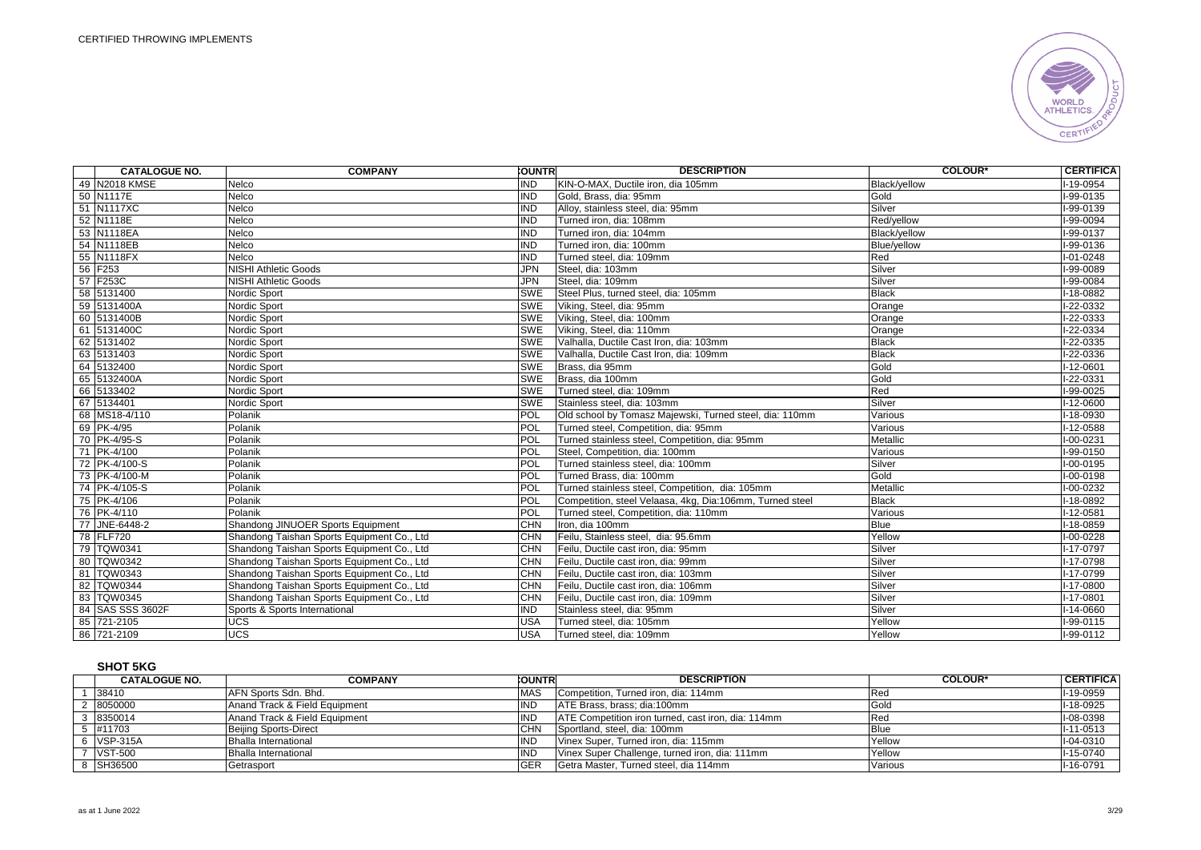CERTIFIED THROWING IMPLEMENTS

| | CATALOGUE NO. | COMPANY | COUNTR | DESCRIPTION | COLOUR* | CERTIFICA |
|---|---|---|---|---|---|---|
| 49 | N2018 KMSE | Nelco | IND | KIN-O-MAX, Ductile iron, dia 105mm | Black/yellow | I-19-0954 |
| 50 | N1117E | Nelco | IND | Gold, Brass, dia: 95mm | Gold | I-99-0135 |
| 51 | N1117XC | Nelco | IND | Alloy, stainless steel, dia: 95mm | Silver | I-99-0139 |
| 52 | N1118E | Nelco | IND | Turned iron, dia: 108mm | Red/yellow | I-99-0094 |
| 53 | N1118EA | Nelco | IND | Turned iron, dia: 104mm | Black/yellow | I-99-0137 |
| 54 | N1118EB | Nelco | IND | Turned iron, dia: 100mm | Blue/yellow | I-99-0136 |
| 55 | N1118FX | Nelco | IND | Turned steel, dia: 109mm | Red | I-01-0248 |
| 56 | F253 | NISHI Athletic Goods | JPN | Steel, dia: 103mm | Silver | I-99-0089 |
| 57 | F253C | NISHI Athletic Goods | JPN | Steel, dia: 109mm | Silver | I-99-0084 |
| 58 | 5131400 | Nordic Sport | SWE | Steel Plus, turned steel, dia: 105mm | Black | I-18-0882 |
| 59 | 5131400A | Nordic Sport | SWE | Viking, Steel, dia: 95mm | Orange | I-22-0332 |
| 60 | 5131400B | Nordic Sport | SWE | Viking, Steel, dia: 100mm | Orange | I-22-0333 |
| 61 | 5131400C | Nordic Sport | SWE | Viking, Steel, dia: 110mm | Orange | I-22-0334 |
| 62 | 5131402 | Nordic Sport | SWE | Valhalla, Ductile Cast Iron, dia: 103mm | Black | I-22-0335 |
| 63 | 5131403 | Nordic Sport | SWE | Valhalla, Ductile Cast Iron, dia: 109mm | Black | I-22-0336 |
| 64 | 5132400 | Nordic Sport | SWE | Brass, dia 95mm | Gold | I-12-0601 |
| 65 | 5132400A | Nordic Sport | SWE | Brass, dia 100mm | Gold | I-22-0331 |
| 66 | 5133402 | Nordic Sport | SWE | Turned steel, dia: 109mm | Red | I-99-0025 |
| 67 | 5134401 | Nordic Sport | SWE | Stainless steel, dia: 103mm | Silver | I-12-0600 |
| 68 | MS18-4/110 | Polanik | POL | Old school by Tomasz Majewski, Turned steel, dia: 110mm | Various | I-18-0930 |
| 69 | PK-4/95 | Polanik | POL | Turned steel, Competition, dia: 95mm | Various | I-12-0588 |
| 70 | PK-4/95-S | Polanik | POL | Turned stainless steel, Competition, dia: 95mm | Metallic | I-00-0231 |
| 71 | PK-4/100 | Polanik | POL | Steel, Competition, dia: 100mm | Various | I-99-0150 |
| 72 | PK-4/100-S | Polanik | POL | Turned stainless steel, dia: 100mm | Silver | I-00-0195 |
| 73 | PK-4/100-M | Polanik | POL | Turned Brass, dia: 100mm | Gold | I-00-0198 |
| 74 | PK-4/105-S | Polanik | POL | Turned stainless steel, Competition, dia: 105mm | Metallic | I-00-0232 |
| 75 | PK-4/106 | Polanik | POL | Competition, steel Velaasa, 4kg, Dia:106mm, Turned steel | Black | I-18-0892 |
| 76 | PK-4/110 | Polanik | POL | Turned steel, Competition, dia: 110mm | Various | I-12-0581 |
| 77 | JNE-6448-2 | Shandong JINUOER Sports Equipment | CHN | Iron, dia 100mm | Blue | I-18-0859 |
| 78 | FLF720 | Shandong Taishan Sports Equipment Co., Ltd | CHN | Feilu, Stainless steel, dia: 95.6mm | Yellow | I-00-0228 |
| 79 | TQW0341 | Shandong Taishan Sports Equipment Co., Ltd | CHN | Feilu, Ductile cast iron, dia: 95mm | Silver | I-17-0797 |
| 80 | TQW0342 | Shandong Taishan Sports Equipment Co., Ltd | CHN | Feilu, Ductile cast iron, dia: 99mm | Silver | I-17-0798 |
| 81 | TQW0343 | Shandong Taishan Sports Equipment Co., Ltd | CHN | Feilu, Ductile cast iron, dia: 103mm | Silver | I-17-0799 |
| 82 | TQW0344 | Shandong Taishan Sports Equipment Co., Ltd | CHN | Feilu, Ductile cast iron, dia: 106mm | Silver | I-17-0800 |
| 83 | TQW0345 | Shandong Taishan Sports Equipment Co., Ltd | CHN | Feilu, Ductile cast iron, dia: 109mm | Silver | I-17-0801 |
| 84 | SAS SSS 3602F | Sports & Sports International | IND | Stainless steel, dia: 95mm | Silver | I-14-0660 |
| 85 | 721-2105 | UCS | USA | Turned steel, dia: 105mm | Yellow | I-99-0115 |
| 86 | 721-2109 | UCS | USA | Turned steel, dia: 109mm | Yellow | I-99-0112 |

### SHOT 5KG

| | CATALOGUE NO. | COMPANY | COUNTR | DESCRIPTION | COLOUR* | CERTIFICA |
|---|---|---|---|---|---|---|
| 1 | 38410 | AFN Sports Sdn. Bhd. | MAS | Competition, Turned iron, dia: 114mm | Red | I-19-0959 |
| 2 | 8050000 | Anand Track & Field Equipment | IND | ATE Brass, brass; dia:100mm | Gold | I-18-0925 |
| 3 | 8350014 | Anand Track & Field Equipment | IND | ATE Competition iron turned, cast iron, dia: 114mm | Red | I-08-0398 |
| 5 | #11703 | Beijing Sports-Direct | CHN | Sportland, steel, dia: 100mm | Blue | I-11-0513 |
| 6 | VSP-315A | Bhalla International | IND | Vinex Super, Turned iron, dia: 115mm | Yellow | I-04-0310 |
| 7 | VST-500 | Bhalla International | IND | Vinex Super Challenge, turned iron, dia: 111mm | Yellow | I-15-0740 |
| 8 | SH36500 | Getrasport | GER | Getra Master, Turned steel, dia 114mm | Various | I-16-0791 |

as at 1 June 2022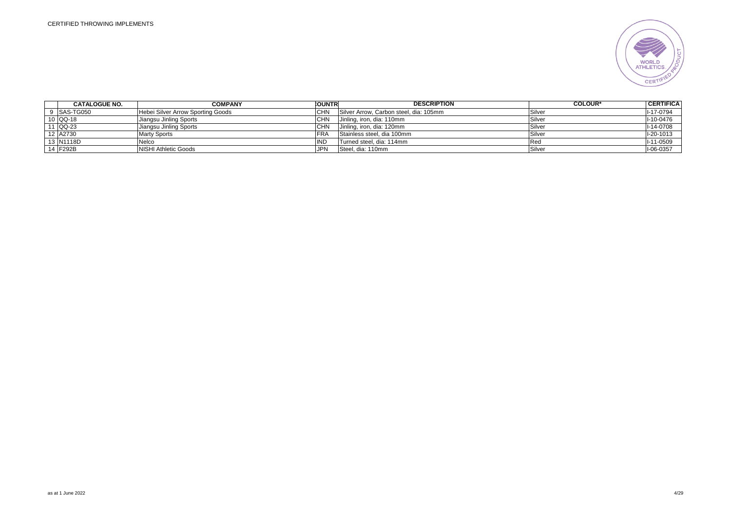CERTIFIED THROWING IMPLEMENTS

| | CATALOGUE NO. | COMPANY | COUNTRY | DESCRIPTION | COLOUR* | CERTIFICA |
|---|---|---|---|---|---|---|
| 9 | SAS-TG050 | Hebei Silver Arrow Sporting Goods | CHN | Silver Arrow, Carbon steel, dia: 105mm | Silver | I-17-0794 |
| 10 | QQ-18 | Jiangsu Jinling Sports | CHN | Jinling, iron, dia: 110mm | Silver | I-10-0476 |
| 11 | QQ-23 | Jiangsu Jinling Sports | CHN | Jinling, iron, dia: 120mm | Silver | I-14-0708 |
| 12 | A2730 | Marty Sports | FRA | Stainless steel, dia 100mm | Silver | I-20-1013 |
| 13 | N1118D | Nelco | IND | Turned steel, dia: 114mm | Red | I-11-0509 |
| 14 | F292B | NISHI Athletic Goods | JPN | Steel, dia: 110mm | Silver | I-06-0357 |

as at 1 June 2022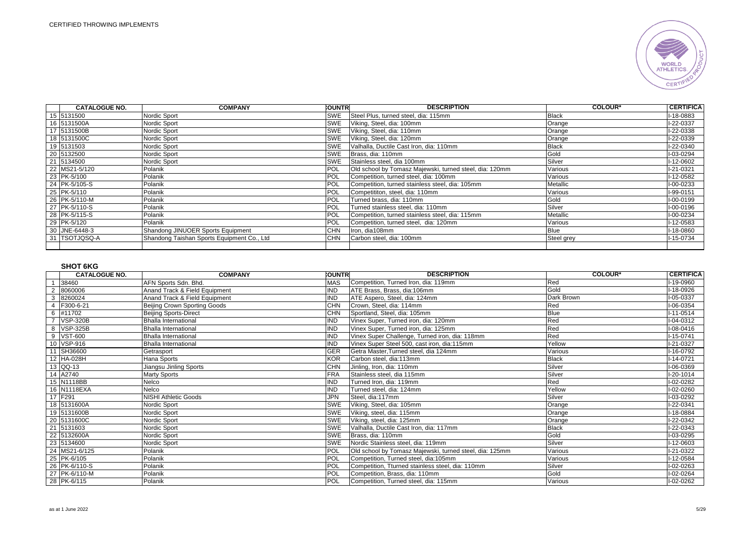CERTIFIED THROWING IMPLEMENTS

| | CATALOGUE NO. | COMPANY | COUNTR | DESCRIPTION | COLOUR* | CERTIFICA |
|---|---|---|---|---|---|---|
| 15 | 5131500 | Nordic Sport | SWE | Steel Plus, turned steel, dia: 115mm | Black | I-18-0883 |
| 16 | 5131500A | Nordic Sport | SWE | Viking, Steel, dia: 100mm | Orange | I-22-0337 |
| 17 | 5131500B | Nordic Sport | SWE | Viking, Steel, dia: 110mm | Orange | I-22-0338 |
| 18 | 5131500C | Nordic Sport | SWE | Viking, Steel, dia: 120mm | Orange | I-22-0339 |
| 19 | 5131503 | Nordic Sport | SWE | Valhalla, Ductile Cast Iron, dia: 110mm | Black | I-22-0340 |
| 20 | 5132500 | Nordic Sport | SWE | Brass, dia: 110mm | Gold | I-03-0294 |
| 21 | 5134500 | Nordic Sport | SWE | Stainless steel, dia 100mm | Silver | I-12-0602 |
| 22 | MS21-5/120 | Polanik | POL | Old school by Tomasz Majewski, turned steel, dia: 120mm | Various | I-21-0321 |
| 23 | PK-5/100 | Polanik | POL | Competition, turned steel, dia: 100mm | Various | I-12-0582 |
| 24 | PK-5/105-S | Polanik | POL | Competition, turned stainless steel, dia: 105mm | Metallic | I-00-0233 |
| 25 | PK-5/110 | Polanik | POL | Competititon, steel, dia: 110mm | Various | I-99-0151 |
| 26 | PK-5/110-M | Polanik | POL | Turned brass, dia: 110mm | Gold | I-00-0199 |
| 27 | PK-5/110-S | Polanik | POL | Turned stainless steel, dia: 110mm | Silver | I-00-0196 |
| 28 | PK-5/115-S | Polanik | POL | Competition, turned stainless steel, dia: 115mm | Metallic | I-00-0234 |
| 29 | PK-5/120 | Polanik | POL | Competition, turned steel, dia: 120mm | Various | I-12-0583 |
| 30 | JNE-6448-3 | Shandong JINUOER Sports Equipment | CHN | Iron, dia108mm | Blue | I-18-0860 |
| 31 | TSOTJQSQ-A | Shandong Taishan Sports Equipment Co., Ltd | CHN | Carbon steel, dia: 100mm | Steel grey | I-15-0734 |

## SHOT 6KG

| | CATALOGUE NO. | COMPANY | COUNTR | DESCRIPTION | COLOUR* | CERTIFICA |
|---|---|---|---|---|---|---|
| 1 | 38460 | AFN Sports Sdn. Bhd. | MAS | Competition, Turned Iron, dia: 119mm | Red | I-19-0960 |
| 2 | 8060006 | Anand Track & Field Equipment | IND | ATE Brass, Brass, dia:106mm | Gold | I-18-0926 |
| 3 | 8260024 | Anand Track & Field Equipment | IND | ATE Aspero, Steel, dia: 124mm | Dark Brown | I-05-0337 |
| 4 | F300-6-21 | Beijing Crown Sporting Goods | CHN | Crown, Steel, dia: 114mm | Red | I-06-0354 |
| 6 | #11702 | Beijing Sports-Direct | CHN | Sportland, Steel, dia: 105mm | Blue | I-11-0514 |
| 7 | VSP-320B | Bhalla International | IND | Vinex Super, Turned iron, dia: 120mm | Red | I-04-0312 |
| 8 | VSP-325B | Bhalla International | IND | Vinex Super, Turned iron, dia: 125mm | Red | I-08-0416 |
| 9 | VST-600 | Bhalla International | IND | Vinex Super Challenge, Turned iron, dia: 118mm | Red | I-15-0741 |
| 10 | VSP-916 | Bhalla International | IND | Vinex Super Steel 500, cast iron, dia:115mm | Yellow | I-21-0327 |
| 11 | SH36600 | Getrasport | GER | Getra Master,Turned steel, dia 124mm | Various | I-16-0792 |
| 12 | HA-028H | Hana Sports | KOR | Carbon steel, dia:113mm | Black | I-14-0721 |
| 13 | QQ-13 | Jiangsu Jinling Sports | CHN | Jinling, Iron, dia: 110mm | Silver | I-06-0369 |
| 14 | A2740 | Marty Sports | FRA | Stainless steel, dia 115mm | Silver | I-20-1014 |
| 15 | N1118BB | Nelco | IND | Turned Iron, dia: 119mm | Red | I-02-0282 |
| 16 | N1118EXA | Nelco | IND | Turned steel, dia: 124mm | Yellow | I-02-0260 |
| 17 | F291 | NISHI Athletic Goods | JPN | Steel, dia:117mm | Silver | I-03-0292 |
| 18 | 5131600A | Nordic Sport | SWE | Viking, Steel, dia: 105mm | Orange | I-22-0341 |
| 19 | 5131600B | Nordic Sport | SWE | Viking, steel, dia: 115mm | Orange | I-18-0884 |
| 20 | 5131600C | Nordic Sport | SWE | Viking, steel, dia: 125mm | Orange | I-22-0342 |
| 21 | 5131603 | Nordic Sport | SWE | Valhalla, Ductile Cast Iron, dia: 117mm | Black | I-22-0343 |
| 22 | 5132600A | Nordic Sport | SWE | Brass, dia: 110mm | Gold | I-03-0295 |
| 23 | 5134600 | Nordic Sport | SWE | Nordic Stainless steel, dia: 119mm | Silver | I-12-0603 |
| 24 | MS21-6/125 | Polanik | POL | Old school by Tomasz Majewski, turned steel, dia: 125mm | Various | I-21-0322 |
| 25 | PK-6/105 | Polanik | POL | Competition, Turned steel, dia:105mm | Various | I-12-0584 |
| 26 | PK-6/110-S | Polanik | POL | Competition, Tturned stainless steel, dia: 110mm | Silver | I-02-0263 |
| 27 | PK-6/110-M | Polanik | POL | Competition, Brass, dia: 110mm | Gold | I-02-0264 |
| 28 | PK-6/115 | Polanik | POL | Competition, Turned steel, dia: 115mm | Various | I-02-0262 |

as at 1 June 2022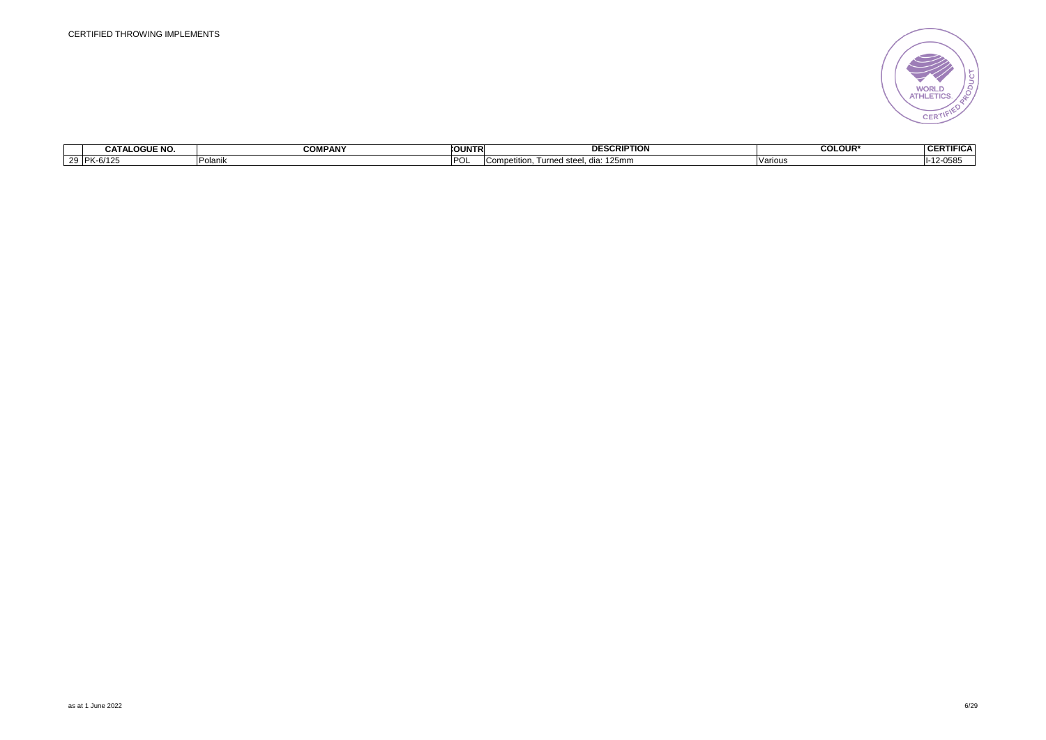| | CATALOGUE NO. | COMPANY | COUNTR | DESCRIPTION | COLOUR* | CERTIFICA |
|---|---|---|---|---|---|---|
| 29 | PK-6/125 | Polanik | POL | Competition, Turned steel, dia: 125mm | Various | I-12-0585 |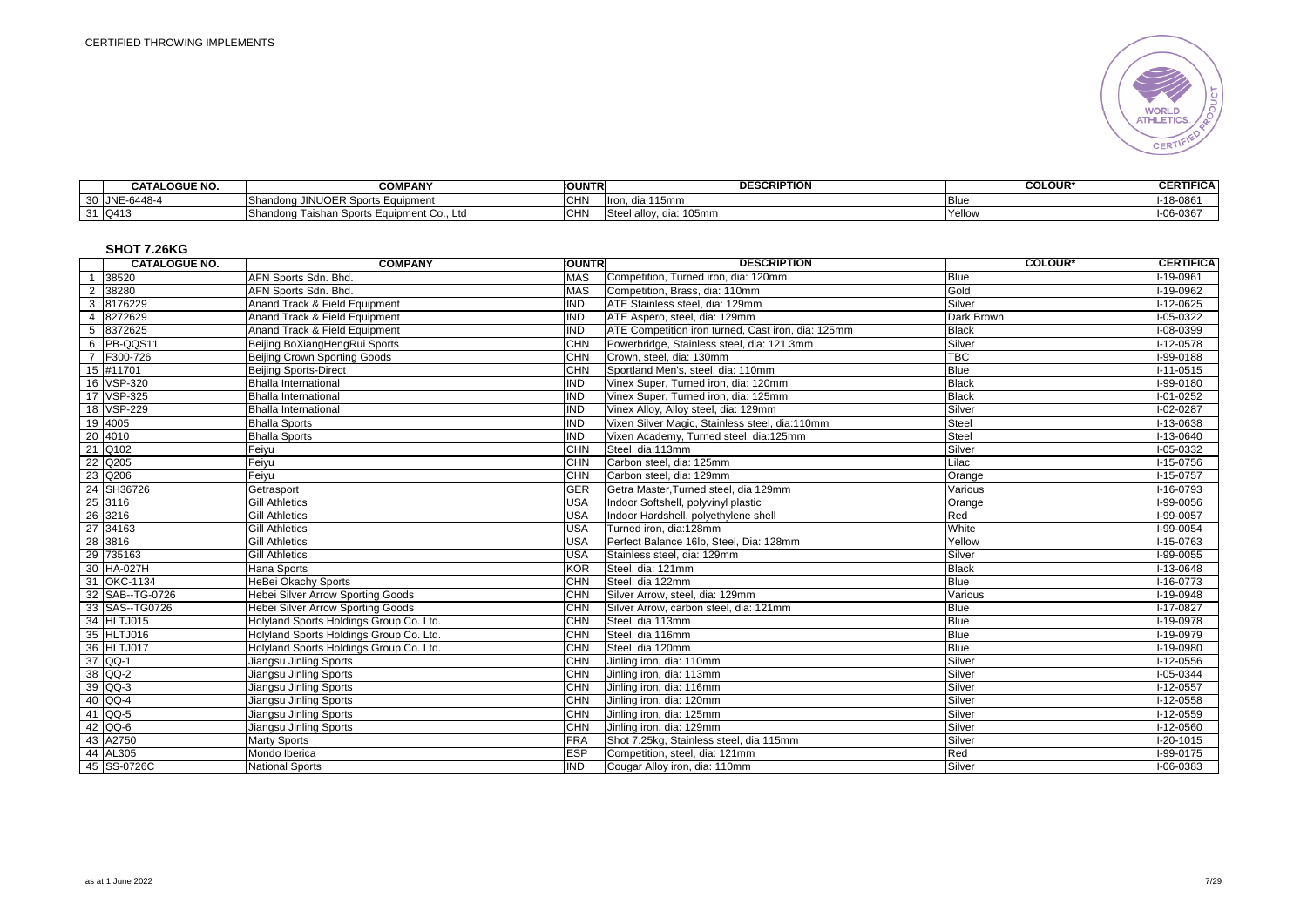| | CATALOGUE NO. | COMPANY | COUNTRY | DESCRIPTION | COLOUR* | CERTIFICA |
|---|---|---|---|---|---|---|
| 30 | JNE-6448-4 | Shandong JINUOER Sports Equipment | CHN | Iron, dia 115mm | Blue | I-18-0861 |
| 31 | Q413 | Shandong Taishan Sports Equipment Co., Ltd | CHN | Steel alloy, dia: 105mm | Yellow | I-06-0367 |

## SHOT 7.26KG

| | CATALOGUE NO. | COMPANY | COUNTRY | DESCRIPTION | COLOUR* | CERTIFICA |
|---|---|---|---|---|---|---|
| 1 | 38520 | AFN Sports Sdn. Bhd. | MAS | Competition, Turned iron, dia: 120mm | Blue | I-19-0961 |
| 2 | 38280 | AFN Sports Sdn. Bhd. | MAS | Competition, Brass, dia: 110mm | Gold | I-19-0962 |
| 3 | 8176229 | Anand Track & Field Equipment | IND | ATE Stainless steel, dia: 129mm | Silver | I-12-0625 |
| 4 | 8272629 | Anand Track & Field Equipment | IND | ATE Aspero, steel, dia: 129mm | Dark Brown | I-05-0322 |
| 5 | 8372625 | Anand Track & Field Equipment | IND | ATE Competition iron turned, Cast iron, dia: 125mm | Black | I-08-0399 |
| 6 | PB-QQS11 | Beijing BoXiangHengRui Sports | CHN | Powerbridge, Stainless steel, dia: 121.3mm | Silver | I-12-0578 |
| 7 | F300-726 | Beijing Crown Sporting Goods | CHN | Crown, steel, dia: 130mm | TBC | I-99-0188 |
| 15 | #11701 | Beijing Sports-Direct | CHN | Sportland Men's, steel, dia: 110mm | Blue | I-11-0515 |
| 16 | VSP-320 | Bhalla International | IND | Vinex Super, Turned iron, dia: 120mm | Black | I-99-0180 |
| 17 | VSP-325 | Bhalla International | IND | Vinex Super, Turned iron, dia: 125mm | Black | I-01-0252 |
| 18 | VSP-229 | Bhalla International | IND | Vinex Alloy, Alloy steel, dia: 129mm | Silver | I-02-0287 |
| 19 | 4005 | Bhalla Sports | IND | Vixen Silver Magic, Stainless steel, dia:110mm | Steel | I-13-0638 |
| 20 | 4010 | Bhalla Sports | IND | Vixen Academy, Turned steel, dia:125mm | Steel | I-13-0640 |
| 21 | Q102 | Feiyu | CHN | Steel, dia:113mm | Silver | I-05-0332 |
| 22 | Q205 | Feiyu | CHN | Carbon steel, dia: 125mm | Lilac | I-15-0756 |
| 23 | Q206 | Feiyu | CHN | Carbon steel, dia: 129mm | Orange | I-15-0757 |
| 24 | SH36726 | Getrasport | GER | Getra Master,Turned steel, dia 129mm | Various | I-16-0793 |
| 25 | 3116 | Gill Athletics | USA | Indoor Softshell, polyvinyl plastic | Orange | I-99-0056 |
| 26 | 3216 | Gill Athletics | USA | Indoor Hardshell, polyethylene shell | Red | I-99-0057 |
| 27 | 34163 | Gill Athletics | USA | Turned iron, dia:128mm | White | I-99-0054 |
| 28 | 3816 | Gill Athletics | USA | Perfect Balance 16lb, Steel, Dia: 128mm | Yellow | I-15-0763 |
| 29 | 735163 | Gill Athletics | USA | Stainless steel, dia: 129mm | Silver | I-99-0055 |
| 30 | HA-027H | Hana Sports | KOR | Steel, dia: 121mm | Black | I-13-0648 |
| 31 | OKC-1134 | HeBei Okachy Sports | CHN | Steel, dia 122mm | Blue | I-16-0773 |
| 32 | SAB--TG-0726 | Hebei Silver Arrow Sporting Goods | CHN | Silver Arrow, steel, dia: 129mm | Various | I-19-0948 |
| 33 | SAS--TG0726 | Hebei Silver Arrow Sporting Goods | CHN | Silver Arrow, carbon steel, dia: 121mm | Blue | I-17-0827 |
| 34 | HLTJ015 | Holyland Sports Holdings Group Co. Ltd. | CHN | Steel, dia 113mm | Blue | I-19-0978 |
| 35 | HLTJ016 | Holyland Sports Holdings Group Co. Ltd. | CHN | Steel, dia 116mm | Blue | I-19-0979 |
| 36 | HLTJ017 | Holyland Sports Holdings Group Co. Ltd. | CHN | Steel, dia 120mm | Blue | I-19-0980 |
| 37 | QQ-1 | Jiangsu Jinling Sports | CHN | Jinling iron, dia: 110mm | Silver | I-12-0556 |
| 38 | QQ-2 | Jiangsu Jinling Sports | CHN | Jinling iron, dia: 113mm | Silver | I-05-0344 |
| 39 | QQ-3 | Jiangsu Jinling Sports | CHN | Jinling iron, dia: 116mm | Silver | I-12-0557 |
| 40 | QQ-4 | Jiangsu Jinling Sports | CHN | Jinling iron, dia: 120mm | Silver | I-12-0558 |
| 41 | QQ-5 | Jiangsu Jinling Sports | CHN | Jinling iron, dia: 125mm | Silver | I-12-0559 |
| 42 | QQ-6 | Jiangsu Jinling Sports | CHN | Jinling iron, dia: 129mm | Silver | I-12-0560 |
| 43 | A2750 | Marty Sports | FRA | Shot 7.25kg, Stainless steel, dia 115mm | Silver | I-20-1015 |
| 44 | AL305 | Mondo Iberica | ESP | Competition, steel, dia: 121mm | Red | I-99-0175 |
| 45 | SS-0726C | National Sports | IND | Cougar Alloy iron, dia: 110mm | Silver | I-06-0383 |

as at 1 June 2022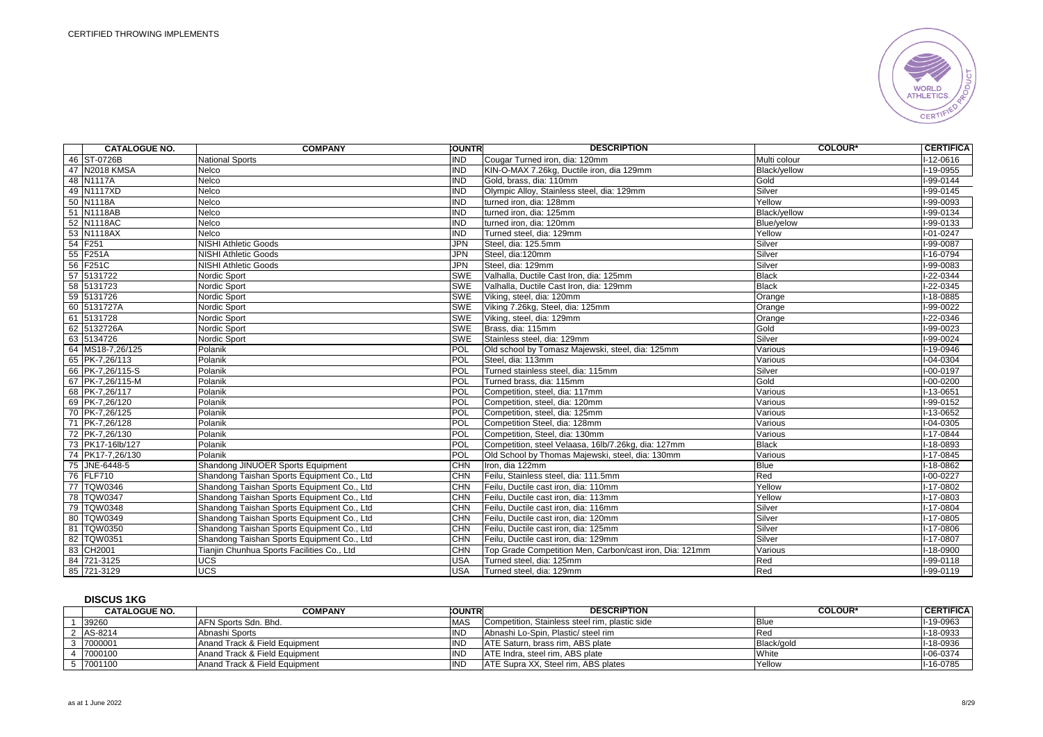CERTIFIED THROWING IMPLEMENTS

| | CATALOGUE NO. | COMPANY | COUNTRY | DESCRIPTION | COLOUR* | CERTIFICATE |
|---|---|---|---|---|---|---|
| 46 | ST-0726B | National Sports | IND | Cougar Turned iron, dia: 120mm | Multi colour | I-12-0616 |
| 47 | N2018 KMSA | Nelco | IND | KIN-O-MAX 7.26kg, Ductile iron, dia 129mm | Black/yellow | I-19-0955 |
| 48 | N1117A | Nelco | IND | Gold, brass, dia: 110mm | Gold | I-99-0144 |
| 49 | N1117XD | Nelco | IND | Olympic Alloy, Stainless steel, dia: 129mm | Silver | I-99-0145 |
| 50 | N1118A | Nelco | IND | turned iron, dia: 128mm | Yellow | I-99-0093 |
| 51 | N1118AB | Nelco | IND | turned iron, dia: 125mm | Black/yellow | I-99-0134 |
| 52 | N1118AC | Nelco | IND | turned iron, dia: 120mm | Blue/yelow | I-99-0133 |
| 53 | N1118AX | Nelco | IND | Turned steel, dia: 129mm | Yellow | I-01-0247 |
| 54 | F251 | NISHI Athletic Goods | JPN | Steel, dia: 125.5mm | Silver | I-99-0087 |
| 55 | F251A | NISHI Athletic Goods | JPN | Steel, dia:120mm | Silver | I-16-0794 |
| 56 | F251C | NISHI Athletic Goods | JPN | Steel, dia: 129mm | Silver | I-99-0083 |
| 57 | 5131722 | Nordic Sport | SWE | Valhalla, Ductile Cast Iron, dia: 125mm | Black | I-22-0344 |
| 58 | 5131723 | Nordic Sport | SWE | Valhalla, Ductile Cast Iron, dia: 129mm | Black | I-22-0345 |
| 59 | 5131726 | Nordic Sport | SWE | Viking, steel, dia: 120mm | Orange | I-18-0885 |
| 60 | 5131727A | Nordic Sport | SWE | Viking 7.26kg, Steel, dia: 125mm | Orange | I-99-0022 |
| 61 | 5131728 | Nordic Sport | SWE | Viking, steel, dia: 129mm | Orange | I-22-0346 |
| 62 | 5132726A | Nordic Sport | SWE | Brass, dia: 115mm | Gold | I-99-0023 |
| 63 | 5134726 | Nordic Sport | SWE | Stainless steel, dia: 129mm | Silver | I-99-0024 |
| 64 | MS18-7,26/125 | Polanik | POL | Old school by Tomasz Majewski, steel, dia: 125mm | Various | I-19-0946 |
| 65 | PK-7,26/113 | Polanik | POL | Steel, dia: 113mm | Various | I-04-0304 |
| 66 | PK-7,26/115-S | Polanik | POL | Turned stainless steel, dia: 115mm | Silver | I-00-0197 |
| 67 | PK-7,26/115-M | Polanik | POL | Turned brass, dia: 115mm | Gold | I-00-0200 |
| 68 | PK-7,26/117 | Polanik | POL | Competition, steel, dia: 117mm | Various | I-13-0651 |
| 69 | PK-7,26/120 | Polanik | POL | Competition, steel, dia: 120mm | Various | I-99-0152 |
| 70 | PK-7,26/125 | Polanik | POL | Competition, steel, dia: 125mm | Various | I-13-0652 |
| 71 | PK-7,26/128 | Polanik | POL | Competition Steel, dia: 128mm | Various | I-04-0305 |
| 72 | PK-7,26/130 | Polanik | POL | Competition, Steel, dia: 130mm | Various | I-17-0844 |
| 73 | PK17-16lb/127 | Polanik | POL | Competition, steel Velaasa, 16lb/7.26kg, dia: 127mm | Black | I-18-0893 |
| 74 | PK17-7,26/130 | Polanik | POL | Old School by Thomas Majewski, steel, dia: 130mm | Various | I-17-0845 |
| 75 | JNE-6448-5 | Shandong JINUOER Sports Equipment | CHN | Iron, dia 122mm | Blue | I-18-0862 |
| 76 | FLF710 | Shandong Taishan Sports Equipment Co., Ltd | CHN | Feilu, Stainless steel, dia: 111.5mm | Red | I-00-0227 |
| 77 | TQW0346 | Shandong Taishan Sports Equipment Co., Ltd | CHN | Feilu, Ductile cast iron, dia: 110mm | Yellow | I-17-0802 |
| 78 | TQW0347 | Shandong Taishan Sports Equipment Co., Ltd | CHN | Feilu, Ductile cast iron, dia: 113mm | Yellow | I-17-0803 |
| 79 | TQW0348 | Shandong Taishan Sports Equipment Co., Ltd | CHN | Feilu, Ductile cast iron, dia: 116mm | Silver | I-17-0804 |
| 80 | TQW0349 | Shandong Taishan Sports Equipment Co., Ltd | CHN | Feilu, Ductile cast iron, dia: 120mm | Silver | I-17-0805 |
| 81 | TQW0350 | Shandong Taishan Sports Equipment Co., Ltd | CHN | Feilu, Ductile cast iron, dia: 125mm | Silver | I-17-0806 |
| 82 | TQW0351 | Shandong Taishan Sports Equipment Co., Ltd | CHN | Feilu, Ductile cast iron, dia: 129mm | Silver | I-17-0807 |
| 83 | CH2001 | Tianjin Chunhua Sports Facilities Co., Ltd | CHN | Top Grade Competition Men, Carbon/cast iron, Dia: 121mm | Various | I-18-0900 |
| 84 | 721-3125 | UCS | USA | Turned steel, dia: 125mm | Red | I-99-0118 |
| 85 | 721-3129 | UCS | USA | Turned steel, dia: 129mm | Red | I-99-0119 |

## DISCUS 1KG

| | CATALOGUE NO. | COMPANY | COUNTRY | DESCRIPTION | COLOUR* | CERTIFICATE |
|---|---|---|---|---|---|---|
| 1 | 39260 | AFN Sports Sdn. Bhd. | MAS | Competition, Stainless steel rim, plastic side | Blue | I-19-0963 |
| 2 | AS-8214 | Abnashi Sports | IND | Abnashi Lo-Spin, Plastic/ steel rim | Red | I-18-0933 |
| 3 | 7000001 | Anand Track & Field Equipment | IND | ATE Saturn, brass rim, ABS plate | Black/gold | I-18-0936 |
| 4 | 7000100 | Anand Track & Field Equipment | IND | ATE Indra, steel rim, ABS plate | White | I-06-0374 |
| 5 | 7001100 | Anand Track & Field Equipment | IND | ATE Supra XX, Steel rim, ABS plates | Yellow | I-16-0785 |

as at 1 June 2022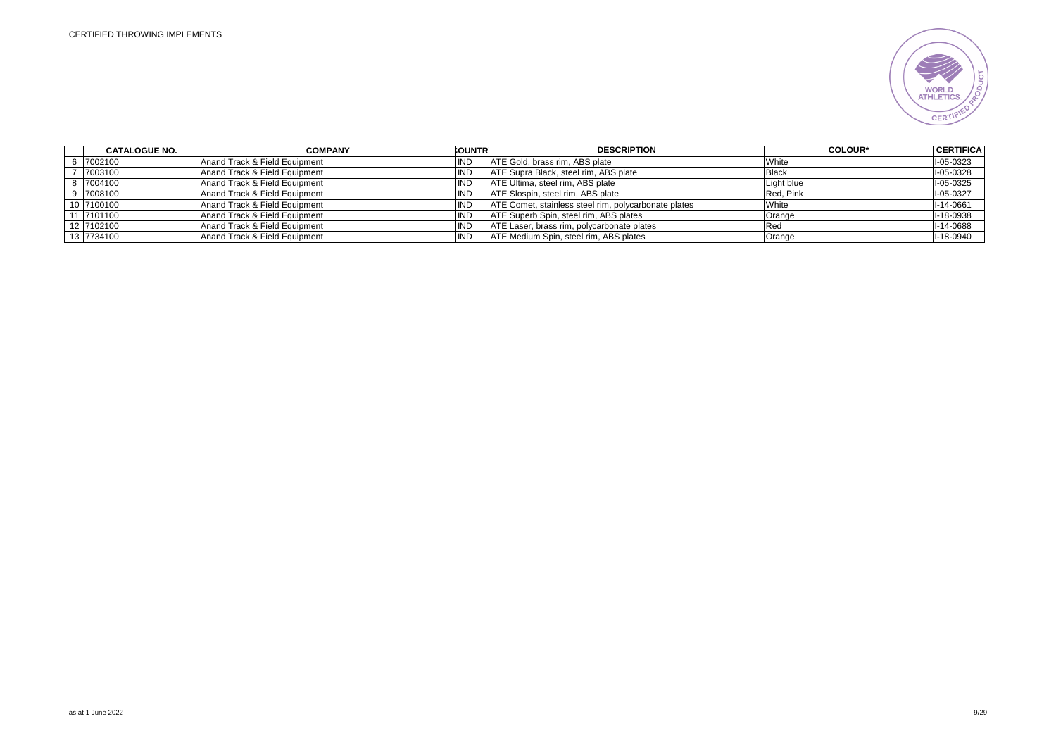CERTIFIED THROWING IMPLEMENTS

| | CATALOGUE NO. | COMPANY | COUNTR | DESCRIPTION | COLOUR* | CERTIFICA |
|---|---|---|---|---|---|---|
| 6 | 7002100 | Anand Track & Field Equipment | IND | ATE Gold, brass rim, ABS plate | White | I-05-0323 |
| 7 | 7003100 | Anand Track & Field Equipment | IND | ATE Supra Black, steel rim, ABS plate | Black | I-05-0328 |
| 8 | 7004100 | Anand Track & Field Equipment | IND | ATE Ultima, steel rim, ABS plate | Light blue | I-05-0325 |
| 9 | 7008100 | Anand Track & Field Equipment | IND | ATE Slospin, steel rim, ABS plate | Red, Pink | I-05-0327 |
| 10 | 7100100 | Anand Track & Field Equipment | IND | ATE Comet, stainless steel rim, polycarbonate plates | White | I-14-0661 |
| 11 | 7101100 | Anand Track & Field Equipment | IND | ATE Superb Spin, steel rim, ABS plates | Orange | I-18-0938 |
| 12 | 7102100 | Anand Track & Field Equipment | IND | ATE Laser, brass rim, polycarbonate plates | Red | I-14-0688 |
| 13 | 7734100 | Anand Track & Field Equipment | IND | ATE Medium Spin, steel rim, ABS plates | Orange | I-18-0940 |

as at 1 June 2022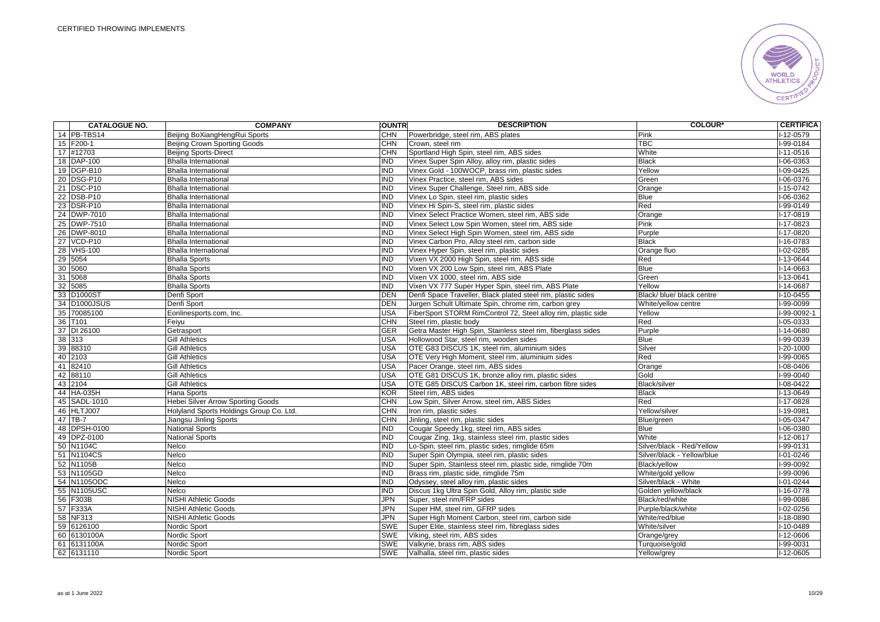CERTIFIED THROWING IMPLEMENTS

| | CATALOGUE NO. | COMPANY | COUNTRY | DESCRIPTION | COLOUR* | CERTIFICA |
|---|---|---|---|---|---|---|
| 14 | PB-TBS14 | Beijing BoXiangHengRui Sports | CHN | Powerbridge, steel rim, ABS plates | Pink | I-12-0579 |
| 15 | F200-1 | Beijing Crown Sporting Goods | CHN | Crown, steel rim | TBC | I-99-0184 |
| 17 | #12703 | Beijing Sports-Direct | CHN | Sportland High Spin, steel rim, ABS sides | White | I-11-0516 |
| 18 | DAP-100 | Bhalla International | IND | Vinex Super Spin Alloy, alloy rim, plastic sides | Black | I-06-0363 |
| 19 | DGP-B10 | Bhalla International | IND | Vinex Gold - 100WOCP, brass rim, plastic sides | Yellow | I-09-0425 |
| 20 | DSG-P10 | Bhalla International | IND | Vinex Practice, steel rim, ABS sides | Green | I-06-0376 |
| 21 | DSC-P10 | Bhalla International | IND | Vinex Super Challenge, Steel rim, ABS side | Orange | I-15-0742 |
| 22 | DSB-P10 | Bhalla International | IND | Vinex Lo Spin, steel rim, plastic sides | Blue | I-06-0362 |
| 23 | DSR-P10 | Bhalla International | IND | Vinex Hi Spin-S, steel rim, plastic sides | Red | I-99-0149 |
| 24 | DWP-7010 | Bhalla International | IND | Vinex Select Practice Women, steel rim, ABS side | Orange | I-17-0819 |
| 25 | DWP-7510 | Bhalla International | IND | Vinex Select Low Spin Women, steel rim, ABS side | Pink | I-17-0823 |
| 26 | DWP-8010 | Bhalla International | IND | Vinex Select High Spin Women, steel rim, ABS side | Purple | I-17-0820 |
| 27 | VCD-P10 | Bhalla International | IND | Vinex Carbon Pro, Alloy steel rim, carbon side | Black | I-16-0783 |
| 28 | VHS-100 | Bhalla International | IND | Vinex Hyper Spin, steel rim, plastic sides | Orange fluo | I-02-0285 |
| 29 | 5054 | Bhalla Sports | IND | Vixen VX 2000 High Spin, steel rim, ABS side | Red | I-13-0644 |
| 30 | 5060 | Bhalla Sports | IND | Vixen VX 200 Low Spin, steel rim, ABS Plate | Blue | I-14-0663 |
| 31 | 5068 | Bhalla Sports | IND | Vixen VX 1000, steel rim, ABS side | Green | I-13-0641 |
| 32 | 5085 | Bhalla Sports | IND | Vixen VX 777 Super Hyper Spin, steel rim, ABS Plate | Yellow | I-14-0687 |
| 33 | D1000ST | Denfi Sport | DEN | Denfi Space Traveller, Black plated steel rim, plastic sides | Black/ blue/ black centre | I-10-0455 |
| 34 | D1000JSUS | Denfi Sport | DEN | Jurgen Schult Ultimate Spin, chrome rim, carbon grey | White/yellow centre | I-99-0099 |
| 35 | 70085100 | Eonlinesports.com, Inc. | USA | FiberSport STORM RimControl 72, Steel alloy rim, plastic side | Yellow | I-99-0092-1 |
| 36 | T101 | Feiyu | CHN | Steel rim, plastic body | Red | I-05-0333 |
| 37 | DI 26100 | Getrasport | GER | Getra Master High Spin, Stainless steel rim, fiberglass sides | Purple | I-14-0680 |
| 38 | 313 | Gill Athletics | USA | Hollowood Star, steel rim, wooden sides | Blue | I-99-0039 |
| 39 | 88310 | Gill Athletics | USA | OTE G83 DISCUS 1K, steel rim, aluminium sides | Silver | I-20-1000 |
| 40 | 2103 | Gill Athletics | USA | OTE Very High Moment, steel rim, aluminium sides | Red | I-99-0065 |
| 41 | 82410 | Gill Athletics | USA | Pacer Orange, steel rim, ABS sides | Orange | I-08-0406 |
| 42 | 88110 | Gill Athletics | USA | OTE G81 DISCUS 1K, bronze alloy rim, plastic sides | Gold | I-99-0040 |
| 43 | 2104 | Gill Athletics | USA | OTE G85 DISCUS Carbon 1K, steel rim, carbon fibre sides | Black/silver | I-08-0422 |
| 44 | HA-035H | Hana Sports | KOR | Steel rim, ABS sides | Black | I-13-0649 |
| 45 | SADL-1010 | Hebei Silver Arrow Sporting Goods | CHN | Low Spin, Silver Arrow, steel rim, ABS Sides | Red | I-17-0828 |
| 46 | HLTJ007 | Holyland Sports Holdings Group Co. Ltd. | CHN | Iron rim, plastic sides | Yellow/silver | I-19-0981 |
| 47 | TB-7 | Jiangsu Jinling Sports | CHN | Jinling, steel rim, plastic sides | Blue/green | I-05-0347 |
| 48 | DPSH-0100 | National Sports | IND | Cougar Speedy 1kg, steel rim, ABS sides | Blue | I-06-0380 |
| 49 | DPZ-0100 | National Sports | IND | Cougar Zing, 1kg, stainless steel rim, plastic sides | White | I-12-0617 |
| 50 | N1104C | Nelco | IND | Lo-Spin, steel rim, plastic sides, rimglide 65m | Silver/black - Red/Yellow | I-99-0131 |
| 51 | N1104CS | Nelco | IND | Super Spin Olympia, steel rim, plastic sides | Silver/black - Yellow/blue | I-01-0246 |
| 52 | N1105B | Nelco | IND | Super Spin, Stainless steel rim, plastic side, rimglide 70m | Black/yellow | I-99-0092 |
| 53 | N1105GD | Nelco | IND | Brass rim, plastic side, rimglide 75m | White/gold yellow | I-99-0096 |
| 54 | N1105ODC | Nelco | IND | Odyssey, steel alloy rim, plastic sides | Silver/black - White | I-01-0244 |
| 55 | N1105USC | Nelco | IND | Discus 1kg Ultra Spin Gold, Alloy rim, plastic side | Golden yellow/black | I-16-0778 |
| 56 | F303B | NISHI Athletic Goods | JPN | Super, steel rim/FRP sides | Black/red/white | I-99-0086 |
| 57 | F333A | NISHI Athletic Goods | JPN | Super HM, steel rim, GFRP sides | Purple/black/white | I-02-0256 |
| 58 | NF313 | NISHI Athletic Goods | JPN | Super High Moment Carbon, steel rim, carbon side | White/red/blue | I-18-0890 |
| 59 | 6126100 | Nordic Sport | SWE | Super Elite, stainless steel rim, fibreglass sides | White/silver | I-10-0489 |
| 60 | 6130100A | Nordic Sport | SWE | Viking, steel rim, ABS sides | Orange/grey | I-12-0606 |
| 61 | 6131100A | Nordic Sport | SWE | Valkyrie, brass rim, ABS sides | Turquoise/gold | I-99-0031 |
| 62 | 6131110 | Nordic Sport | SWE | Valhalla, steel rim, plastic sides | Yellow/grey | I-12-0605 |

as at 1 June 2022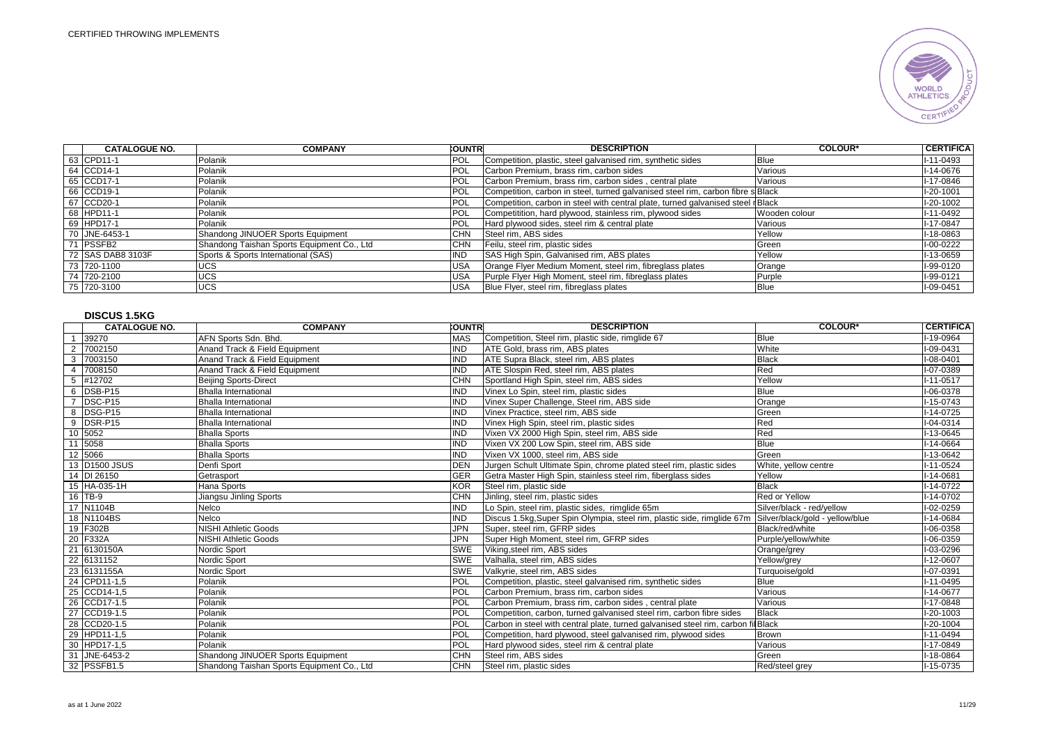| | CATALOGUE NO. | COMPANY | COUNTR | DESCRIPTION | COLOUR* | CERTIFICA |
|---|---|---|---|---|---|---|
| 63 | CPD11-1 | Polanik | POL | Competition, plastic, steel galvanised rim, synthetic sides | Blue | I-11-0493 |
| 64 | CCD14-1 | Polanik | POL | Carbon Premium, brass rim, carbon sides | Various | I-14-0676 |
| 65 | CCD17-1 | Polanik | POL | Carbon Premium, brass rim, carbon sides , central plate | Various | I-17-0846 |
| 66 | CCD19-1 | Polanik | POL | Competition, carbon in steel, turned galvanised steel rim, carbon fibre s | Black | I-20-1001 |
| 67 | CCD20-1 | Polanik | POL | Competition, carbon in steel with central plate, turned galvanised steel r | Black | I-20-1002 |
| 68 | HPD11-1 | Polanik | POL | Competitition, hard plywood, stainless rim, plywood sides | Wooden colour | I-11-0492 |
| 69 | HPD17-1 | Polanik | POL | Hard plywood sides, steel rim & central plate | Various | I-17-0847 |
| 70 | JNE-6453-1 | Shandong JINUOER Sports Equipment | CHN | Steel rim, ABS sides | Yellow | I-18-0863 |
| 71 | PSSFB2 | Shandong Taishan Sports Equipment Co., Ltd | CHN | Feilu, steel rim, plastic sides | Green | I-00-0222 |
| 72 | SAS DAB8 3103F | Sports & Sports International (SAS) | IND | SAS High Spin, Galvanised rim, ABS plates | Yellow | I-13-0659 |
| 73 | 720-1100 | UCS | USA | Orange Flyer Medium Moment, steel rim, fibreglass plates | Orange | I-99-0120 |
| 74 | 720-2100 | UCS | USA | Purple Flyer High Moment, steel rim, fibreglass plates | Purple | I-99-0121 |
| 75 | 720-3100 | UCS | USA | Blue Flyer, steel rim, fibreglass plates | Blue | I-09-0451 |

## DISCUS 1.5KG

| | CATALOGUE NO. | COMPANY | COUNTR | DESCRIPTION | COLOUR* | CERTIFICA |
|---|---|---|---|---|---|---|
| 1 | 39270 | AFN Sports Sdn. Bhd. | MAS | Competition, Steel rim, plastic side, rimglide 67 | Blue | I-19-0964 |
| 2 | 7002150 | Anand Track & Field Equipment | IND | ATE Gold, brass rim, ABS plates | White | I-09-0431 |
| 3 | 7003150 | Anand Track & Field Equipment | IND | ATE Supra Black, steel rim, ABS plates | Black | I-08-0401 |
| 4 | 7008150 | Anand Track & Field Equipment | IND | ATE Slospin Red, steel rim, ABS plates | Red | I-07-0389 |
| 5 | #12702 | Beijing Sports-Direct | CHN | Sportland High Spin, steel rim, ABS sides | Yellow | I-11-0517 |
| 6 | DSB-P15 | Bhalla International | IND | Vinex Lo Spin, steel rim, plastic sides | Blue | I-06-0378 |
| 7 | DSC-P15 | Bhalla International | IND | Vinex Super Challenge, Steel rim, ABS side | Orange | I-15-0743 |
| 8 | DSG-P15 | Bhalla International | IND | Vinex Practice, steel rim, ABS side | Green | I-14-0725 |
| 9 | DSR-P15 | Bhalla International | IND | Vinex High Spin, steel rim, plastic sides | Red | I-04-0314 |
| 10 | 5052 | Bhalla Sports | IND | Vixen VX 2000 High Spin, steel rim, ABS side | Red | I-13-0645 |
| 11 | 5058 | Bhalla Sports | IND | Vixen VX 200 Low Spin, steel rim, ABS side | Blue | I-14-0664 |
| 12 | 5066 | Bhalla Sports | IND | Vixen VX 1000, steel rim, ABS side | Green | I-13-0642 |
| 13 | D1500 JSUS | Denfi Sport | DEN | Jurgen Schult Ultimate Spin, chrome plated steel rim, plastic sides | White, yellow centre | I-11-0524 |
| 14 | DI 26150 | Getrasport | GER | Getra Master High Spin, stainless steel rim, fiberglass sides | Yellow | I-14-0681 |
| 15 | HA-035-1H | Hana Sports | KOR | Steel rim, plastic side | Black | I-14-0722 |
| 16 | TB-9 | Jiangsu Jinling Sports | CHN | Jinling, steel rim, plastic sides | Red or Yellow | I-14-0702 |
| 17 | N1104B | Nelco | IND | Lo Spin, steel rim, plastic sides, rimglide 65m | Silver/black - red/yellow | I-02-0259 |
| 18 | N1104BS | Nelco | IND | Discus 1.5kg,Super Spin Olympia, steel rim, plastic side, rimglide 67m | Silver/black/gold - yellow/blue | I-14-0684 |
| 19 | F302B | NISHI Athletic Goods | JPN | Super, steel rim, GFRP sides | Black/red/white | I-06-0358 |
| 20 | F332A | NISHI Athletic Goods | JPN | Super High Moment, steel rim, GFRP sides | Purple/yellow/white | I-06-0359 |
| 21 | 6130150A | Nordic Sport | SWE | Viking,steel rim, ABS sides | Orange/grey | I-03-0296 |
| 22 | 6131152 | Nordic Sport | SWE | Valhalla, steel rim, ABS sides | Yellow/grey | I-12-0607 |
| 23 | 6131155A | Nordic Sport | SWE | Valkyrie, steel rim, ABS sides | Turquoise/gold | I-07-0391 |
| 24 | CPD11-1,5 | Polanik | POL | Competition, plastic, steel galvanised rim, synthetic sides | Blue | I-11-0495 |
| 25 | CCD14-1,5 | Polanik | POL | Carbon Premium, brass rim, carbon sides | Various | I-14-0677 |
| 26 | CCD17-1.5 | Polanik | POL | Carbon Premium, brass rim, carbon sides , central plate | Various | I-17-0848 |
| 27 | CCD19-1.5 | Polanik | POL | Competition, carbon, turned galvanised steel rim, carbon fibre sides | Black | I-20-1003 |
| 28 | CCD20-1.5 | Polanik | POL | Carbon in steel with central plate, turned galvanised steel rim, carbon fi | Black | I-20-1004 |
| 29 | HPD11-1,5 | Polanik | POL | Competition, hard plywood, steel galvanised rim, plywood sides | Brown | I-11-0494 |
| 30 | HPD17-1,5 | Polanik | POL | Hard plywood sides, steel rim & central plate | Various | I-17-0849 |
| 31 | JNE-6453-2 | Shandong JINUOER Sports Equipment | CHN | Steel rim, ABS sides | Green | I-18-0864 |
| 32 | PSSFB1.5 | Shandong Taishan Sports Equipment Co., Ltd | CHN | Steel rim, plastic sides | Red/steel grey | I-15-0735 |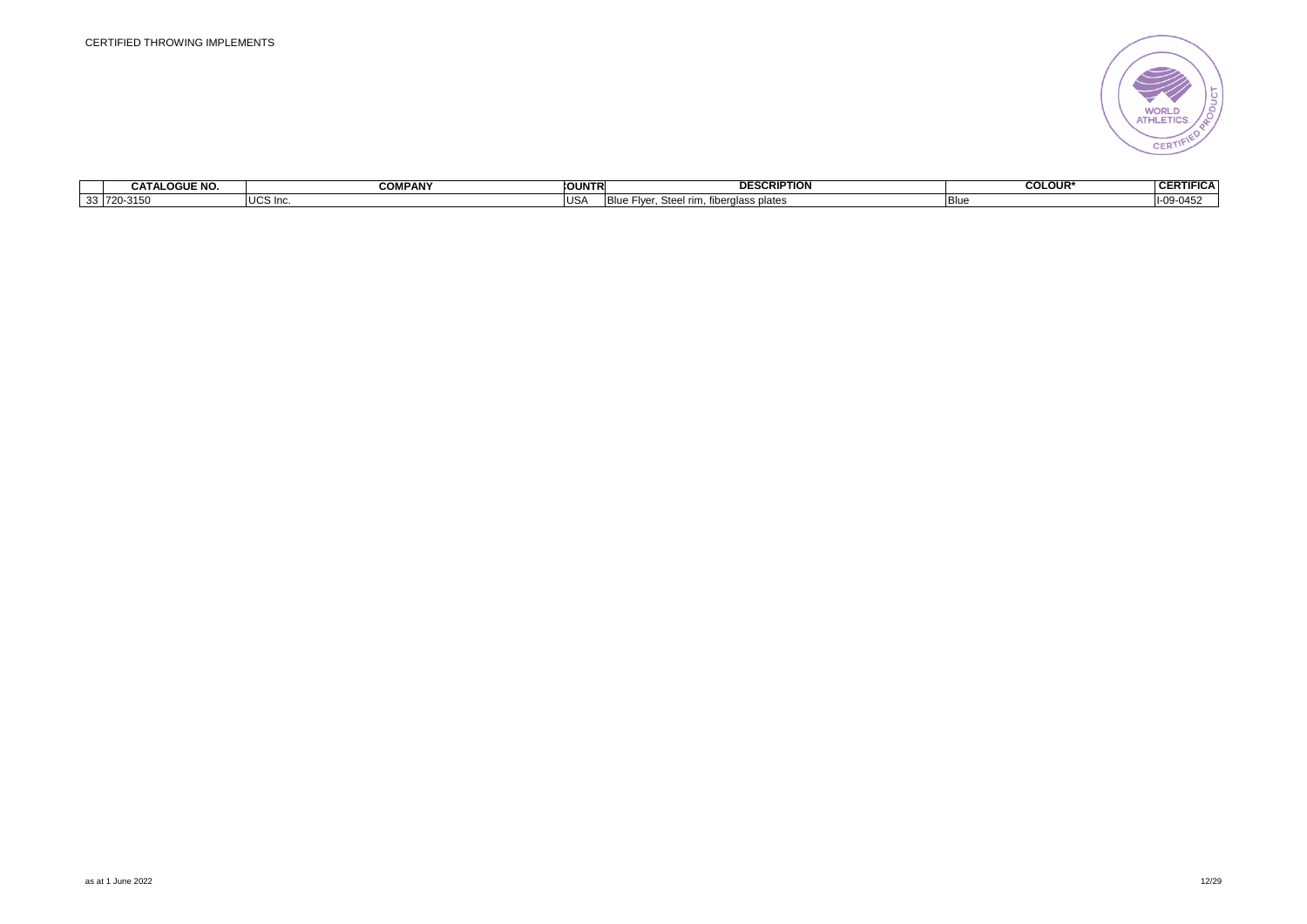| | CATALOGUE NO. | COMPANY | COUNTR | DESCRIPTION | COLOUR* | CERTIFICA |
|---|---|---|---|---|---|---|
| 33 | 720-3150 | UCS Inc. | USA | Blue Flyer, Steel rim, fiberglass plates | Blue | I-09-0452 |

as at 1 June 2022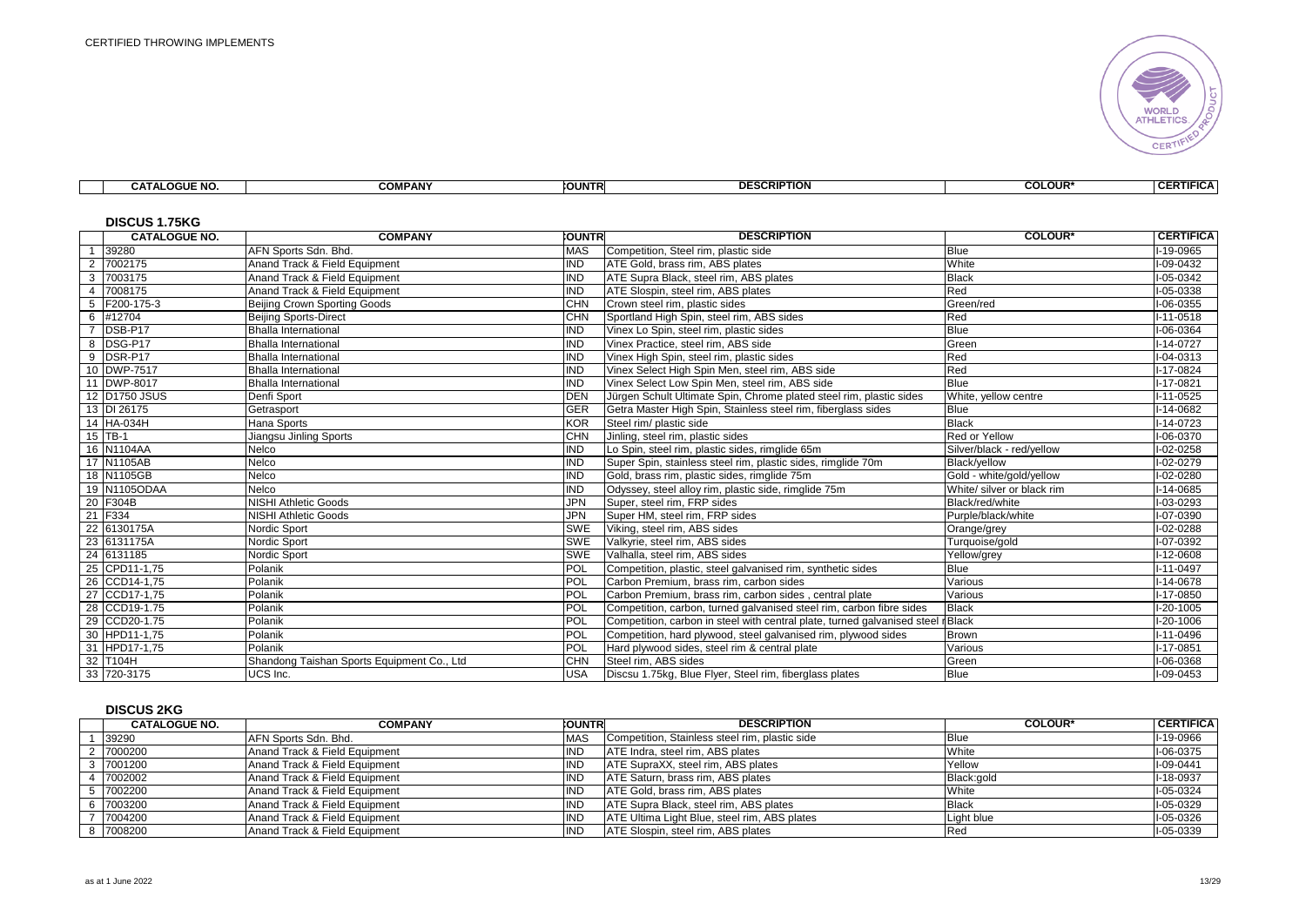CERTIFIED THROWING IMPLEMENTS

| | CATALOGUE NO. | COMPANY | COUNTR | DESCRIPTION | COLOUR* | CERTIFICA |
|---|---|---|---|---|---|---|

## DISCUS 1.75KG

| | CATALOGUE NO. | COMPANY | COUNTR | DESCRIPTION | COLOUR* | CERTIFICA |
|---|---|---|---|---|---|---|
| 1 | 39280 | AFN Sports Sdn. Bhd. | MAS | Competition, Steel rim, plastic side | Blue | I-19-0965 |
| 2 | 7002175 | Anand Track & Field Equipment | IND | ATE Gold, brass rim, ABS plates | White | I-09-0432 |
| 3 | 7003175 | Anand Track & Field Equipment | IND | ATE Supra Black, steel rim, ABS plates | Black | I-05-0342 |
| 4 | 7008175 | Anand Track & Field Equipment | IND | ATE Slospin, steel rim, ABS plates | Red | I-05-0338 |
| 5 | F200-175-3 | Beijing Crown Sporting Goods | CHN | Crown steel rim, plastic sides | Green/red | I-06-0355 |
| 6 | #12704 | Beijing Sports-Direct | CHN | Sportland High Spin, steel rim, ABS sides | Red | I-11-0518 |
| 7 | DSB-P17 | Bhalla International | IND | Vinex Lo Spin, steel rim, plastic sides | Blue | I-06-0364 |
| 8 | DSG-P17 | Bhalla International | IND | Vinex Practice, steel rim, ABS side | Green | I-14-0727 |
| 9 | DSR-P17 | Bhalla International | IND | Vinex High Spin, steel rim, plastic sides | Red | I-04-0313 |
| 10 | DWP-7517 | Bhalla International | IND | Vinex Select High Spin Men, steel rim, ABS side | Red | I-17-0824 |
| 11 | DWP-8017 | Bhalla International | IND | Vinex Select Low Spin Men, steel rim, ABS side | Blue | I-17-0821 |
| 12 | D1750 JSUS | Denfi Sport | DEN | Jürgen Schult Ultimate Spin, Chrome plated steel rim, plastic sides | White, yellow centre | I-11-0525 |
| 13 | DI 26175 | Getrasport | GER | Getra Master High Spin, Stainless steel rim, fiberglass sides | Blue | I-14-0682 |
| 14 | HA-034H | Hana Sports | KOR | Steel rim/ plastic side | Black | I-14-0723 |
| 15 | TB-1 | Jiangsu Jinling Sports | CHN | Jinling, steel rim, plastic sides | Red or Yellow | I-06-0370 |
| 16 | N1104AA | Nelco | IND | Lo Spin, steel rim, plastic sides, rimglide 65m | Silver/black - red/yellow | I-02-0258 |
| 17 | N1105AB | Nelco | IND | Super Spin, stainless steel rim, plastic sides, rimglide 70m | Black/yellow | I-02-0279 |
| 18 | N1105GB | Nelco | IND | Gold, brass rim, plastic sides, rimglide 75m | Gold - white/gold/yellow | I-02-0280 |
| 19 | N1105ODAA | Nelco | IND | Odyssey, steel alloy rim, plastic side, rimglide 75m | White/ silver or black rim | I-14-0685 |
| 20 | F304B | NISHI Athletic Goods | JPN | Super, steel rim, FRP sides | Black/red/white | I-03-0293 |
| 21 | F334 | NISHI Athletic Goods | JPN | Super HM, steel rim, FRP sides | Purple/black/white | I-07-0390 |
| 22 | 6130175A | Nordic Sport | SWE | Viking, steel rim, ABS sides | Orange/grey | I-02-0288 |
| 23 | 6131175A | Nordic Sport | SWE | Valkyrie, steel rim, ABS sides | Turquoise/gold | I-07-0392 |
| 24 | 6131185 | Nordic Sport | SWE | Valhalla, steel rim, ABS sides | Yellow/grey | I-12-0608 |
| 25 | CPD11-1,75 | Polanik | POL | Competition, plastic, steel galvanised rim, synthetic sides | Blue | I-11-0497 |
| 26 | CCD14-1,75 | Polanik | POL | Carbon Premium, brass rim, carbon sides | Various | I-14-0678 |
| 27 | CCD17-1,75 | Polanik | POL | Carbon Premium, brass rim, carbon sides , central plate | Various | I-17-0850 |
| 28 | CCD19-1.75 | Polanik | POL | Competition, carbon, turned galvanised steel rim, carbon fibre sides | Black | I-20-1005 |
| 29 | CCD20-1.75 | Polanik | POL | Competition, carbon in steel with central plate, turned galvanised steel r | Black | I-20-1006 |
| 30 | HPD11-1,75 | Polanik | POL | Competition, hard plywood, steel galvanised rim, plywood sides | Brown | I-11-0496 |
| 31 | HPD17-1,75 | Polanik | POL | Hard plywood sides, steel rim & central plate | Various | I-17-0851 |
| 32 | T104H | Shandong Taishan Sports Equipment Co., Ltd | CHN | Steel rim, ABS sides | Green | I-06-0368 |
| 33 | 720-3175 | UCS Inc. | USA | Discsu 1.75kg, Blue Flyer, Steel rim, fiberglass plates | Blue | I-09-0453 |

## DISCUS 2KG

| | CATALOGUE NO. | COMPANY | COUNTR | DESCRIPTION | COLOUR* | CERTIFICA |
|---|---|---|---|---|---|---|
| 1 | 39290 | AFN Sports Sdn. Bhd. | MAS | Competition, Stainless steel rim, plastic side | Blue | I-19-0966 |
| 2 | 7000200 | Anand Track & Field Equipment | IND | ATE Indra, steel rim, ABS plates | White | I-06-0375 |
| 3 | 7001200 | Anand Track & Field Equipment | IND | ATE SupraXX, steel rim, ABS plates | Yellow | I-09-0441 |
| 4 | 7002002 | Anand Track & Field Equipment | IND | ATE Saturn, brass rim, ABS plates | Black:gold | I-18-0937 |
| 5 | 7002200 | Anand Track & Field Equipment | IND | ATE Gold, brass rim, ABS plates | White | I-05-0324 |
| 6 | 7003200 | Anand Track & Field Equipment | IND | ATE Supra Black, steel rim, ABS plates | Black | I-05-0329 |
| 7 | 7004200 | Anand Track & Field Equipment | IND | ATE Ultima Light Blue, steel rim, ABS plates | Light blue | I-05-0326 |
| 8 | 7008200 | Anand Track & Field Equipment | IND | ATE Slospin, steel rim, ABS plates | Red | I-05-0339 |

as at 1 June 2022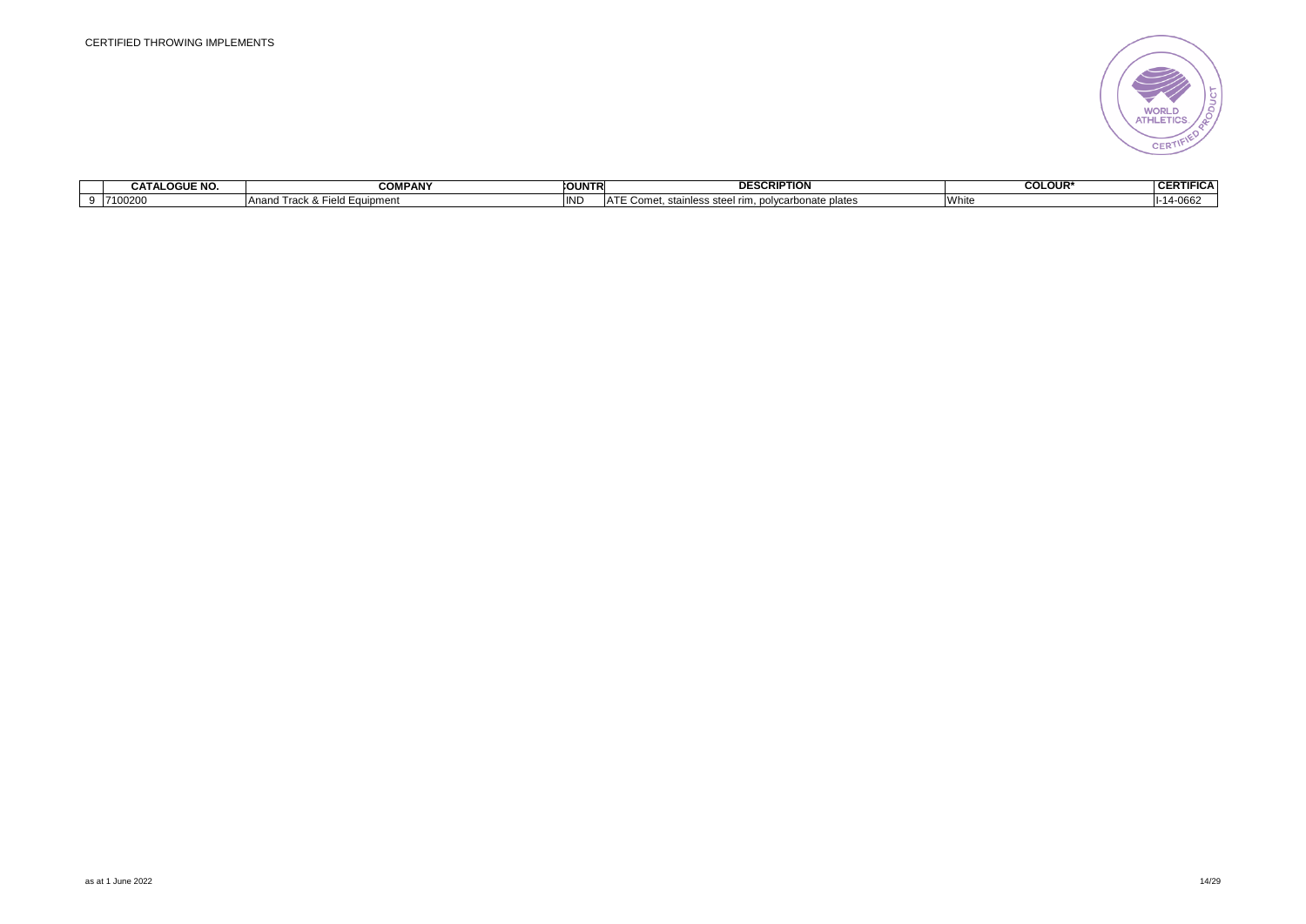| | CATALOGUE NO. | COMPANY | COUNTR | DESCRIPTION | COLOUR* | CERTIFICA |
|---|---|---|---|---|---|---|
| 9 | 7100200 | Anand Track & Field Equipment | IND | ATE Comet, stainless steel rim, polycarbonate plates | White | I-14-0662 |

as at 1 June 2022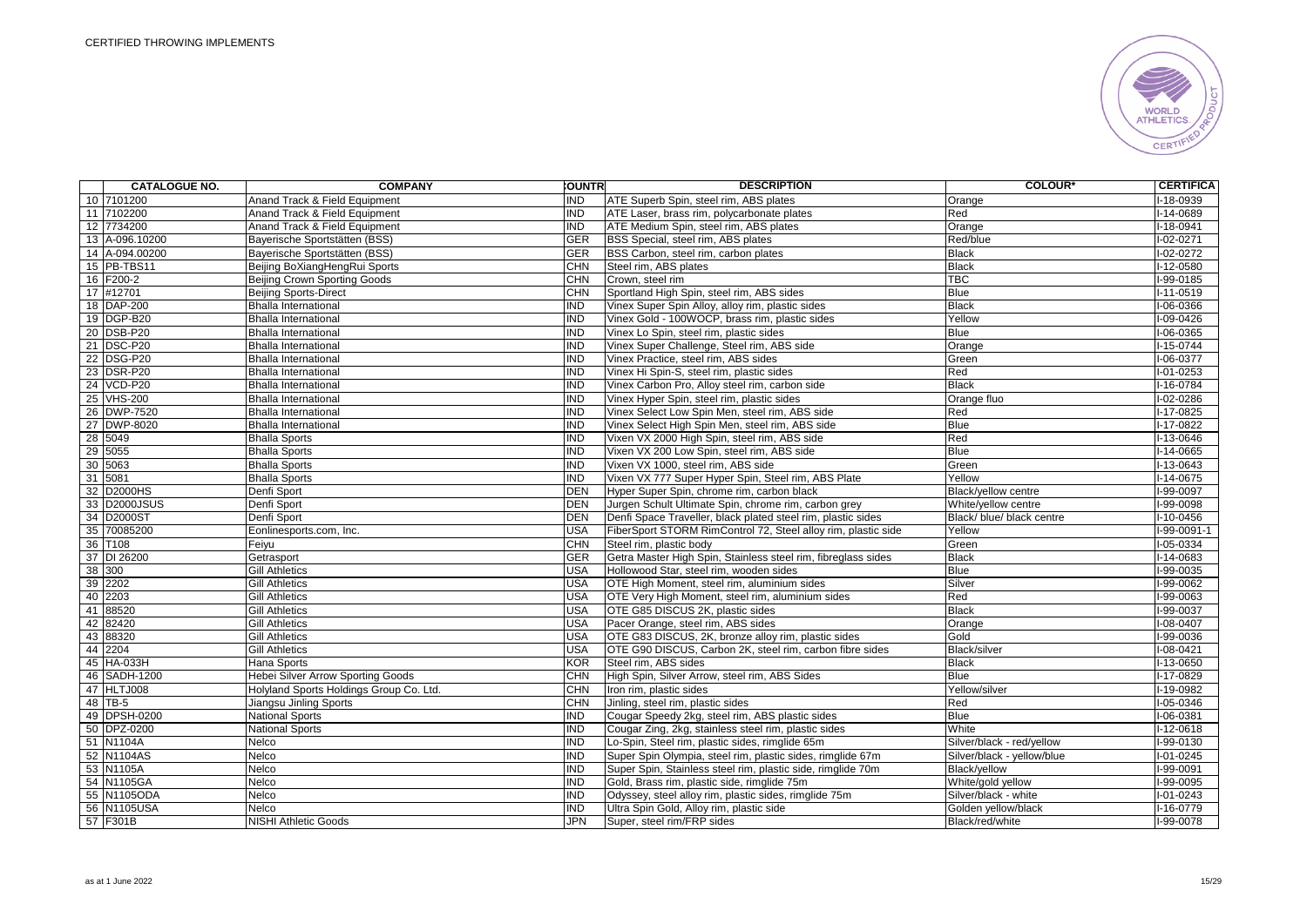CERTIFIED THROWING IMPLEMENTS

| | CATALOGUE NO. | COMPANY | COUNTR | DESCRIPTION | COLOUR* | CERTIFICA |
|---|---|---|---|---|---|---|
| 10 | 7101200 | Anand Track & Field Equipment | IND | ATE Superb Spin, steel rim, ABS plates | Orange | I-18-0939 |
| 11 | 7102200 | Anand Track & Field Equipment | IND | ATE Laser, brass rim, polycarbonate plates | Red | I-14-0689 |
| 12 | 7734200 | Anand Track & Field Equipment | IND | ATE Medium Spin, steel rim, ABS plates | Orange | I-18-0941 |
| 13 | A-096.10200 | Bayerische Sportstätten (BSS) | GER | BSS Special, steel rim, ABS plates | Red/blue | I-02-0271 |
| 14 | A-094.00200 | Bayerische Sportstätten (BSS) | GER | BSS Carbon, steel rim, carbon plates | Black | I-02-0272 |
| 15 | PB-TBS11 | Beijing BoXiangHengRui Sports | CHN | Steel rim, ABS plates | Black | I-12-0580 |
| 16 | F200-2 | Beijing Crown Sporting Goods | CHN | Crown, steel rim | TBC | I-99-0185 |
| 17 | #12701 | Beijing Sports-Direct | CHN | Sportland High Spin, steel rim, ABS sides | Blue | I-11-0519 |
| 18 | DAP-200 | Bhalla International | IND | Vinex Super Spin Alloy, alloy rim, plastic sides | Black | I-06-0366 |
| 19 | DGP-B20 | Bhalla International | IND | Vinex Gold - 100WOCP, brass rim, plastic sides | Yellow | I-09-0426 |
| 20 | DSB-P20 | Bhalla International | IND | Vinex Lo Spin, steel rim, plastic sides | Blue | I-06-0365 |
| 21 | DSC-P20 | Bhalla International | IND | Vinex Super Challenge, Steel rim, ABS side | Orange | I-15-0744 |
| 22 | DSG-P20 | Bhalla International | IND | Vinex Practice, steel rim, ABS sides | Green | I-06-0377 |
| 23 | DSR-P20 | Bhalla International | IND | Vinex Hi Spin-S, steel rim, plastic sides | Red | I-01-0253 |
| 24 | VCD-P20 | Bhalla International | IND | Vinex Carbon Pro, Alloy steel rim, carbon side | Black | I-16-0784 |
| 25 | VHS-200 | Bhalla International | IND | Vinex Hyper Spin, steel rim, plastic sides | Orange fluo | I-02-0286 |
| 26 | DWP-7520 | Bhalla International | IND | Vinex Select Low Spin Men, steel rim, ABS side | Red | I-17-0825 |
| 27 | DWP-8020 | Bhalla International | IND | Vinex Select High Spin Men, steel rim, ABS side | Blue | I-17-0822 |
| 28 | 5049 | Bhalla Sports | IND | Vixen VX 2000 High Spin, steel rim, ABS side | Red | I-13-0646 |
| 29 | 5055 | Bhalla Sports | IND | Vixen VX 200 Low Spin, steel rim, ABS side | Blue | I-14-0665 |
| 30 | 5063 | Bhalla Sports | IND | Vixen VX 1000, steel rim, ABS side | Green | I-13-0643 |
| 31 | 5081 | Bhalla Sports | IND | Vixen VX 777 Super Hyper Spin, Steel rim, ABS Plate | Yellow | I-14-0675 |
| 32 | D2000HS | Denfi Sport | DEN | Hyper Super Spin, chrome rim, carbon black | Black/yellow centre | I-99-0097 |
| 33 | D2000JSUS | Denfi Sport | DEN | Jurgen Schult Ultimate Spin, chrome rim, carbon grey | White/yellow centre | I-99-0098 |
| 34 | D2000ST | Denfi Sport | DEN | Denfi Space Traveller, black plated steel rim, plastic sides | Black/ blue/ black centre | I-10-0456 |
| 35 | 70085200 | Eonlinesports.com, Inc. | USA | FiberSport STORM RimControl 72, Steel alloy rim, plastic side | Yellow | I-99-0091-1 |
| 36 | T108 | Feiyu | CHN | Steel rim, plastic body | Green | I-05-0334 |
| 37 | DI 26200 | Getrasport | GER | Getra Master High Spin, Stainless steel rim, fibreglass sides | Black | I-14-0683 |
| 38 | 300 | Gill Athletics | USA | Hollowood Star, steel rim, wooden sides | Blue | I-99-0035 |
| 39 | 2202 | Gill Athletics | USA | OTE High Moment, steel rim, aluminium sides | Silver | I-99-0062 |
| 40 | 2203 | Gill Athletics | USA | OTE Very High Moment, steel rim, aluminium sides | Red | I-99-0063 |
| 41 | 88520 | Gill Athletics | USA | OTE G85 DISCUS 2K, plastic sides | Black | I-99-0037 |
| 42 | 82420 | Gill Athletics | USA | Pacer Orange, steel rim, ABS sides | Orange | I-08-0407 |
| 43 | 88320 | Gill Athletics | USA | OTE G83 DISCUS, 2K, bronze alloy rim, plastic sides | Gold | I-99-0036 |
| 44 | 2204 | Gill Athletics | USA | OTE G90 DISCUS, Carbon 2K, steel rim, carbon fibre sides | Black/silver | I-08-0421 |
| 45 | HA-033H | Hana Sports | KOR | Steel rim, ABS sides | Black | I-13-0650 |
| 46 | SADH-1200 | Hebei Silver Arrow Sporting Goods | CHN | High Spin, Silver Arrow, steel rim, ABS Sides | Blue | I-17-0829 |
| 47 | HLTJ008 | Holyland Sports Holdings Group Co. Ltd. | CHN | Iron rim, plastic sides | Yellow/silver | I-19-0982 |
| 48 | TB-5 | Jiangsu Jinling Sports | CHN | Jinling, steel rim, plastic sides | Red | I-05-0346 |
| 49 | DPSH-0200 | National Sports | IND | Cougar Speedy 2kg, steel rim, ABS plastic sides | Blue | I-06-0381 |
| 50 | DPZ-0200 | National Sports | IND | Cougar Zing, 2kg, stainless steel rim, plastic sides | White | I-12-0618 |
| 51 | N1104A | Nelco | IND | Lo-Spin, Steel rim, plastic sides, rimglide 65m | Silver/black - red/yellow | I-99-0130 |
| 52 | N1104AS | Nelco | IND | Super Spin Olympia, steel rim, plastic sides, rimglide 67m | Silver/black - yellow/blue | I-01-0245 |
| 53 | N1105A | Nelco | IND | Super Spin, Stainless steel rim, plastic side, rimglide 70m | Black/yellow | I-99-0091 |
| 54 | N1105GA | Nelco | IND | Gold, Brass rim, plastic side, rimglide 75m | White/gold yellow | I-99-0095 |
| 55 | N1105ODA | Nelco | IND | Odyssey, steel alloy rim, plastic sides, rimglide 75m | Silver/black - white | I-01-0243 |
| 56 | N1105USA | Nelco | IND | Ultra Spin Gold, Alloy rim, plastic side | Golden yellow/black | I-16-0779 |
| 57 | F301B | NISHI Athletic Goods | JPN | Super, steel rim/FRP sides | Black/red/white | I-99-0078 |

as at 1 June 2022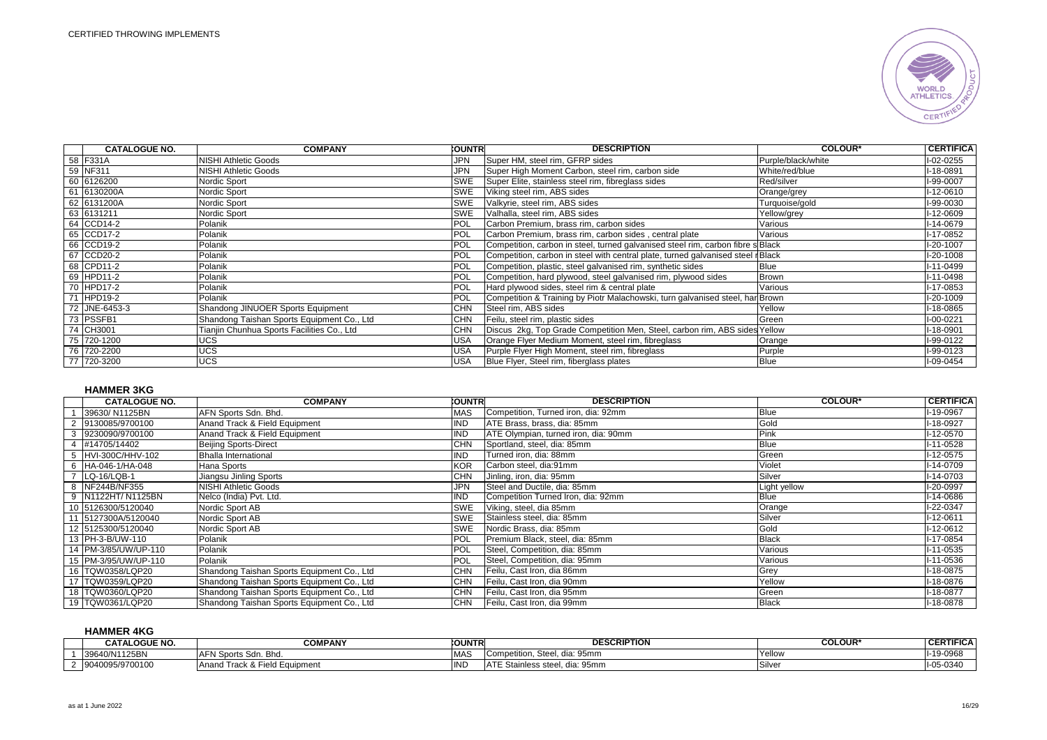CERTIFIED THROWING IMPLEMENTS

| | CATALOGUE NO. | COMPANY | COUNTRY | DESCRIPTION | COLOUR* | CERTIFICATE |
|---|---|---|---|---|---|---|
| 58 | F331A | NISHI Athletic Goods | JPN | Super HM, steel rim, GFRP sides | Purple/black/white | I-02-0255 |
| 59 | NF311 | NISHI Athletic Goods | JPN | Super High Moment Carbon, steel rim, carbon side | White/red/blue | I-18-0891 |
| 60 | 6126200 | Nordic Sport | SWE | Super Elite, stainless steel rim, fibreglass sides | Red/silver | I-99-0007 |
| 61 | 6130200A | Nordic Sport | SWE | Viking steel rim, ABS sides | Orange/grey | I-12-0610 |
| 62 | 6131200A | Nordic Sport | SWE | Valkyrie, steel rim, ABS sides | Turquoise/gold | I-99-0030 |
| 63 | 6131211 | Nordic Sport | SWE | Valhalla, steel rim, ABS sides | Yellow/grey | I-12-0609 |
| 64 | CCD14-2 | Polanik | POL | Carbon Premium, brass rim, carbon sides | Various | I-14-0679 |
| 65 | CCD17-2 | Polanik | POL | Carbon Premium, brass rim, carbon sides , central plate | Various | I-17-0852 |
| 66 | CCD19-2 | Polanik | POL | Competition, carbon in steel, turned galvanised steel rim, carbon fibre s | Black | I-20-1007 |
| 67 | CCD20-2 | Polanik | POL | Competition, carbon in steel with central plate, turned galvanised steel r | Black | I-20-1008 |
| 68 | CPD11-2 | Polanik | POL | Competition, plastic, steel galvanised steel rim, synthetic sides | Blue | I-11-0499 |
| 69 | HPD11-2 | Polanik | POL | Competition, hard plywood, steel galvanised rim, plywood sides | Brown | I-11-0498 |
| 70 | HPD17-2 | Polanik | POL | Hard plywood sides, steel rim & central plate | Various | I-17-0853 |
| 71 | HPD19-2 | Polanik | POL | Competition & Training by Piotr Malachowski, turn galvanised steel, har | Brown | I-20-1009 |
| 72 | JNE-6453-3 | Shandong JINUOER Sports Equipment | CHN | Steel rim, ABS sides | Yellow | I-18-0865 |
| 73 | PSSFB1 | Shandong Taishan Sports Equipment Co., Ltd | CHN | Feilu, steel rim, plastic sides | Green | I-00-0221 |
| 74 | CH3001 | Tianjin Chunhua Sports Facilities Co., Ltd | CHN | Discus 2kg, Top Grade Competition Men, Steel, carbon rim, ABS sides | Yellow | I-18-0901 |
| 75 | 720-1200 | UCS | USA | Orange Flyer Medium Moment, steel rim, fibreglass | Orange | I-99-0122 |
| 76 | 720-2200 | UCS | USA | Purple Flyer High Moment, steel rim, fibreglass | Purple | I-99-0123 |
| 77 | 720-3200 | UCS | USA | Blue Flyer, Steel rim, fiberglass plates | Blue | I-09-0454 |

## HAMMER 3KG

| | CATALOGUE NO. | COMPANY | COUNTRY | DESCRIPTION | COLOUR* | CERTIFICATE |
|---|---|---|---|---|---|---|
| 1 | 39630/ N1125BN | AFN Sports Sdn. Bhd. | MAS | Competition, Turned iron, dia: 92mm | Blue | I-19-0967 |
| 2 | 9130085/9700100 | Anand Track & Field Equipment | IND | ATE Brass, brass, dia: 85mm | Gold | I-18-0927 |
| 3 | 9230090/9700100 | Anand Track & Field Equipment | IND | ATE Olympian, turned iron, dia: 90mm | Pink | I-12-0570 |
| 4 | #14705/14402 | Beijing Sports-Direct | CHN | Sportland, steel, dia: 85mm | Blue | I-11-0528 |
| 5 | HVI-300C/HHV-102 | Bhalla International | IND | Turned iron, dia: 88mm | Green | I-12-0575 |
| 6 | HA-046-1/HA-048 | Hana Sports | KOR | Carbon steel, dia:91mm | Violet | I-14-0709 |
| 7 | LQ-16/LQB-1 | Jiangsu Jinling Sports | CHN | Jinling, iron, dia: 95mm | Silver | I-14-0703 |
| 8 | NF244B/NF355 | NISHI Athletic Goods | JPN | Steel and Ductile, dia: 85mm | Light yellow | I-20-0997 |
| 9 | N1122HT/ N1125BN | Nelco (India) Pvt. Ltd. | IND | Competition Turned Iron, dia: 92mm | Blue | I-14-0686 |
| 10 | 5126300/5120040 | Nordic Sport AB | SWE | Viking, steel, dia 85mm | Orange | I-22-0347 |
| 11 | 5127300A/5120040 | Nordic Sport AB | SWE | Stainless steel, dia: 85mm | Silver | I-12-0611 |
| 12 | 5125300/5120040 | Nordic Sport AB | SWE | Nordic Brass, dia: 85mm | Gold | I-12-0612 |
| 13 | PH-3-B/UW-110 | Polanik | POL | Premium Black, steel, dia: 85mm | Black | I-17-0854 |
| 14 | PM-3/85/UW/UP-110 | Polanik | POL | Steel, Competition, dia: 85mm | Various | I-11-0535 |
| 15 | PM-3/95/UW/UP-110 | Polanik | POL | Steel, Competition, dia: 95mm | Various | I-11-0536 |
| 16 | TQW0358/LQP20 | Shandong Taishan Sports Equipment Co., Ltd | CHN | Feilu, Cast Iron, dia 86mm | Grey | I-18-0875 |
| 17 | TQW0359/LQP20 | Shandong Taishan Sports Equipment Co., Ltd | CHN | Feilu, Cast Iron, dia 90mm | Yellow | I-18-0876 |
| 18 | TQW0360/LQP20 | Shandong Taishan Sports Equipment Co., Ltd | CHN | Feilu, Cast Iron, dia 95mm | Green | I-18-0877 |
| 19 | TQW0361/LQP20 | Shandong Taishan Sports Equipment Co., Ltd | CHN | Feilu, Cast Iron, dia 99mm | Black | I-18-0878 |

## HAMMER 4KG

| | CATALOGUE NO. | COMPANY | COUNTRY | DESCRIPTION | COLOUR* | CERTIFICATE |
|---|---|---|---|---|---|---|
| 1 | 39640/N1125BN | AFN Sports Sdn. Bhd. | MAS | Competition, Steel, dia: 95mm | Yellow | I-19-0968 |
| 2 | 9040095/9700100 | Anand Track & Field Equipment | IND | ATE Stainless steel, dia: 95mm | Silver | I-05-0340 |

as at 1 June 2022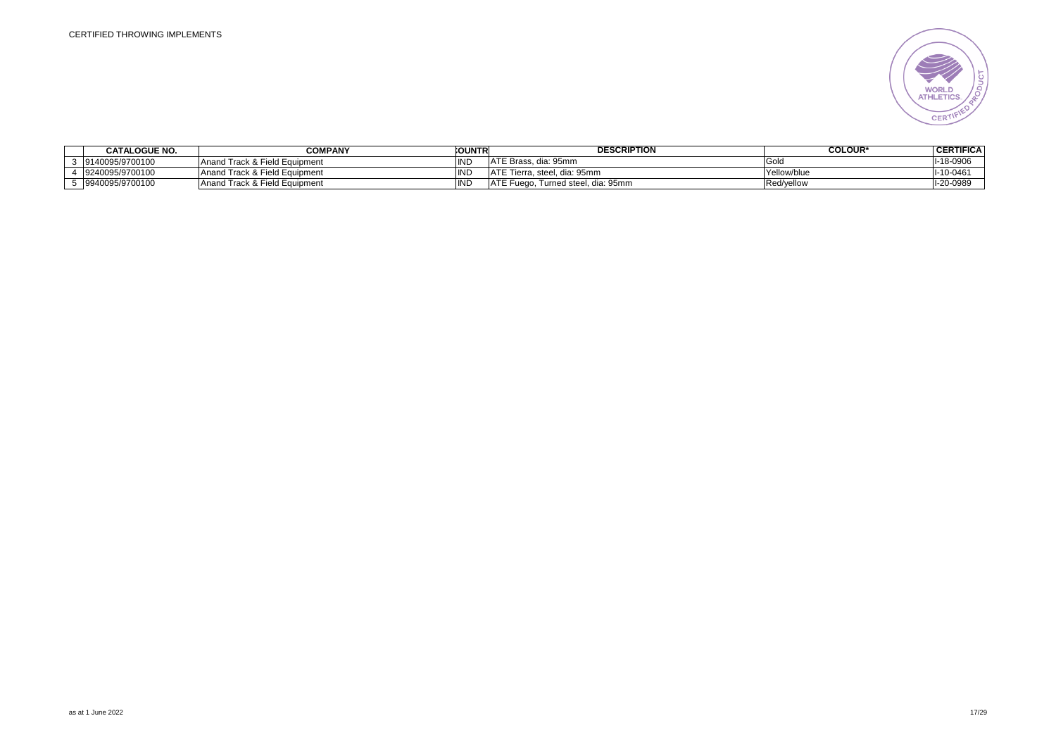CERTIFIED THROWING IMPLEMENTS

| | CATALOGUE NO. | COMPANY | COUNTR | DESCRIPTION | COLOUR* | CERTIFICA |
|---|---|---|---|---|---|---|
| 3 | 9140095/9700100 | Anand Track & Field Equipment | IND | ATE Brass, dia: 95mm | Gold | I-18-0906 |
| 4 | 9240095/9700100 | Anand Track & Field Equipment | IND | ATE Tierra, steel, dia: 95mm | Yellow/blue | I-10-0461 |
| 5 | 9940095/9700100 | Anand Track & Field Equipment | IND | ATE Fuego, Turned steel, dia: 95mm | Red/yellow | I-20-0989 |

as at 1 June 2022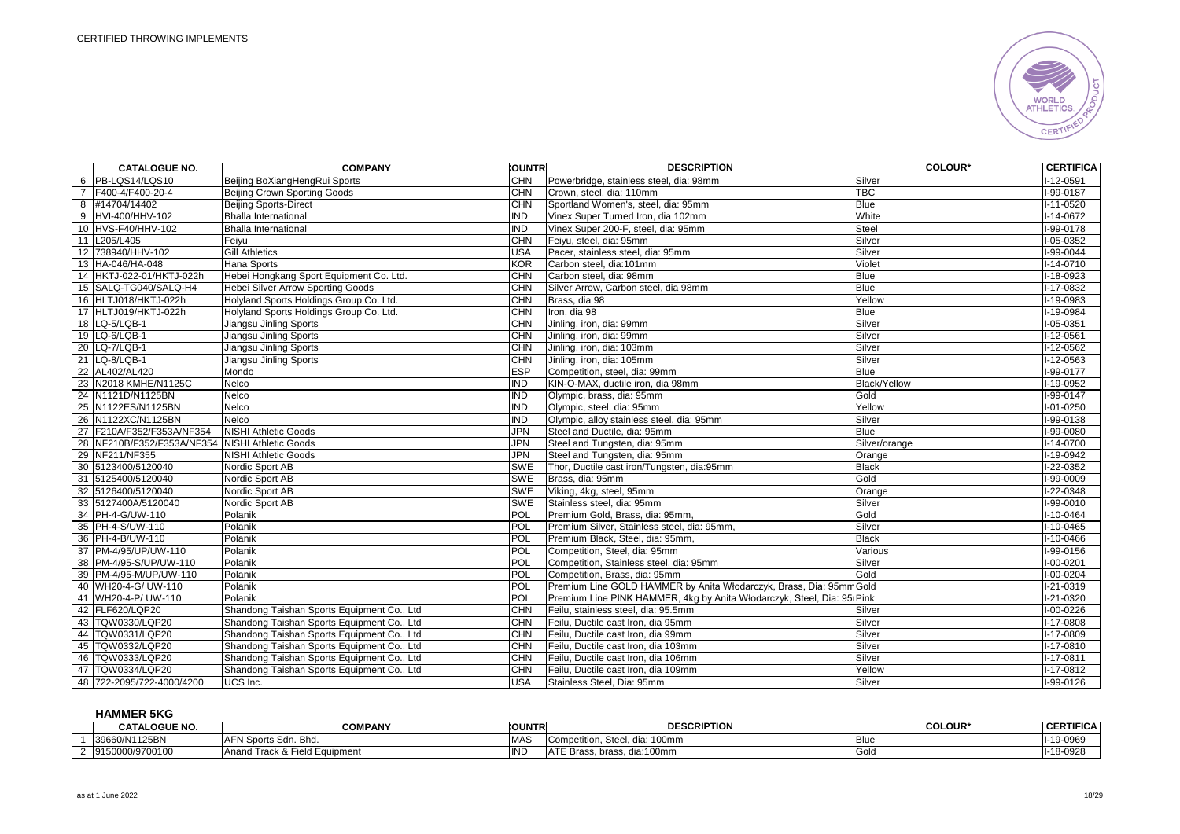CERTIFIED THROWING IMPLEMENTS

| | CATALOGUE NO. | COMPANY | COUNTR | DESCRIPTION | COLOUR* | CERTIFICA |
|---|---|---|---|---|---|---|
| 6 | PB-LQS14/LQS10 | Beijing BoXiangHengRui Sports | CHN | Powerbridge, stainless steel, dia: 98mm | Silver | I-12-0591 |
| 7 | F400-4/F400-20-4 | Beijing Crown Sporting Goods | CHN | Crown, steel, dia: 110mm | TBC | I-99-0187 |
| 8 | #14704/14402 | Beijing Sports-Direct | CHN | Sportland Women's, steel, dia: 95mm | Blue | I-11-0520 |
| 9 | HVI-400/HHV-102 | Bhalla International | IND | Vinex Super Turned Iron, dia 102mm | White | I-14-0672 |
| 10 | HVS-F40/HHV-102 | Bhalla International | IND | Vinex Super 200-F, steel, dia: 95mm | Steel | I-99-0178 |
| 11 | L205/L405 | Feiyu | CHN | Feiyu, steel, dia: 95mm | Silver | I-05-0352 |
| 12 | 738940/HHV-102 | Gill Athletics | USA | Pacer, stainless steel, dia: 95mm | Silver | I-99-0044 |
| 13 | HA-046/HA-048 | Hana Sports | KOR | Carbon steel, dia:101mm | Violet | I-14-0710 |
| 14 | HKTJ-022-01/HKTJ-022h | Hebei Hongkang Sport Equipment Co. Ltd. | CHN | Carbon steel, dia: 98mm | Blue | I-18-0923 |
| 15 | SALQ-TG040/SALQ-H4 | Hebei Silver Arrow Sporting Goods | CHN | Silver Arrow, Carbon steel, dia 98mm | Blue | I-17-0832 |
| 16 | HLTJ018/HKTJ-022h | Holyland Sports Holdings Group Co. Ltd. | CHN | Brass, dia 98 | Yellow | I-19-0983 |
| 17 | HLTJ019/HKTJ-022h | Holyland Sports Holdings Group Co. Ltd. | CHN | Iron, dia 98 | Blue | I-19-0984 |
| 18 | LQ-5/LQB-1 | Jiangsu Jinling Sports | CHN | Jinling, iron, dia: 99mm | Silver | I-05-0351 |
| 19 | LQ-6/LQB-1 | Jiangsu Jinling Sports | CHN | Jinling, iron, dia: 99mm | Silver | I-12-0561 |
| 20 | LQ-7/LQB-1 | Jiangsu Jinling Sports | CHN | Jinling, iron, dia: 103mm | Silver | I-12-0562 |
| 21 | LQ-8/LQB-1 | Jiangsu Jinling Sports | CHN | Jinling, iron, dia: 105mm | Silver | I-12-0563 |
| 22 | AL402/AL420 | Mondo | ESP | Competition, steel, dia: 99mm | Blue | I-99-0177 |
| 23 | N2018 KMHE/N1125C | Nelco | IND | KIN-O-MAX, ductile iron, dia 98mm | Black/Yellow | I-19-0952 |
| 24 | N1121D/N1125BN | Nelco | IND | Olympic, brass, dia: 95mm | Gold | I-99-0147 |
| 25 | N1122ES/N1125BN | Nelco | IND | Olympic, steel, dia: 95mm | Yellow | I-01-0250 |
| 26 | N1122XC/N1125BN | Nelco | IND | Olympic, alloy stainless steel, dia: 95mm | Silver | I-99-0138 |
| 27 | F210A/F352/F353A/NF354 | NISHI Athletic Goods | JPN | Steel and Ductile, dia: 95mm | Blue | I-99-0080 |
| 28 | NF210B/F352/F353A/NF354 | NISHI Athletic Goods | JPN | Steel and Tungsten, dia: 95mm | Silver/orange | I-14-0700 |
| 29 | NF211/NF355 | NISHI Athletic Goods | JPN | Steel and Tungsten, dia: 95mm | Orange | I-19-0942 |
| 30 | 5123400/5120040 | Nordic Sport AB | SWE | Thor, Ductile cast iron/Tungsten, dia:95mm | Black | I-22-0352 |
| 31 | 5125400/5120040 | Nordic Sport AB | SWE | Brass, dia: 95mm | Gold | I-99-0009 |
| 32 | 5126400/5120040 | Nordic Sport AB | SWE | Viking, 4kg, steel, 95mm | Orange | I-22-0348 |
| 33 | 5127400A/5120040 | Nordic Sport AB | SWE | Stainless steel, dia: 95mm | Silver | I-99-0010 |
| 34 | PH-4-G/UW-110 | Polanik | POL | Premium Gold, Brass, dia: 95mm, | Gold | I-10-0464 |
| 35 | PH-4-S/UW-110 | Polanik | POL | Premium Silver, Stainless steel, dia: 95mm, | Silver | I-10-0465 |
| 36 | PH-4-B/UW-110 | Polanik | POL | Premium Black, Steel, dia: 95mm, | Black | I-10-0466 |
| 37 | PM-4/95/UP/UW-110 | Polanik | POL | Competition, Steel, dia: 95mm | Various | I-99-0156 |
| 38 | PM-4/95-S/UP/UW-110 | Polanik | POL | Competition, Stainless steel, dia: 95mm | Silver | I-00-0201 |
| 39 | PM-4/95-M/UP/UW-110 | Polanik | POL | Competition, Brass, dia: 95mm | Gold | I-00-0204 |
| 40 | WH20-4-G/ UW-110 | Polanik | POL | Premium Line GOLD HAMMER by Anita Włodarczyk, Brass, Dia: 95mm | Gold | I-21-0319 |
| 41 | WH20-4-P/ UW-110 | Polanik | POL | Premium Line PINK HAMMER, 4kg by Anita Włodarczyk, Steel, Dia: 95 | Pink | I-21-0320 |
| 42 | FLF620/LQP20 | Shandong Taishan Sports Equipment Co., Ltd | CHN | Feilu, stainless steel, dia: 95.5mm | Silver | I-00-0226 |
| 43 | TQW0330/LQP20 | Shandong Taishan Sports Equipment Co., Ltd | CHN | Feilu, Ductile cast Iron, dia 95mm | Silver | I-17-0808 |
| 44 | TQW0331/LQP20 | Shandong Taishan Sports Equipment Co., Ltd | CHN | Feilu, Ductile cast Iron, dia 99mm | Silver | I-17-0809 |
| 45 | TQW0332/LQP20 | Shandong Taishan Sports Equipment Co., Ltd | CHN | Feilu, Ductile cast Iron, dia 103mm | Silver | I-17-0810 |
| 46 | TQW0333/LQP20 | Shandong Taishan Sports Equipment Co., Ltd | CHN | Feilu, Ductile cast Iron, dia 106mm | Silver | I-17-0811 |
| 47 | TQW0334/LQP20 | Shandong Taishan Sports Equipment Co., Ltd | CHN | Feilu, Ductile cast Iron, dia 109mm | Yellow | I-17-0812 |
| 48 | 722-2095/722-4000/4200 | UCS Inc. | USA | Stainless Steel, Dia: 95mm | Silver | I-99-0126 |

**HAMMER 5KG**

| | CATALOGUE NO. | COMPANY | COUNTR | DESCRIPTION | COLOUR* | CERTIFICA |
|---|---|---|---|---|---|---|
| 1 | 39660/N1125BN | AFN Sports Sdn. Bhd. | MAS | Competition, Steel, dia: 100mm | Blue | I-19-0969 |
| 2 | 9150000/9700100 | Anand Track & Field Equipment | IND | ATE Brass, brass, dia:100mm | Gold | I-18-0928 |

as at 1 June 2022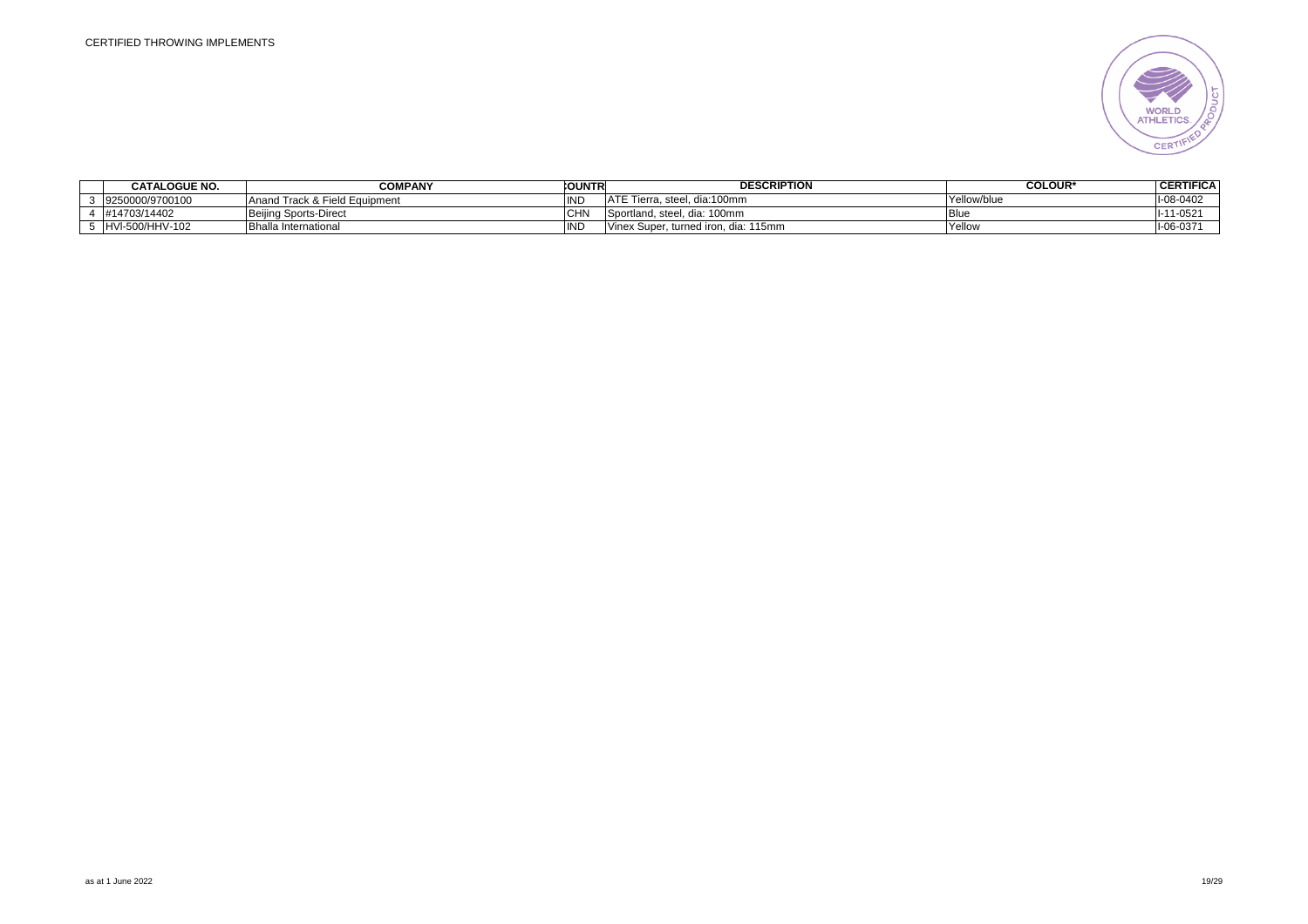CERTIFIED THROWING IMPLEMENTS

| | CATALOGUE NO. | COMPANY | COUNTR | DESCRIPTION | COLOUR* | CERTIFICA |
|---|---|---|---|---|---|---|
| 3 | 9250000/9700100 | Anand Track & Field Equipment | IND | ATE Tierra, steel, dia:100mm | Yellow/blue | I-08-0402 |
| 4 | #14703/14402 | Beijing Sports-Direct | CHN | Sportland, steel, dia: 100mm | Blue | I-11-0521 |
| 5 | HVI-500/HHV-102 | Bhalla International | IND | Vinex Super, turned iron, dia: 115mm | Yellow | I-06-0371 |

as at 1 June 2022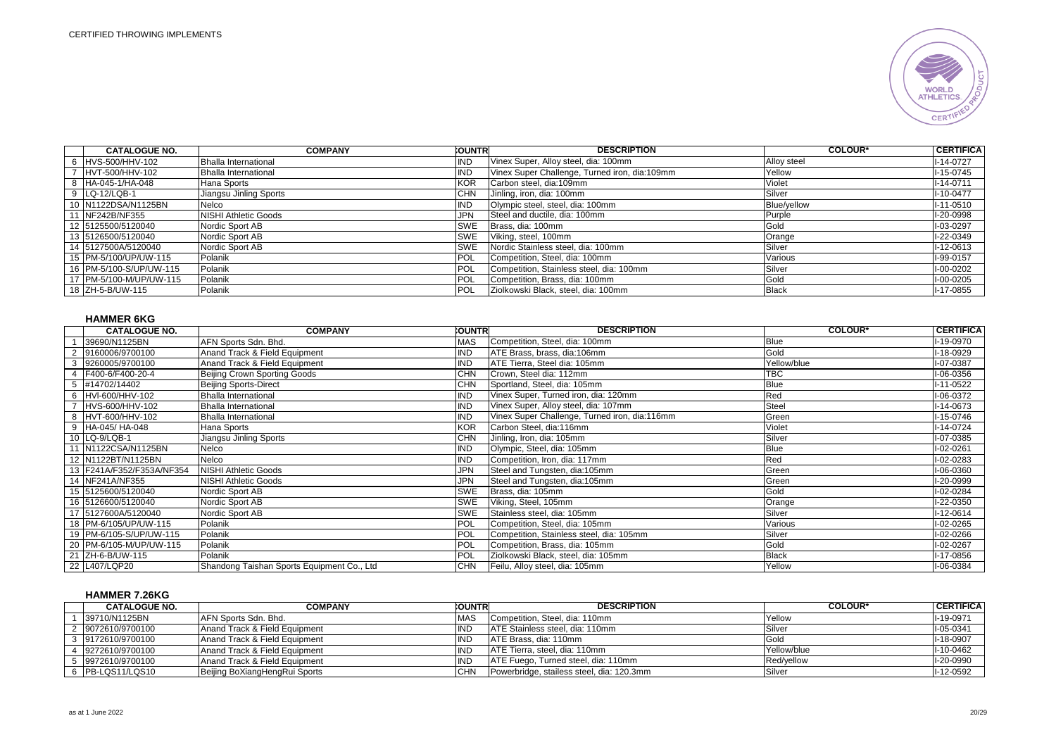CERTIFIED THROWING IMPLEMENTS

| | CATALOGUE NO. | COMPANY | COUNTRY | DESCRIPTION | COLOUR* | CERTIFICATE |
|---|---|---|---|---|---|---|
| 6 | HVS-500/HHV-102 | Bhalla International | IND | Vinex Super, Alloy steel, dia: 100mm | Alloy steel | I-14-0727 |
| 7 | HVT-500/HHV-102 | Bhalla International | IND | Vinex Super Challenge, Turned iron, dia:109mm | Yellow | I-15-0745 |
| 8 | HA-045-1/HA-048 | Hana Sports | KOR | Carbon steel, dia:109mm | Violet | I-14-0711 |
| 9 | LQ-12/LQB-1 | Jiangsu Jinling Sports | CHN | Jinling, iron, dia: 100mm | Silver | I-10-0477 |
| 10 | N1122DSA/N1125BN | Nelco | IND | Olympic steel, steel, dia: 100mm | Blue/yellow | I-11-0510 |
| 11 | NF242B/NF355 | NISHI Athletic Goods | JPN | Steel and ductile, dia: 100mm | Purple | I-20-0998 |
| 12 | 5125500/5120040 | Nordic Sport AB | SWE | Brass, dia: 100mm | Gold | I-03-0297 |
| 13 | 5126500/5120040 | Nordic Sport AB | SWE | Viking, steel, 100mm | Orange | I-22-0349 |
| 14 | 5127500A/5120040 | Nordic Sport AB | SWE | Nordic Stainless steel, dia: 100mm | Silver | I-12-0613 |
| 15 | PM-5/100/UP/UW-115 | Polanik | POL | Competition, Steel, dia: 100mm | Various | I-99-0157 |
| 16 | PM-5/100-S/UP/UW-115 | Polanik | POL | Competition, Stainless steel, dia: 100mm | Silver | I-00-0202 |
| 17 | PM-5/100-M/UP/UW-115 | Polanik | POL | Competition, Brass, dia: 100mm | Gold | I-00-0205 |
| 18 | ZH-5-B/UW-115 | Polanik | POL | Ziolkowski Black, steel, dia: 100mm | Black | I-17-0855 |

## HAMMER 6KG

| | CATALOGUE NO. | COMPANY | COUNTRY | DESCRIPTION | COLOUR* | CERTIFICATE |
|---|---|---|---|---|---|---|
| 1 | 39690/N1125BN | AFN Sports Sdn. Bhd. | MAS | Competition, Steel, dia: 100mm | Blue | I-19-0970 |
| 2 | 9160006/9700100 | Anand Track & Field Equipment | IND | ATE Brass, brass, dia:106mm | Gold | I-18-0929 |
| 3 | 9260005/9700100 | Anand Track & Field Equipment | IND | ATE Tierra, Steel dia: 105mm | Yellow/blue | I-07-0387 |
| 4 | F400-6/F400-20-4 | Beijing Crown Sporting Goods | CHN | Crown, Steel dia: 112mm | TBC | I-06-0356 |
| 5 | #14702/14402 | Beijing Sports-Direct | CHN | Sportland, Steel, dia: 105mm | Blue | I-11-0522 |
| 6 | HVI-600/HHV-102 | Bhalla International | IND | Vinex Super, Turned iron, dia: 120mm | Red | I-06-0372 |
| 7 | HVS-600/HHV-102 | Bhalla International | IND | Vinex Super, Alloy steel, dia: 107mm | Steel | I-14-0673 |
| 8 | HVT-600/HHV-102 | Bhalla International | IND | Vinex Super Challenge, Turned iron, dia:116mm | Green | I-15-0746 |
| 9 | HA-045/ HA-048 | Hana Sports | KOR | Carbon Steel, dia:116mm | Violet | I-14-0724 |
| 10 | LQ-9/LQB-1 | Jiangsu Jinling Sports | CHN | Jinling, Iron, dia: 105mm | Silver | I-07-0385 |
| 11 | N1122CSA/N1125BN | Nelco | IND | Olympic, Steel, dia: 105mm | Blue | I-02-0261 |
| 12 | N1122BT/N1125BN | Nelco | IND | Competition, Iron, dia: 117mm | Red | I-02-0283 |
| 13 | F241A/F352/F353A/NF354 | NISHI Athletic Goods | JPN | Steel and Tungsten, dia:105mm | Green | I-06-0360 |
| 14 | NF241A/NF355 | NISHI Athletic Goods | JPN | Steel and Tungsten, dia:105mm | Green | I-20-0999 |
| 15 | 5125600/5120040 | Nordic Sport AB | SWE | Brass, dia: 105mm | Gold | I-02-0284 |
| 16 | 5126600/5120040 | Nordic Sport AB | SWE | Viking, Steel, 105mm | Orange | I-22-0350 |
| 17 | 5127600A/5120040 | Nordic Sport AB | SWE | Stainless steel, dia: 105mm | Silver | I-12-0614 |
| 18 | PM-6/105/UP/UW-115 | Polanik | POL | Competition, Steel, dia: 105mm | Various | I-02-0265 |
| 19 | PM-6/105-S/UP/UW-115 | Polanik | POL | Competition, Stainless steel, dia: 105mm | Silver | I-02-0266 |
| 20 | PM-6/105-M/UP/UW-115 | Polanik | POL | Competition, Brass, dia: 105mm | Gold | I-02-0267 |
| 21 | ZH-6-B/UW-115 | Polanik | POL | Ziolkowski Black, steel, dia: 105mm | Black | I-17-0856 |
| 22 | L407/LQP20 | Shandong Taishan Sports Equipment Co., Ltd | CHN | Feilu, Alloy steel, dia: 105mm | Yellow | I-06-0384 |

## HAMMER 7.26KG

| | CATALOGUE NO. | COMPANY | COUNTRY | DESCRIPTION | COLOUR* | CERTIFICATE |
|---|---|---|---|---|---|---|
| 1 | 39710/N1125BN | AFN Sports Sdn. Bhd. | MAS | Competition, Steel, dia: 110mm | Yellow | I-19-0971 |
| 2 | 9072610/9700100 | Anand Track & Field Equipment | IND | ATE Stainless steel, dia: 110mm | Silver | I-05-0341 |
| 3 | 9172610/9700100 | Anand Track & Field Equipment | IND | ATE Brass, dia: 110mm | Gold | I-18-0907 |
| 4 | 9272610/9700100 | Anand Track & Field Equipment | IND | ATE Tierra, steel, dia: 110mm | Yellow/blue | I-10-0462 |
| 5 | 9972610/9700100 | Anand Track & Field Equipment | IND | ATE Fuego, Turned steel, dia: 110mm | Red/yellow | I-20-0990 |
| 6 | PB-LQS11/LQS10 | Beijing BoXiangHengRui Sports | CHN | Powerbridge, stailess steel, dia: 120.3mm | Silver | I-12-0592 |

as at 1 June 2022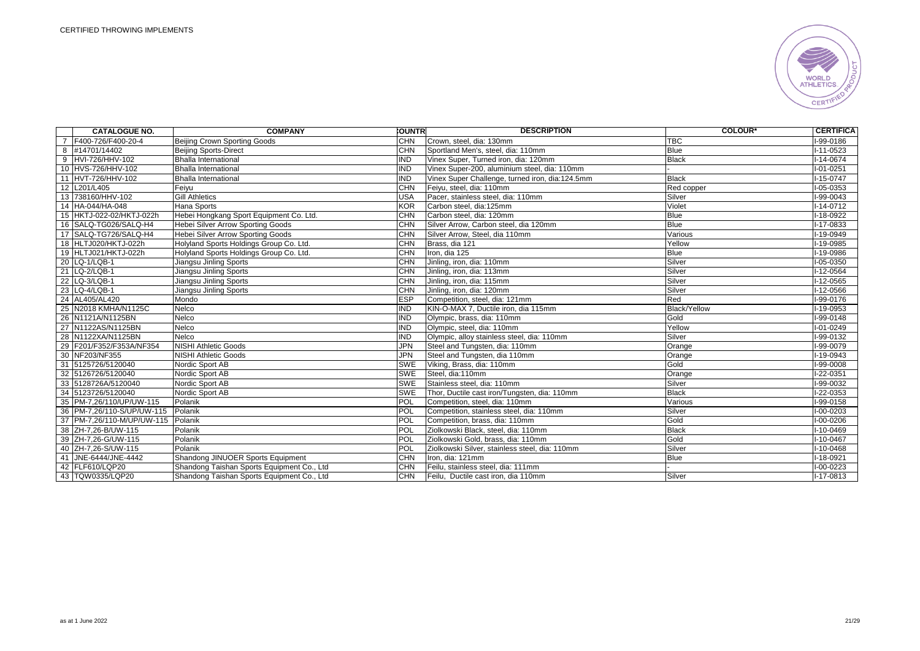CERTIFIED THROWING IMPLEMENTS

| | CATALOGUE NO. | COMPANY | COUNTRY | DESCRIPTION | COLOUR* | CERTIFICATE |
|---|---|---|---|---|---|---|
| 7 | F400-726/F400-20-4 | Beijing Crown Sporting Goods | CHN | Crown, steel, dia: 130mm | TBC | I-99-0186 |
| 8 | #14701/14402 | Beijing Sports-Direct | CHN | Sportland Men's, steel, dia: 110mm | Blue | I-11-0523 |
| 9 | HVI-726/HHV-102 | Bhalla International | IND | Vinex Super, Turned iron, dia: 120mm | Black | I-14-0674 |
| 10 | HVS-726/HHV-102 | Bhalla International | IND | Vinex Super-200, aluminium steel, dia: 110mm | - | I-01-0251 |
| 11 | HVT-726/HHV-102 | Bhalla International | IND | Vinex Super Challenge, turned iron, dia:124.5mm | Black | I-15-0747 |
| 12 | L201/L405 | Feiyu | CHN | Feiyu, steel, dia: 110mm | Red copper | I-05-0353 |
| 13 | 738160/HHV-102 | Gill Athletics | USA | Pacer, stainless steel, dia: 110mm | Silver | I-99-0043 |
| 14 | HA-044/HA-048 | Hana Sports | KOR | Carbon steel, dia:125mm | Violet | I-14-0712 |
| 15 | HKTJ-022-02/HKTJ-022h | Hebei Hongkang Sport Equipment Co. Ltd. | CHN | Carbon steel, dia: 120mm | Blue | I-18-0922 |
| 16 | SALQ-TG026/SALQ-H4 | Hebei Silver Arrow Sporting Goods | CHN | Silver Arrow, Carbon steel, dia 120mm | Blue | I-17-0833 |
| 17 | SALQ-TG726/SALQ-H4 | Hebei Silver Arrow Sporting Goods | CHN | Silver Arrow, Steel, dia 110mm | Various | I-19-0949 |
| 18 | HLTJ020/HKTJ-022h | Holyland Sports Holdings Group Co. Ltd. | CHN | Brass, dia 121 | Yellow | I-19-0985 |
| 19 | HLTJ021/HKTJ-022h | Holyland Sports Holdings Group Co. Ltd. | CHN | Iron, dia 125 | Blue | I-19-0986 |
| 20 | LQ-1/LQB-1 | Jiangsu Jinling Sports | CHN | Jinling, iron, dia: 110mm | Silver | I-05-0350 |
| 21 | LQ-2/LQB-1 | Jiangsu Jinling Sports | CHN | Jinling, iron, dia: 113mm | Silver | I-12-0564 |
| 22 | LQ-3/LQB-1 | Jiangsu Jinling Sports | CHN | Jinling, iron, dia: 115mm | Silver | I-12-0565 |
| 23 | LQ-4/LQB-1 | Jiangsu Jinling Sports | CHN | Jinling, iron, dia: 120mm | Silver | I-12-0566 |
| 24 | AL405/AL420 | Mondo | ESP | Competition, steel, dia: 121mm | Red | I-99-0176 |
| 25 | N2018 KMHA/N1125C | Nelco | IND | KIN-O-MAX 7, Ductile iron, dia 115mm | Black/Yellow | I-19-0953 |
| 26 | N1121A/N1125BN | Nelco | IND | Olympic, brass, dia: 110mm | Gold | I-99-0148 |
| 27 | N1122AS/N1125BN | Nelco | IND | Olympic, steel, dia: 110mm | Yellow | I-01-0249 |
| 28 | N1122XA/N1125BN | Nelco | IND | Olympic, alloy stainless steel, dia: 110mm | Silver | I-99-0132 |
| 29 | F201/F352/F353A/NF354 | NISHI Athletic Goods | JPN | Steel and Tungsten, dia: 110mm | Orange | I-99-0079 |
| 30 | NF203/NF355 | NISHI Athletic Goods | JPN | Steel and Tungsten, dia 110mm | Orange | I-19-0943 |
| 31 | 5125726/5120040 | Nordic Sport AB | SWE | Viking, Brass, dia: 110mm | Gold | I-99-0008 |
| 32 | 5126726/5120040 | Nordic Sport AB | SWE | Steel, dia:110mm | Orange | I-22-0351 |
| 33 | 5128726A/5120040 | Nordic Sport AB | SWE | Stainless steel, dia: 110mm | Silver | I-99-0032 |
| 34 | 5123726/5120040 | Nordic Sport AB | SWE | Thor, Ductile cast iron/Tungsten, dia: 110mm | Black | I-22-0353 |
| 35 | PM-7,26/110/UP/UW-115 | Polanik | POL | Competition, steel, dia: 110mm | Various | I-99-0158 |
| 36 | PM-7,26/110-S/UP/UW-115 | Polanik | POL | Competition, stainless steel, dia: 110mm | Silver | I-00-0203 |
| 37 | PM-7,26/110-M/UP/UW-115 | Polanik | POL | Competition, brass, dia: 110mm | Gold | I-00-0206 |
| 38 | ZH-7,26-B/UW-115 | Polanik | POL | Ziolkowski Black, steel, dia: 110mm | Black | I-10-0469 |
| 39 | ZH-7,26-G/UW-115 | Polanik | POL | Ziolkowski Gold, brass, dia: 110mm | Gold | I-10-0467 |
| 40 | ZH-7,26-S/UW-115 | Polanik | POL | Ziolkowski Silver, stainless steel, dia: 110mm | Silver | I-10-0468 |
| 41 | JNE-6444/JNE-4442 | Shandong JINUOER Sports Equipment | CHN | Iron, dia: 121mm | Blue | I-18-0921 |
| 42 | FLF610/LQP20 | Shandong Taishan Sports Equipment Co., Ltd | CHN | Feilu, stainless steel, dia: 111mm | - | I-00-0223 |
| 43 | TQW0335/LQP20 | Shandong Taishan Sports Equipment Co., Ltd | CHN | Feilu, Ductile cast iron, dia 110mm | Silver | I-17-0813 |

as at 1 June 2022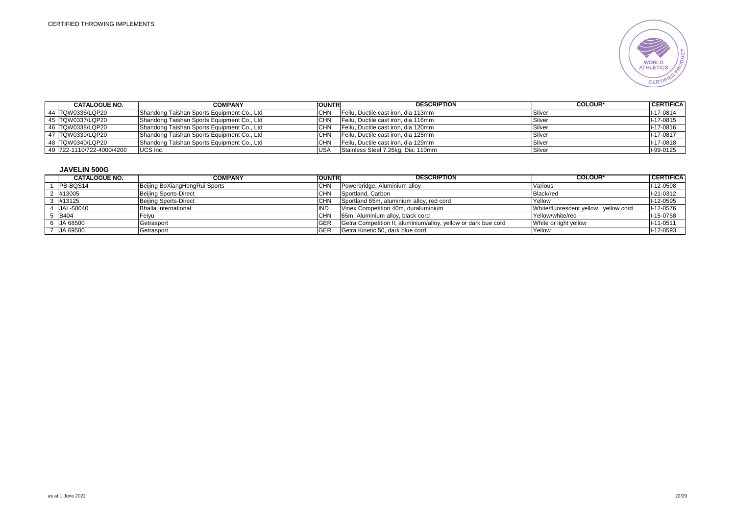| | CATALOGUE NO. | COMPANY | COUNTRY | DESCRIPTION | COLOUR* | CERTIFICATE |
|---|---|---|---|---|---|---|
| 44 | TQW0336/LQP20 | Shandong Taishan Sports Equipment Co., Ltd | CHN | Feilu, Ductile cast iron, dia 113mm | Silver | I-17-0814 |
| 45 | TQW0337/LQP20 | Shandong Taishan Sports Equipment Co., Ltd | CHN | Feilu, Ductile cast iron, dia 116mm | Silver | I-17-0815 |
| 46 | TQW0338/LQP20 | Shandong Taishan Sports Equipment Co., Ltd | CHN | Feilu, Ductile cast iron, dia 120mm | Silver | I-17-0816 |
| 47 | TQW0339/LQP20 | Shandong Taishan Sports Equipment Co., Ltd | CHN | Feilu, Ductile cast iron, dia 125mm | Silver | I-17-0817 |
| 48 | TQW0340/LQP20 | Shandong Taishan Sports Equipment Co., Ltd | CHN | Feilu, Ductile cast iron, dia 129mm | Silver | I-17-0818 |
| 49 | 722-1110/722-4000/4200 | UCS Inc. | USA | Stainless Steel 7.26kg, Dia: 110mm | Silver | I-99-0125 |

### JAVELIN 500G

| | CATALOGUE NO. | COMPANY | COUNTRY | DESCRIPTION | COLOUR* | CERTIFICATE |
|---|---|---|---|---|---|---|
| 1 | PB-BQS14 | Beijing BoXiangHengRui Sports | CHN | Powerbridge, Aluminium alloy | Various | I-12-0598 |
| 2 | #13005 | Beijing Sports-Direct | CHN | Sportland, Carbon | Black/red | I-21-0312 |
| 3 | #13125 | Beijing Sports-Direct | CHN | Sportland 65m, aluminium alloy, red cord | Yellow | I-12-0595 |
| 4 | JAL-50040 | Bhalla International | IND | Vinex Competition 40m, duraluminium | White/fluorescent yellow, yellow cord | I-12-0576 |
| 5 | B404 | Feiyu | CHN | 65m, Aluminium alloy, black cord | Yellow/white/red | I-15-0758 |
| 6 | JA 68500 | Getrasport | GER | Getra Competition II, aluminium/alloy, yellow or dark bue cord | White or light yellow | I-11-0511 |
| 7 | JA 69500 | Getrasport | GER | Getra Kinetic 50, dark blue cord | Yellow | I-12-0593 |

as at 1 June 2022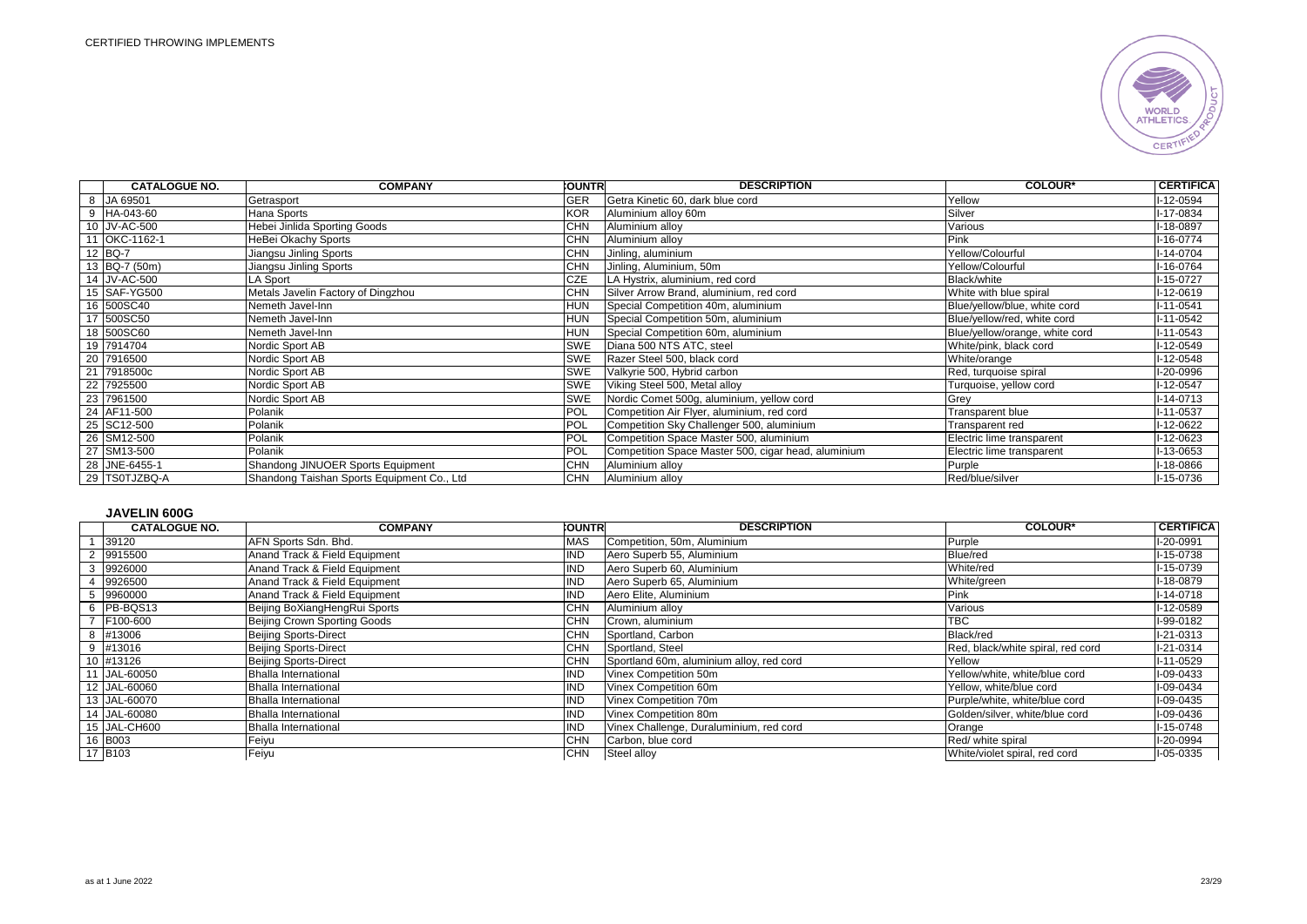CERTIFIED THROWING IMPLEMENTS

| | CATALOGUE NO. | COMPANY | COUNTR | DESCRIPTION | COLOUR* | CERTIFICA |
|---|---|---|---|---|---|---|
| 8 | JA 69501 | Getrasport | GER | Getra Kinetic 60, dark blue cord | Yellow | I-12-0594 |
| 9 | HA-043-60 | Hana Sports | KOR | Aluminium alloy 60m | Silver | I-17-0834 |
| 10 | JV-AC-500 | Hebei Jinlida Sporting Goods | CHN | Aluminium alloy | Various | I-18-0897 |
| 11 | OKC-1162-1 | HeBei Okachy Sports | CHN | Aluminium alloy | Pink | I-16-0774 |
| 12 | BQ-7 | Jiangsu Jinling Sports | CHN | Jinling, aluminium | Yellow/Colourful | I-14-0704 |
| 13 | BQ-7 (50m) | Jiangsu Jinling Sports | CHN | Jinling, Aluminium, 50m | Yellow/Colourful | I-16-0764 |
| 14 | JV-AC-500 | LA Sport | CZE | LA Hystrix, aluminium, red cord | Black/white | I-15-0727 |
| 15 | SAF-YG500 | Metals Javelin Factory of Dingzhou | CHN | Silver Arrow Brand, aluminium, red cord | White with blue spiral | I-12-0619 |
| 16 | 500SC40 | Nemeth Javel-Inn | HUN | Special Competition 40m, aluminium | Blue/yellow/blue, white cord | I-11-0541 |
| 17 | 500SC50 | Nemeth Javel-Inn | HUN | Special Competition 50m, aluminium | Blue/yellow/red, white cord | I-11-0542 |
| 18 | 500SC60 | Nemeth Javel-Inn | HUN | Special Competition 60m, aluminium | Blue/yellow/orange, white cord | I-11-0543 |
| 19 | 7914704 | Nordic Sport AB | SWE | Diana 500 NTS ATC, steel | White/pink, black cord | I-12-0549 |
| 20 | 7916500 | Nordic Sport AB | SWE | Razer Steel 500, black cord | White/orange | I-12-0548 |
| 21 | 7918500c | Nordic Sport AB | SWE | Valkyrie 500, Hybrid carbon | Red, turquoise spiral | I-20-0996 |
| 22 | 7925500 | Nordic Sport AB | SWE | Viking Steel 500, Metal alloy | Turquoise, yellow cord | I-12-0547 |
| 23 | 7961500 | Nordic Sport AB | SWE | Nordic Comet 500g, aluminium, yellow cord | Grey | I-14-0713 |
| 24 | AF11-500 | Polanik | POL | Competition Air Flyer, aluminium, red cord | Transparent blue | I-11-0537 |
| 25 | SC12-500 | Polanik | POL | Competition Sky Challenger 500, aluminium | Transparent red | I-12-0622 |
| 26 | SM12-500 | Polanik | POL | Competition Space Master 500, aluminium | Electric lime transparent | I-12-0623 |
| 27 | SM13-500 | Polanik | POL | Competition Space Master 500, cigar head, aluminium | Electric lime transparent | I-13-0653 |
| 28 | JNE-6455-1 | Shandong JINUOER Sports Equipment | CHN | Aluminium alloy | Purple | I-18-0866 |
| 29 | TS0TJZBQ-A | Shandong Taishan Sports Equipment Co., Ltd | CHN | Aluminium alloy | Red/blue/silver | I-15-0736 |

### JAVELIN 600G

| | CATALOGUE NO. | COMPANY | COUNTR | DESCRIPTION | COLOUR* | CERTIFICA |
|---|---|---|---|---|---|---|
| 1 | 39120 | AFN Sports Sdn. Bhd. | MAS | Competition, 50m, Aluminium | Purple | I-20-0991 |
| 2 | 9915500 | Anand Track & Field Equipment | IND | Aero Superb 55, Aluminium | Blue/red | I-15-0738 |
| 3 | 9926000 | Anand Track & Field Equipment | IND | Aero Superb 60, Aluminium | White/red | I-15-0739 |
| 4 | 9926500 | Anand Track & Field Equipment | IND | Aero Superb 65, Aluminium | White/green | I-18-0879 |
| 5 | 9960000 | Anand Track & Field Equipment | IND | Aero Elite, Aluminium | Pink | I-14-0718 |
| 6 | PB-BQS13 | Beijing BoXiangHengRui Sports | CHN | Aluminium alloy | Various | I-12-0589 |
| 7 | F100-600 | Beijing Crown Sporting Goods | CHN | Crown, aluminium | TBC | I-99-0182 |
| 8 | #13006 | Beijing Sports-Direct | CHN | Sportland, Carbon | Black/red | I-21-0313 |
| 9 | #13016 | Beijing Sports-Direct | CHN | Sportland, Steel | Red, black/white spiral, red cord | I-21-0314 |
| 10 | #13126 | Beijing Sports-Direct | CHN | Sportland 60m, aluminium alloy, red cord | Yellow | I-11-0529 |
| 11 | JAL-60050 | Bhalla International | IND | Vinex Competition 50m | Yellow/white, white/blue cord | I-09-0433 |
| 12 | JAL-60060 | Bhalla International | IND | Vinex Competition 60m | Yellow, white/blue cord | I-09-0434 |
| 13 | JAL-60070 | Bhalla International | IND | Vinex Competition 70m | Purple/white, white/blue cord | I-09-0435 |
| 14 | JAL-60080 | Bhalla International | IND | Vinex Competition 80m | Golden/silver, white/blue cord | I-09-0436 |
| 15 | JAL-CH600 | Bhalla International | IND | Vinex Challenge, Duraluminium, red cord | Orange | I-15-0748 |
| 16 | B003 | Feiyu | CHN | Carbon, blue cord | Red/ white spiral | I-20-0994 |
| 17 | B103 | Feiyu | CHN | Steel alloy | White/violet spiral, red cord | I-05-0335 |

as at 1 June 2022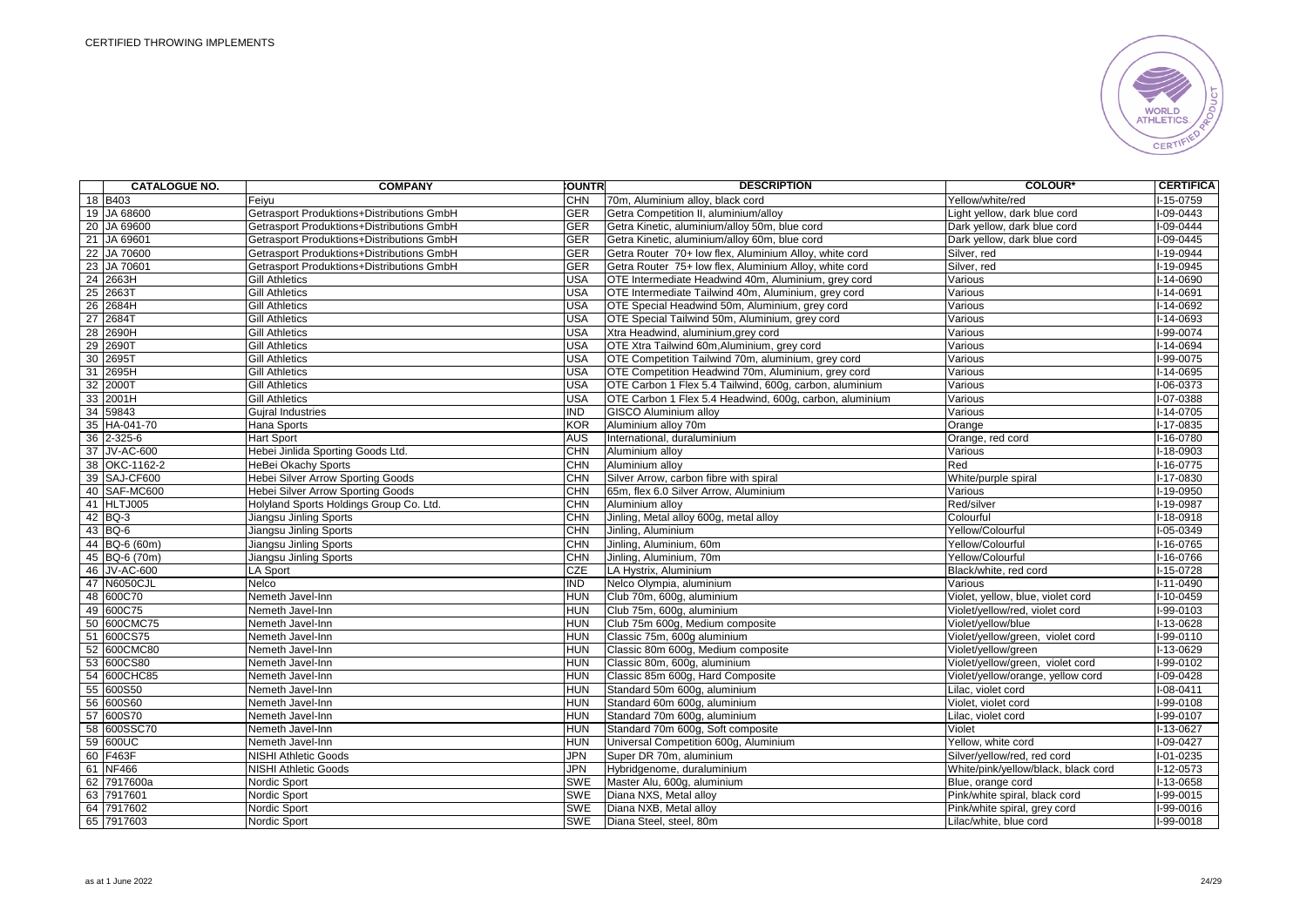CERTIFIED THROWING IMPLEMENTS

| | CATALOGUE NO. | COMPANY | COUNTR | DESCRIPTION | COLOUR* | CERTIFICA |
|---|---|---|---|---|---|---|
| 18 | B403 | Feiyu | CHN | 70m, Aluminium alloy, black cord | Yellow/white/red | I-15-0759 |
| 19 | JA 68600 | Getrasport Produktions+Distributions GmbH | GER | Getra Competition II, aluminium/alloy | Light yellow, dark blue cord | I-09-0443 |
| 20 | JA 69600 | Getrasport Produktions+Distributions GmbH | GER | Getra Kinetic, aluminium/alloy 50m, blue cord | Dark yellow, dark blue cord | I-09-0444 |
| 21 | JA 69601 | Getrasport Produktions+Distributions GmbH | GER | Getra Kinetic, aluminium/alloy 60m, blue cord | Dark yellow, dark blue cord | I-09-0445 |
| 22 | JA 70600 | Getrasport Produktions+Distributions GmbH | GER | Getra Router 70+ low flex, Aluminium Alloy, white cord | Silver, red | I-19-0944 |
| 23 | JA 70601 | Getrasport Produktions+Distributions GmbH | GER | Getra Router 75+ low flex, Aluminium Alloy, white cord | Silver, red | I-19-0945 |
| 24 | 2663H | Gill Athletics | USA | OTE Intermediate Headwind 40m, Aluminium, grey cord | Various | I-14-0690 |
| 25 | 2663T | Gill Athletics | USA | OTE Intermediate Tailwind 40m, Aluminium, grey cord | Various | I-14-0691 |
| 26 | 2684H | Gill Athletics | USA | OTE Special Headwind 50m, Aluminium, grey cord | Various | I-14-0692 |
| 27 | 2684T | Gill Athletics | USA | OTE Special Tailwind 50m, Aluminium, grey cord | Various | I-14-0693 |
| 28 | 2690H | Gill Athletics | USA | Xtra Headwind, aluminium,grey cord | Various | I-99-0074 |
| 29 | 2690T | Gill Athletics | USA | OTE Xtra Tailwind 60m,Aluminium, grey cord | Various | I-14-0694 |
| 30 | 2695T | Gill Athletics | USA | OTE Competition Tailwind 70m, aluminium, grey cord | Various | I-99-0075 |
| 31 | 2695H | Gill Athletics | USA | OTE Competition Headwind 70m, Aluminium, grey cord | Various | I-14-0695 |
| 32 | 2000T | Gill Athletics | USA | OTE Carbon 1 Flex 5.4 Tailwind, 600g, carbon, aluminium | Various | I-06-0373 |
| 33 | 2001H | Gill Athletics | USA | OTE Carbon 1 Flex 5.4 Headwind, 600g, carbon, aluminium | Various | I-07-0388 |
| 34 | 59843 | Gujral Industries | IND | GISCO Aluminium alloy | Various | I-14-0705 |
| 35 | HA-041-70 | Hana Sports | KOR | Aluminium alloy 70m | Orange | I-17-0835 |
| 36 | 2-325-6 | Hart Sport | AUS | International, duraluminium | Orange, red cord | I-16-0780 |
| 37 | JV-AC-600 | Hebei Jinlida Sporting Goods Ltd. | CHN | Aluminium alloy | Various | I-18-0903 |
| 38 | OKC-1162-2 | HeBei Okachy Sports | CHN | Aluminium alloy | Red | I-16-0775 |
| 39 | SAJ-CF600 | Hebei Silver Arrow Sporting Goods | CHN | Silver Arrow, carbon fibre with spiral | White/purple spiral | I-17-0830 |
| 40 | SAF-MC600 | Hebei Silver Arrow Sporting Goods | CHN | 65m, flex 6.0 Silver Arrow, Aluminium | Various | I-19-0950 |
| 41 | HLTJ005 | Holyland Sports Holdings Group Co. Ltd. | CHN | Aluminium alloy | Red/silver | I-19-0987 |
| 42 | BQ-3 | Jiangsu Jinling Sports | CHN | Jinling, Metal alloy 600g, metal alloy | Colourful | I-18-0918 |
| 43 | BQ-6 | Jiangsu Jinling Sports | CHN | Jinling, Aluminium | Yellow/Colourful | I-05-0349 |
| 44 | BQ-6 (60m) | Jiangsu Jinling Sports | CHN | Jinling, Aluminium, 60m | Yellow/Colourful | I-16-0765 |
| 45 | BQ-6 (70m) | Jiangsu Jinling Sports | CHN | Jinling, Aluminium, 70m | Yellow/Colourful | I-16-0766 |
| 46 | JV-AC-600 | LA Sport | CZE | LA Hystrix, Aluminium | Black/white, red cord | I-15-0728 |
| 47 | N6050CJL | Nelco | IND | Nelco Olympia, aluminium | Various | I-11-0490 |
| 48 | 600C70 | Nemeth Javel-Inn | HUN | Club 70m, 600g, aluminium | Violet, yellow, blue, violet cord | I-10-0459 |
| 49 | 600C75 | Nemeth Javel-Inn | HUN | Club 75m, 600g, aluminium | Violet/yellow/red, violet cord | I-99-0103 |
| 50 | 600CMC75 | Nemeth Javel-Inn | HUN | Club 75m 600g, Medium composite | Violet/yellow/blue | I-13-0628 |
| 51 | 600CS75 | Nemeth Javel-Inn | HUN | Classic 75m, 600g aluminium | Violet/yellow/green, violet cord | I-99-0110 |
| 52 | 600CMC80 | Nemeth Javel-Inn | HUN | Classic 80m 600g, Medium composite | Violet/yellow/green | I-13-0629 |
| 53 | 600CS80 | Nemeth Javel-Inn | HUN | Classic 80m, 600g, aluminium | Violet/yellow/green, violet cord | I-99-0102 |
| 54 | 600CHC85 | Nemeth Javel-Inn | HUN | Classic 85m 600g, Hard Composite | Violet/yellow/orange, yellow cord | I-09-0428 |
| 55 | 600S50 | Nemeth Javel-Inn | HUN | Standard 50m 600g, aluminium | Lilac, violet cord | I-08-0411 |
| 56 | 600S60 | Nemeth Javel-Inn | HUN | Standard 60m 600g, aluminium | Violet, violet cord | I-99-0108 |
| 57 | 600S70 | Nemeth Javel-Inn | HUN | Standard 70m 600g, aluminium | Lilac, violet cord | I-99-0107 |
| 58 | 600SSC70 | Nemeth Javel-Inn | HUN | Standard 70m 600g, Soft composite | Violet | I-13-0627 |
| 59 | 600UC | Nemeth Javel-Inn | HUN | Universal Competition 600g, Aluminium | Yellow, white cord | I-09-0427 |
| 60 | F463F | NISHI Athletic Goods | JPN | Super DR 70m, aluminium | Silver/yellow/red, red cord | I-01-0235 |
| 61 | NF466 | NISHI Athletic Goods | JPN | Hybridgenome, duraluminium | White/pink/yellow/black, black cord | I-12-0573 |
| 62 | 7917600a | Nordic Sport | SWE | Master Alu, 600g, aluminium | Blue, orange cord | I-13-0658 |
| 63 | 7917601 | Nordic Sport | SWE | Diana NXS, Metal alloy | Pink/white spiral, black cord | I-99-0015 |
| 64 | 7917602 | Nordic Sport | SWE | Diana NXB, Metal alloy | Pink/white spiral, grey cord | I-99-0016 |
| 65 | 7917603 | Nordic Sport | SWE | Diana Steel, steel, 80m | Lilac/white, blue cord | I-99-0018 |

as at 1 June 2022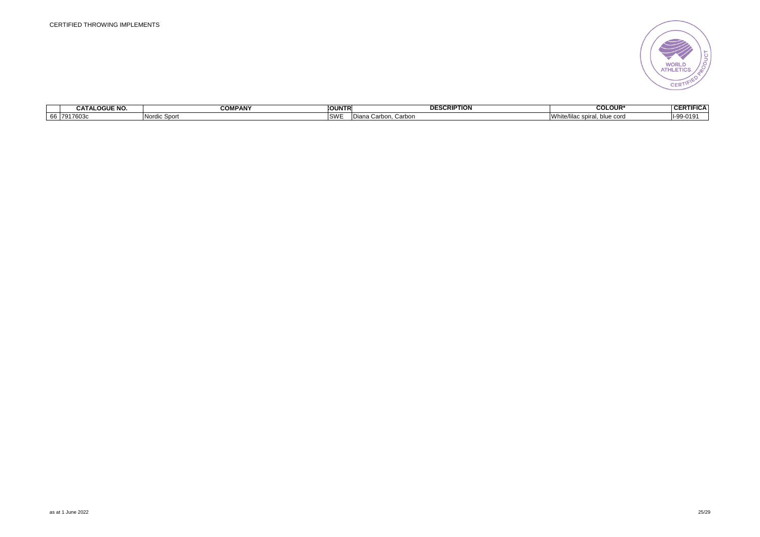CERTIFIED THROWING IMPLEMENTS

| | CATALOGUE NO. | COMPANY | COUNTR | DESCRIPTION | COLOUR* | CERTIFICA |
|---|---|---|---|---|---|---|
| 66 | 7917603c | Nordic Sport | SWE | Diana Carbon, Carbon | White/lilac spiral, blue cord | I-99-0191 |

as at 1 June 2022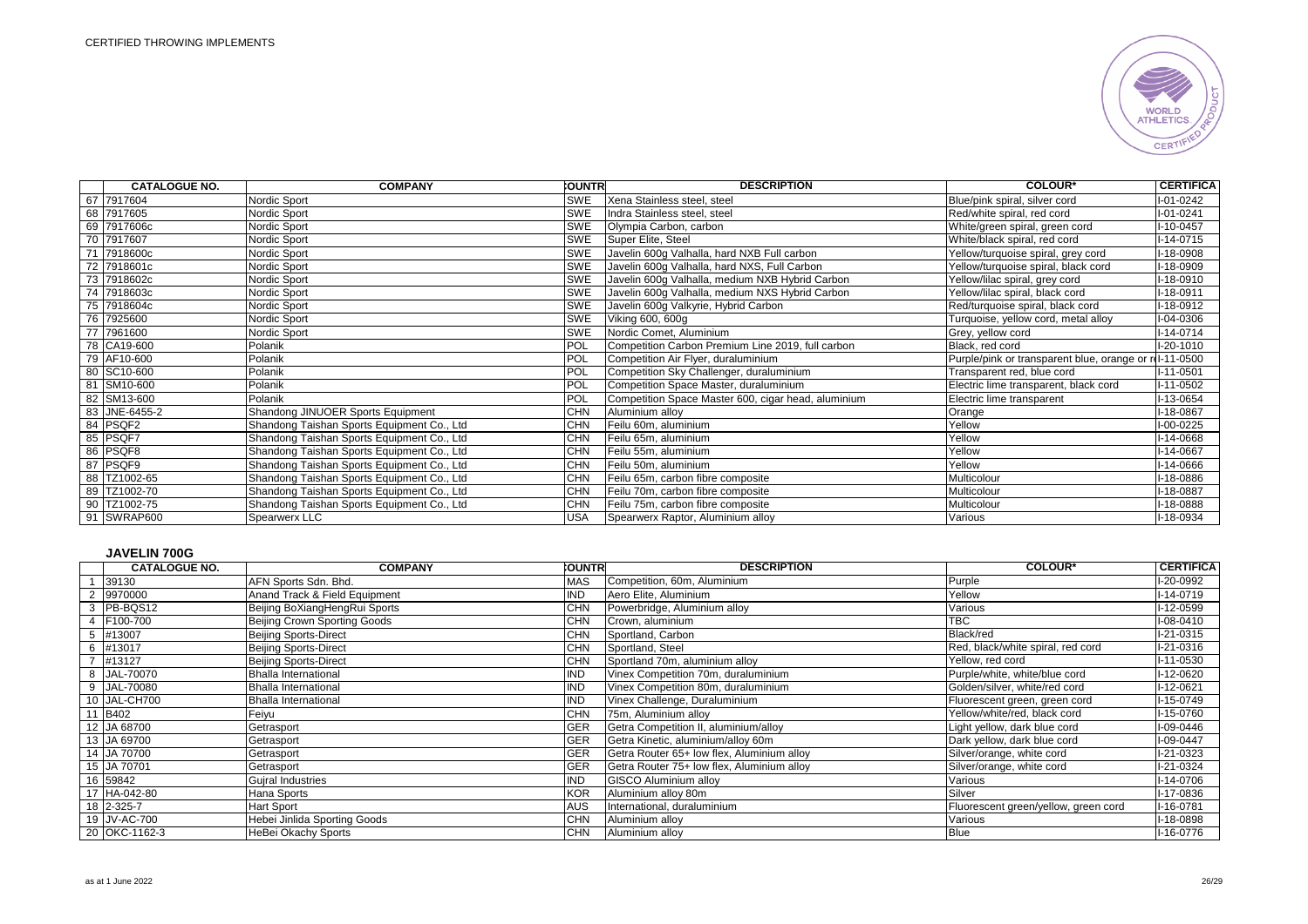CERTIFIED THROWING IMPLEMENTS

| | CATALOGUE NO. | COMPANY | COUNTRY | DESCRIPTION | COLOUR* | CERTIFICATE |
|---|---|---|---|---|---|---|
| 67 | 7917604 | Nordic Sport | SWE | Xena Stainless steel, steel | Blue/pink spiral, silver cord | I-01-0242 |
| 68 | 7917605 | Nordic Sport | SWE | Indra Stainless steel, steel | Red/white spiral, red cord | I-01-0241 |
| 69 | 7917606c | Nordic Sport | SWE | Olympia Carbon, carbon | White/green spiral, green cord | I-10-0457 |
| 70 | 7917607 | Nordic Sport | SWE | Super Elite, Steel | White/black spiral, red cord | I-14-0715 |
| 71 | 7918600c | Nordic Sport | SWE | Javelin 600g Valhalla, hard NXB Full carbon | Yellow/turquoise spiral, grey cord | I-18-0908 |
| 72 | 7918601c | Nordic Sport | SWE | Javelin 600g Valhalla, hard NXS, Full Carbon | Yellow/turquoise spiral, black cord | I-18-0909 |
| 73 | 7918602c | Nordic Sport | SWE | Javelin 600g Valhalla, medium NXB Hybrid Carbon | Yellow/lilac spiral, grey cord | I-18-0910 |
| 74 | 7918603c | Nordic Sport | SWE | Javelin 600g Valhalla, medium NXS Hybrid Carbon | Yellow/lilac spiral, black cord | I-18-0911 |
| 75 | 7918604c | Nordic Sport | SWE | Javelin 600g Valkyrie, Hybrid Carbon | Red/turquoise spiral, black cord | I-18-0912 |
| 76 | 7925600 | Nordic Sport | SWE | Viking 600, 600g | Turquoise, yellow cord, metal alloy | I-04-0306 |
| 77 | 7961600 | Nordic Sport | SWE | Nordic Comet, Aluminium | Grey, yellow cord | I-14-0714 |
| 78 | CA19-600 | Polanik | POL | Competition Carbon Premium Line 2019, full carbon | Black, red cord | I-20-1010 |
| 79 | AF10-600 | Polanik | POL | Competition Air Flyer, duraluminium | Purple/pink or transparent blue, orange or r | I-11-0500 |
| 80 | SC10-600 | Polanik | POL | Competition Sky Challenger, duraluminium | Transparent red, blue cord | I-11-0501 |
| 81 | SM10-600 | Polanik | POL | Competition Space Master, duraluminium | Electric lime transparent, black cord | I-11-0502 |
| 82 | SM13-600 | Polanik | POL | Competition Space Master 600, cigar head, aluminium | Electric lime transparent | I-13-0654 |
| 83 | JNE-6455-2 | Shandong JINUOER Sports Equipment | CHN | Aluminium alloy | Orange | I-18-0867 |
| 84 | PSQF2 | Shandong Taishan Sports Equipment Co., Ltd | CHN | Feilu 60m, aluminium | Yellow | I-00-0225 |
| 85 | PSQF7 | Shandong Taishan Sports Equipment Co., Ltd | CHN | Feilu 65m, aluminium | Yellow | I-14-0668 |
| 86 | PSQF8 | Shandong Taishan Sports Equipment Co., Ltd | CHN | Feilu 55m, aluminium | Yellow | I-14-0667 |
| 87 | PSQF9 | Shandong Taishan Sports Equipment Co., Ltd | CHN | Feilu 50m, aluminium | Yellow | I-14-0666 |
| 88 | TZ1002-65 | Shandong Taishan Sports Equipment Co., Ltd | CHN | Feilu 65m, carbon fibre composite | Multicolour | I-18-0886 |
| 89 | TZ1002-70 | Shandong Taishan Sports Equipment Co., Ltd | CHN | Feilu 70m, carbon fibre composite | Multicolour | I-18-0887 |
| 90 | TZ1002-75 | Shandong Taishan Sports Equipment Co., Ltd | CHN | Feilu 75m, carbon fibre composite | Multicolour | I-18-0888 |
| 91 | SWRAP600 | Spearwerx LLC | USA | Spearwerx Raptor, Aluminium alloy | Various | I-18-0934 |

## JAVELIN 700G

| | CATALOGUE NO. | COMPANY | COUNTRY | DESCRIPTION | COLOUR* | CERTIFICATE |
|---|---|---|---|---|---|---|
| 1 | 39130 | AFN Sports Sdn. Bhd. | MAS | Competition, 60m, Aluminium | Purple | I-20-0992 |
| 2 | 9970000 | Anand Track & Field Equipment | IND | Aero Elite, Aluminium | Yellow | I-14-0719 |
| 3 | PB-BQS12 | Beijing BoXiangHengRui Sports | CHN | Powerbridge, Aluminium alloy | Various | I-12-0599 |
| 4 | F100-700 | Beijing Crown Sporting Goods | CHN | Crown, aluminium | TBC | I-08-0410 |
| 5 | #13007 | Beijing Sports-Direct | CHN | Sportland, Carbon | Black/red | I-21-0315 |
| 6 | #13017 | Beijing Sports-Direct | CHN | Sportland, Steel | Red, black/white spiral, red cord | I-21-0316 |
| 7 | #13127 | Beijing Sports-Direct | CHN | Sportland 70m, aluminium alloy | Yellow, red cord | I-11-0530 |
| 8 | JAL-70070 | Bhalla International | IND | Vinex Competition 70m, duraluminium | Purple/white, white/blue cord | I-12-0620 |
| 9 | JAL-70080 | Bhalla International | IND | Vinex Competition 80m, duraluminium | Golden/silver, white/red cord | I-12-0621 |
| 10 | JAL-CH700 | Bhalla International | IND | Vinex Challenge, Duraluminium | Fluorescent green, green cord | I-15-0749 |
| 11 | B402 | Feiyu | CHN | 75m, Aluminium alloy | Yellow/white/red, black cord | I-15-0760 |
| 12 | JA 68700 | Getrasport | GER | Getra Competition II, aluminium/alloy | Light yellow, dark blue cord | I-09-0446 |
| 13 | JA 69700 | Getrasport | GER | Getra Kinetic, aluminium/alloy 60m | Dark yellow, dark blue cord | I-09-0447 |
| 14 | JA 70700 | Getrasport | GER | Getra Router 65+ low flex, Aluminium alloy | Silver/orange, white cord | I-21-0323 |
| 15 | JA 70701 | Getrasport | GER | Getra Router 75+ low flex, Aluminium alloy | Silver/orange, white cord | I-21-0324 |
| 16 | 59842 | Gujral Industries | IND | GISCO Aluminium alloy | Various | I-14-0706 |
| 17 | HA-042-80 | Hana Sports | KOR | Aluminium alloy 80m | Silver | I-17-0836 |
| 18 | 2-325-7 | Hart Sport | AUS | International, duraluminium | Fluorescent green/yellow, green cord | I-16-0781 |
| 19 | JV-AC-700 | Hebei Jinlida Sporting Goods | CHN | Aluminium alloy | Various | I-18-0898 |
| 20 | OKC-1162-3 | HeBei Okachy Sports | CHN | Aluminium alloy | Blue | I-16-0776 |

as at 1 June 2022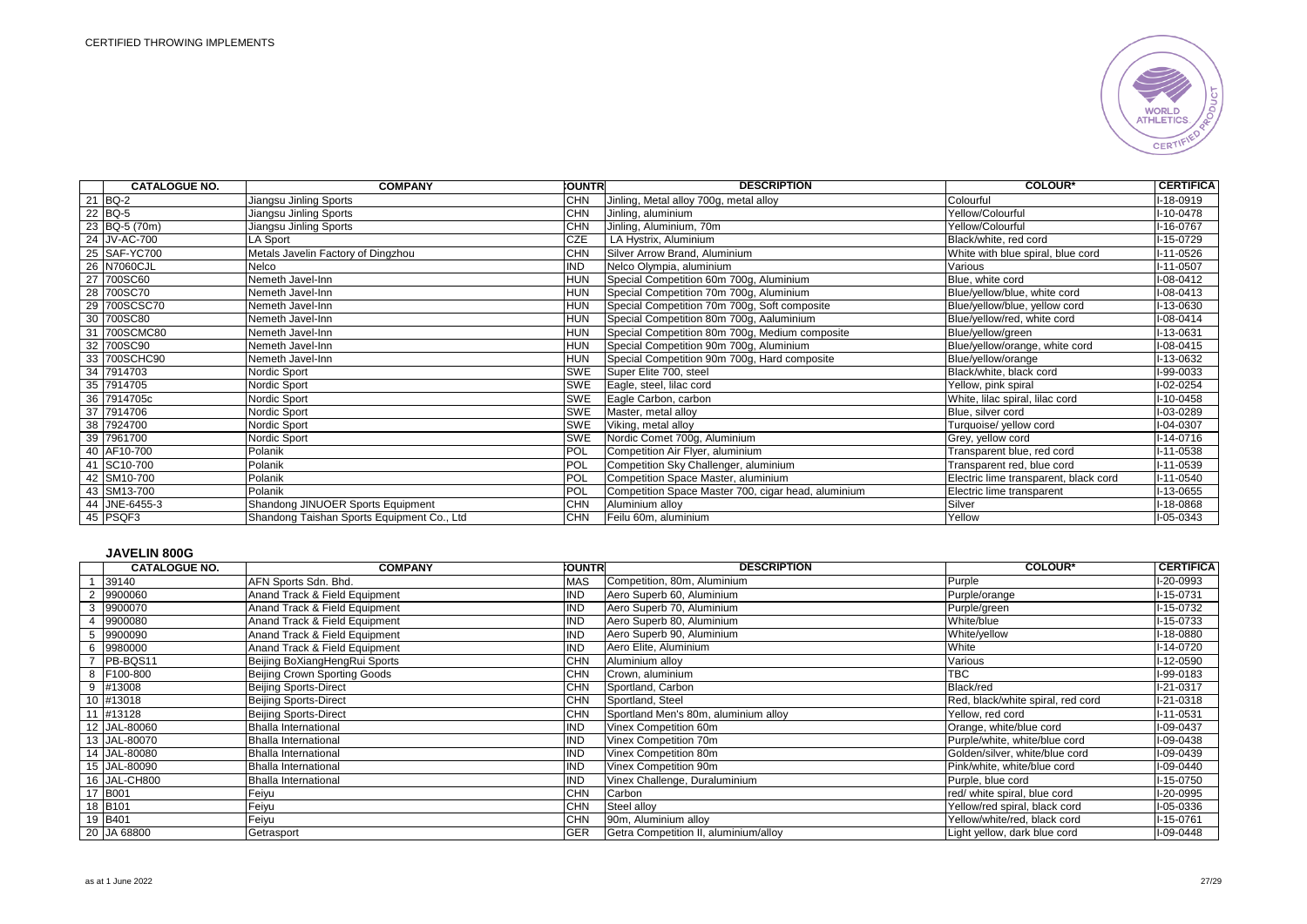CERTIFIED THROWING IMPLEMENTS

| | CATALOGUE NO. | COMPANY | COUNTRY | DESCRIPTION | COLOUR* | CERTIFICATE |
|---|---|---|---|---|---|---|
| 21 | BQ-2 | Jiangsu Jinling Sports | CHN | Jinling, Metal alloy 700g, metal alloy | Colourful | I-18-0919 |
| 22 | BQ-5 | Jiangsu Jinling Sports | CHN | Jinling, aluminium | Yellow/Colourful | I-10-0478 |
| 23 | BQ-5 (70m) | Jiangsu Jinling Sports | CHN | Jinling, Aluminium, 70m | Yellow/Colourful | I-16-0767 |
| 24 | JV-AC-700 | LA Sport | CZE | LA Hystrix, Aluminium | Black/white, red cord | I-15-0729 |
| 25 | SAF-YC700 | Metals Javelin Factory of Dingzhou | CHN | Silver Arrow Brand, Aluminium | White with blue spiral, blue cord | I-11-0526 |
| 26 | N7060CJL | Nelco | IND | Nelco Olympia, aluminium | Various | I-11-0507 |
| 27 | 700SC60 | Nemeth Javel-Inn | HUN | Special Competition 60m 700g, Aluminium | Blue, white cord | I-08-0412 |
| 28 | 700SC70 | Nemeth Javel-Inn | HUN | Special Competition 70m 700g, Aluminium | Blue/yellow/blue, white cord | I-08-0413 |
| 29 | 700SCSC70 | Nemeth Javel-Inn | HUN | Special Competition 70m 700g, Soft composite | Blue/yellow/blue, yellow cord | I-13-0630 |
| 30 | 700SC80 | Nemeth Javel-Inn | HUN | Special Competition 80m 700g, Aaluminium | Blue/yellow/red, white cord | I-08-0414 |
| 31 | 700SCMC80 | Nemeth Javel-Inn | HUN | Special Competition 80m 700g, Medium composite | Blue/yellow/green | I-13-0631 |
| 32 | 700SC90 | Nemeth Javel-Inn | HUN | Special Competition 90m 700g, Aluminium | Blue/yellow/orange, white cord | I-08-0415 |
| 33 | 700SCHC90 | Nemeth Javel-Inn | HUN | Special Competition 90m 700g, Hard composite | Blue/yellow/orange | I-13-0632 |
| 34 | 7914703 | Nordic Sport | SWE | Super Elite 700, steel | Black/white, black cord | I-99-0033 |
| 35 | 7914705 | Nordic Sport | SWE | Eagle, steel, lilac cord | Yellow, pink spiral | I-02-0254 |
| 36 | 7914705c | Nordic Sport | SWE | Eagle Carbon, carbon | White, lilac spiral, lilac cord | I-10-0458 |
| 37 | 7914706 | Nordic Sport | SWE | Master, metal alloy | Blue, silver cord | I-03-0289 |
| 38 | 7924700 | Nordic Sport | SWE | Viking, metal alloy | Turquoise/ yellow cord | I-04-0307 |
| 39 | 7961700 | Nordic Sport | SWE | Nordic Comet 700g, Aluminium | Grey, yellow cord | I-14-0716 |
| 40 | AF10-700 | Polanik | POL | Competition Air Flyer, aluminium | Transparent blue, red cord | I-11-0538 |
| 41 | SC10-700 | Polanik | POL | Competition Sky Challenger, aluminium | Transparent red, blue cord | I-11-0539 |
| 42 | SM10-700 | Polanik | POL | Competition Space Master, aluminium | Electric lime transparent, black cord | I-11-0540 |
| 43 | SM13-700 | Polanik | POL | Competition Space Master 700, cigar head, aluminium | Electric lime transparent | I-13-0655 |
| 44 | JNE-6455-3 | Shandong JINUOER Sports Equipment | CHN | Aluminium alloy | Silver | I-18-0868 |
| 45 | PSQF3 | Shandong Taishan Sports Equipment Co., Ltd | CHN | Feilu 60m, aluminium | Yellow | I-05-0343 |

### JAVELIN 800G

| | CATALOGUE NO. | COMPANY | COUNTRY | DESCRIPTION | COLOUR* | CERTIFICATE |
|---|---|---|---|---|---|---|
| 1 | 39140 | AFN Sports Sdn. Bhd. | MAS | Competition, 80m, Aluminium | Purple | I-20-0993 |
| 2 | 9900060 | Anand Track & Field Equipment | IND | Aero Superb 60, Aluminium | Purple/orange | I-15-0731 |
| 3 | 9900070 | Anand Track & Field Equipment | IND | Aero Superb 70, Aluminium | Purple/green | I-15-0732 |
| 4 | 9900080 | Anand Track & Field Equipment | IND | Aero Superb 80, Aluminium | White/blue | I-15-0733 |
| 5 | 9900090 | Anand Track & Field Equipment | IND | Aero Superb 90, Aluminium | White/yellow | I-18-0880 |
| 6 | 9980000 | Anand Track & Field Equipment | IND | Aero Elite, Aluminium | White | I-14-0720 |
| 7 | PB-BQS11 | Beijing BoXiangHengRui Sports | CHN | Aluminium alloy | Various | I-12-0590 |
| 8 | F100-800 | Beijing Crown Sporting Goods | CHN | Crown, aluminium | TBC | I-99-0183 |
| 9 | #13008 | Beijing Sports-Direct | CHN | Sportland, Carbon | Black/red | I-21-0317 |
| 10 | #13018 | Beijing Sports-Direct | CHN | Sportland, Steel | Red, black/white spiral, red cord | I-21-0318 |
| 11 | #13128 | Beijing Sports-Direct | CHN | Sportland Men's 80m, aluminium alloy | Yellow, red cord | I-11-0531 |
| 12 | JAL-80060 | Bhalla International | IND | Vinex Competition 60m | Orange, white/blue cord | I-09-0437 |
| 13 | JAL-80070 | Bhalla International | IND | Vinex Competition 70m | Purple/white, white/blue cord | I-09-0438 |
| 14 | JAL-80080 | Bhalla International | IND | Vinex Competition 80m | Golden/silver, white/blue cord | I-09-0439 |
| 15 | JAL-80090 | Bhalla International | IND | Vinex Competition 90m | Pink/white, white/blue cord | I-09-0440 |
| 16 | JAL-CH800 | Bhalla International | IND | Vinex Challenge, Duraluminium | Purple, blue cord | I-15-0750 |
| 17 | B001 | Feiyu | CHN | Carbon | red/ white spiral, blue cord | I-20-0995 |
| 18 | B101 | Feiyu | CHN | Steel alloy | Yellow/red spiral, black cord | I-05-0336 |
| 19 | B401 | Feiyu | CHN | 90m, Aluminium alloy | Yellow/white/red, black cord | I-15-0761 |
| 20 | JA 68800 | Getrasport | GER | Getra Competition II, aluminium/alloy | Light yellow, dark blue cord | I-09-0448 |

as at 1 June 2022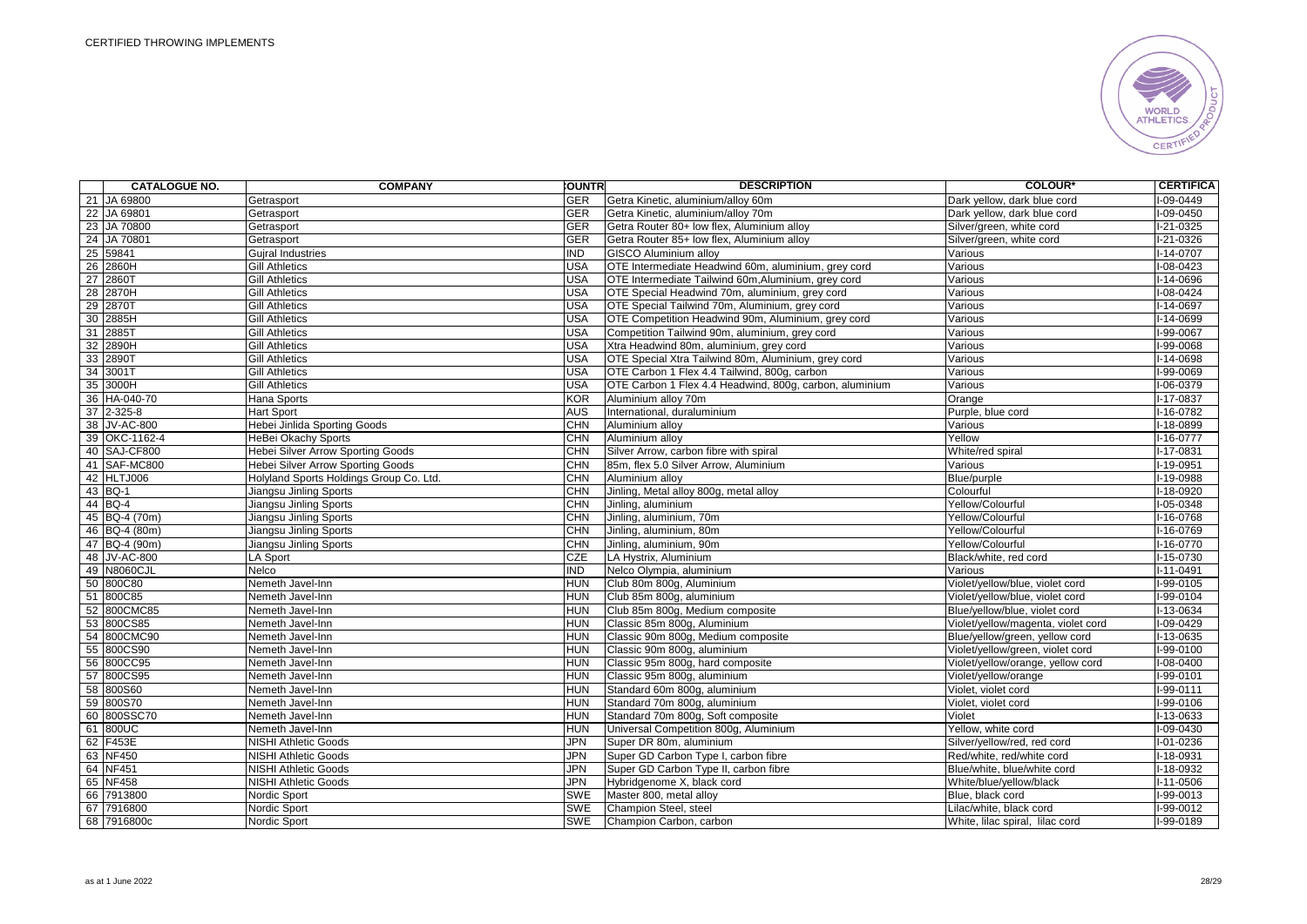| | CATALOGUE NO. | COMPANY | COUNTR | DESCRIPTION | COLOUR* | CERTIFICA |
|---|---|---|---|---|---|---|
| 21 | JA 69800 | Getrasport | GER | Getra Kinetic, aluminium/alloy 60m | Dark yellow, dark blue cord | I-09-0449 |
| 22 | JA 69801 | Getrasport | GER | Getra Kinetic, aluminium/alloy 70m | Dark yellow, dark blue cord | I-09-0450 |
| 23 | JA 70800 | Getrasport | GER | Getra Router 80+ low flex, Aluminium alloy | Silver/green, white cord | I-21-0325 |
| 24 | JA 70801 | Getrasport | GER | Getra Router 85+ low flex, Aluminium alloy | Silver/green, white cord | I-21-0326 |
| 25 | 59841 | Gujral Industries | IND | GISCO Aluminium alloy | Various | I-14-0707 |
| 26 | 2860H | Gill Athletics | USA | OTE Intermediate Headwind 60m, aluminium, grey cord | Various | I-08-0423 |
| 27 | 2860T | Gill Athletics | USA | OTE Intermediate Tailwind 60m,Aluminium, grey cord | Various | I-14-0696 |
| 28 | 2870H | Gill Athletics | USA | OTE Special Headwind 70m, aluminium, grey cord | Various | I-08-0424 |
| 29 | 2870T | Gill Athletics | USA | OTE Special Tailwind 70m, Aluminium, grey cord | Various | I-14-0697 |
| 30 | 2885H | Gill Athletics | USA | OTE Competition Headwind 90m, Aluminium, grey cord | Various | I-14-0699 |
| 31 | 2885T | Gill Athletics | USA | Competition Tailwind 90m, aluminium, grey cord | Various | I-99-0067 |
| 32 | 2890H | Gill Athletics | USA | Xtra Headwind 80m, aluminium, grey cord | Various | I-99-0068 |
| 33 | 2890T | Gill Athletics | USA | OTE Special Xtra Tailwind 80m, Aluminium, grey cord | Various | I-14-0698 |
| 34 | 3001T | Gill Athletics | USA | OTE Carbon 1 Flex 4.4 Tailwind, 800g, carbon | Various | I-99-0069 |
| 35 | 3000H | Gill Athletics | USA | OTE Carbon 1 Flex 4.4 Headwind, 800g, carbon, aluminium | Various | I-06-0379 |
| 36 | HA-040-70 | Hana Sports | KOR | Aluminium alloy 70m | Orange | I-17-0837 |
| 37 | 2-325-8 | Hart Sport | AUS | International, duraluminium | Purple, blue cord | I-16-0782 |
| 38 | JV-AC-800 | Hebei Jinlida Sporting Goods | CHN | Aluminium alloy | Various | I-18-0899 |
| 39 | OKC-1162-4 | HeBei Okachy Sports | CHN | Aluminium alloy | Yellow | I-16-0777 |
| 40 | SAJ-CF800 | Hebei Silver Arrow Sporting Goods | CHN | Silver Arrow, carbon fibre with spiral | White/red spiral | I-17-0831 |
| 41 | SAF-MC800 | Hebei Silver Arrow Sporting Goods | CHN | 85m, flex 5.0 Silver Arrow, Aluminium | Various | I-19-0951 |
| 42 | HLTJ006 | Holyland Sports Holdings Group Co. Ltd. | CHN | Aluminium alloy | Blue/purple | I-19-0988 |
| 43 | BQ-1 | Jiangsu Jinling Sports | CHN | Jinling, Metal alloy 800g, metal alloy | Colourful | I-18-0920 |
| 44 | BQ-4 | Jiangsu Jinling Sports | CHN | Jinling, aluminium | Yellow/Colourful | I-05-0348 |
| 45 | BQ-4 (70m) | Jiangsu Jinling Sports | CHN | Jinling, aluminium, 70m | Yellow/Colourful | I-16-0768 |
| 46 | BQ-4 (80m) | Jiangsu Jinling Sports | CHN | Jinling, aluminium, 80m | Yellow/Colourful | I-16-0769 |
| 47 | BQ-4 (90m) | Jiangsu Jinling Sports | CHN | Jinling, aluminium, 90m | Yellow/Colourful | I-16-0770 |
| 48 | JV-AC-800 | LA Sport | CZE | LA Hystrix, Aluminium | Black/white, red cord | I-15-0730 |
| 49 | N8060CJL | Nelco | IND | Nelco Olympia, aluminium | Various | I-11-0491 |
| 50 | 800C80 | Nemeth Javel-Inn | HUN | Club 80m 800g, Aluminium | Violet/yellow/blue, violet cord | I-99-0105 |
| 51 | 800C85 | Nemeth Javel-Inn | HUN | Club 85m 800g, aluminium | Violet/yellow/blue, violet cord | I-99-0104 |
| 52 | 800CMC85 | Nemeth Javel-Inn | HUN | Club 85m 800g, Medium composite | Blue/yellow/blue, violet cord | I-13-0634 |
| 53 | 800CS85 | Nemeth Javel-Inn | HUN | Classic 85m 800g, Aluminium | Violet/yellow/magenta, violet cord | I-09-0429 |
| 54 | 800CMC90 | Nemeth Javel-Inn | HUN | Classic 90m 800g, Medium composite | Blue/yellow/green, yellow cord | I-13-0635 |
| 55 | 800CS90 | Nemeth Javel-Inn | HUN | Classic 90m 800g, aluminium | Violet/yellow/green, violet cord | I-99-0100 |
| 56 | 800CC95 | Nemeth Javel-Inn | HUN | Classic 95m 800g, hard composite | Violet/yellow/orange, yellow cord | I-08-0400 |
| 57 | 800CS95 | Nemeth Javel-Inn | HUN | Classic 95m 800g, aluminium | Violet/yellow/orange | I-99-0101 |
| 58 | 800S60 | Nemeth Javel-Inn | HUN | Standard 60m 800g, aluminium | Violet, violet cord | I-99-0111 |
| 59 | 800S70 | Nemeth Javel-Inn | HUN | Standard 70m 800g, aluminium | Violet, violet cord | I-99-0106 |
| 60 | 800SSC70 | Nemeth Javel-Inn | HUN | Standard 70m 800g, Soft composite | Violet | I-13-0633 |
| 61 | 800UC | Nemeth Javel-Inn | HUN | Universal Competition 800g, Aluminium | Yellow, white cord | I-09-0430 |
| 62 | F453E | NISHI Athletic Goods | JPN | Super DR 80m, aluminium | Silver/yellow/red, red cord | I-01-0236 |
| 63 | NF450 | NISHI Athletic Goods | JPN | Super GD Carbon Type I, carbon fibre | Red/white, red/white cord | I-18-0931 |
| 64 | NF451 | NISHI Athletic Goods | JPN | Super GD Carbon Type II, carbon fibre | Blue/white, blue/white cord | I-18-0932 |
| 65 | NF458 | NISHI Athletic Goods | JPN | Hybridgenome X, black cord | White/blue/yellow/black | I-11-0506 |
| 66 | 7913800 | Nordic Sport | SWE | Master 800, metal alloy | Blue, black cord | I-99-0013 |
| 67 | 7916800 | Nordic Sport | SWE | Champion Steel, steel | Lilac/white, black cord | I-99-0012 |
| 68 | 7916800c | Nordic Sport | SWE | Champion Carbon, carbon | White, lilac spiral, lilac cord | I-99-0189 |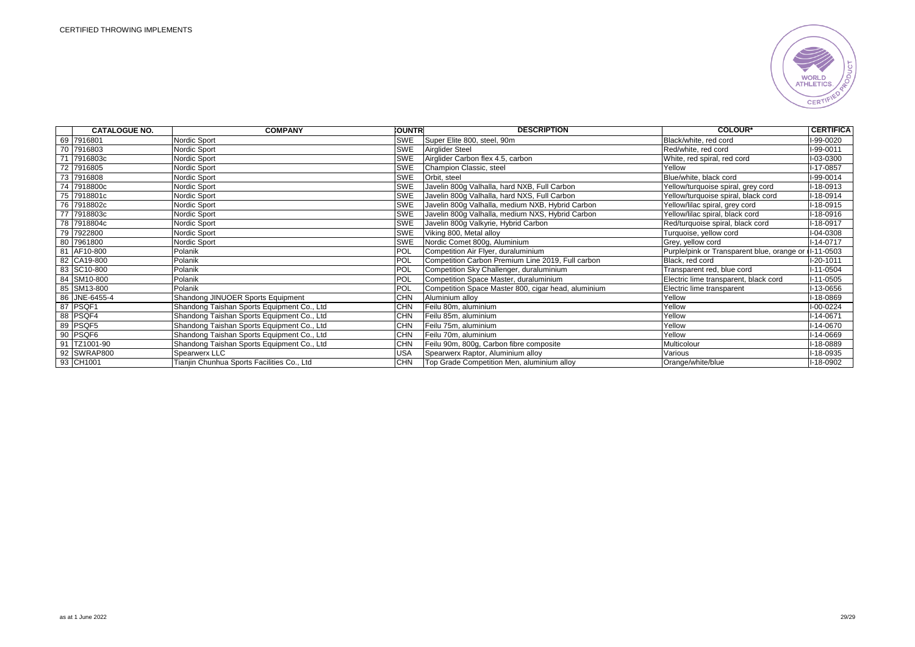CERTIFIED THROWING IMPLEMENTS

| | CATALOGUE NO. | COMPANY | COUNTR | DESCRIPTION | COLOUR* | CERTIFICA |
|---|---|---|---|---|---|---|
| 69 | 7916801 | Nordic Sport | SWE | Super Elite 800, steel, 90m | Black/white, red cord | I-99-0020 |
| 70 | 7916803 | Nordic Sport | SWE | Airglider Steel | Red/white, red cord | I-99-0011 |
| 71 | 7916803c | Nordic Sport | SWE | Airglider Carbon flex 4.5, carbon | White, red spiral, red cord | I-03-0300 |
| 72 | 7916805 | Nordic Sport | SWE | Champion Classic, steel | Yellow | I-17-0857 |
| 73 | 7916808 | Nordic Sport | SWE | Orbit, steel | Blue/white, black cord | I-99-0014 |
| 74 | 7918800c | Nordic Sport | SWE | Javelin 800g Valhalla, hard NXB, Full Carbon | Yellow/turquoise spiral, grey cord | I-18-0913 |
| 75 | 7918801c | Nordic Sport | SWE | Javelin 800g Valhalla, hard NXS, Full Carbon | Yellow/turquoise spiral, black cord | I-18-0914 |
| 76 | 7918802c | Nordic Sport | SWE | Javelin 800g Valhalla, medium NXB, Hybrid Carbon | Yellow/lilac spiral, grey cord | I-18-0915 |
| 77 | 7918803c | Nordic Sport | SWE | Javelin 800g Valhalla, medium NXS, Hybrid Carbon | Yellow/lilac spiral, black cord | I-18-0916 |
| 78 | 7918804c | Nordic Sport | SWE | Javelin 800g Valkyrie, Hybrid Carbon | Red/turquoise spiral, black cord | I-18-0917 |
| 79 | 7922800 | Nordic Sport | SWE | Viking 800, Metal alloy | Turquoise, yellow cord | I-04-0308 |
| 80 | 7961800 | Nordic Sport | SWE | Nordic Comet 800g, Aluminium | Grey, yellow cord | I-14-0717 |
| 81 | AF10-800 | Polanik | POL | Competition Air Flyer, duraluminium | Purple/pink or Transparent blue, orange or r | I-11-0503 |
| 82 | CA19-800 | Polanik | POL | Competition Carbon Premium Line 2019, Full carbon | Black, red cord | I-20-1011 |
| 83 | SC10-800 | Polanik | POL | Competition Sky Challenger, duraluminium | Transparent red, blue cord | I-11-0504 |
| 84 | SM10-800 | Polanik | POL | Competition Space Master, duraluminium | Electric lime transparent, black cord | I-11-0505 |
| 85 | SM13-800 | Polanik | POL | Competition Space Master 800, cigar head, aluminium | Electric lime transparent | I-13-0656 |
| 86 | JNE-6455-4 | Shandong JINUOER Sports Equipment | CHN | Aluminium alloy | Yellow | I-18-0869 |
| 87 | PSQF1 | Shandong Taishan Sports Equipment Co., Ltd | CHN | Feilu 80m, aluminium | Yellow | I-00-0224 |
| 88 | PSQF4 | Shandong Taishan Sports Equipment Co., Ltd | CHN | Feilu 85m, aluminium | Yellow | I-14-0671 |
| 89 | PSQF5 | Shandong Taishan Sports Equipment Co., Ltd | CHN | Feilu 75m, aluminium | Yellow | I-14-0670 |
| 90 | PSQF6 | Shandong Taishan Sports Equipment Co., Ltd | CHN | Feilu 70m, aluminium | Yellow | I-14-0669 |
| 91 | TZ1001-90 | Shandong Taishan Sports Equipment Co., Ltd | CHN | Feilu 90m, 800g, Carbon fibre composite | Multicolour | I-18-0889 |
| 92 | SWRAP800 | Spearwerx LLC | USA | Spearwerx Raptor, Aluminium alloy | Various | I-18-0935 |
| 93 | CH1001 | Tianjin Chunhua Sports Facilities Co., Ltd | CHN | Top Grade Competition Men, aluminium alloy | Orange/white/blue | I-18-0902 |

as at 1 June 2022